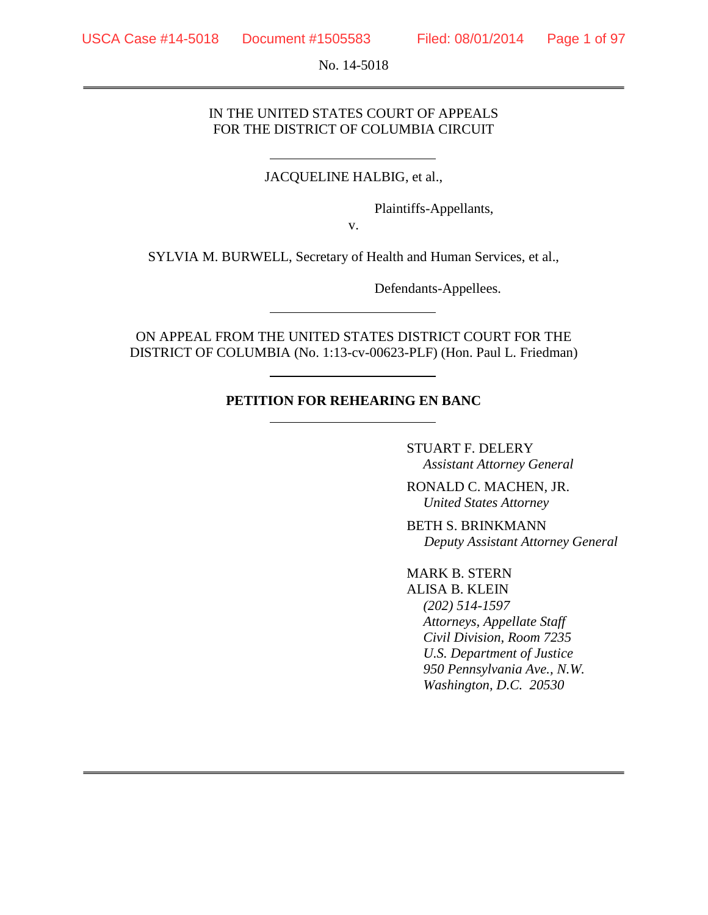No. 14-5018

---

IN THE UNITED STATES COURT OF APPEALS
FOR THE DISTRICT OF COLUMBIA CIRCUIT

---

JACQUELINE HALBIG, et al.,

Plaintiffs-Appellants,

v.

SYLVIA M. BURWELL, Secretary of Health and Human Services, et al.,

Defendants-Appellees.

---

ON APPEAL FROM THE UNITED STATES DISTRICT COURT FOR THE DISTRICT OF COLUMBIA (No. 1:13-cv-00623-PLF) (Hon. Paul L. Friedman)

---

**PETITION FOR REHEARING EN BANC**

---

STUART F. DELERY
*Assistant Attorney General*

RONALD C. MACHEN, JR.
*United States Attorney*

BETH S. BRINKMANN
*Deputy Assistant Attorney General*

MARK B. STERN
ALISA B. KLEIN
*(202) 514-1597*
*Attorneys, Appellate Staff*
*Civil Division, Room 7235*
*U.S. Department of Justice*
*950 Pennsylvania Ave., N.W.*
*Washington, D.C. 20530*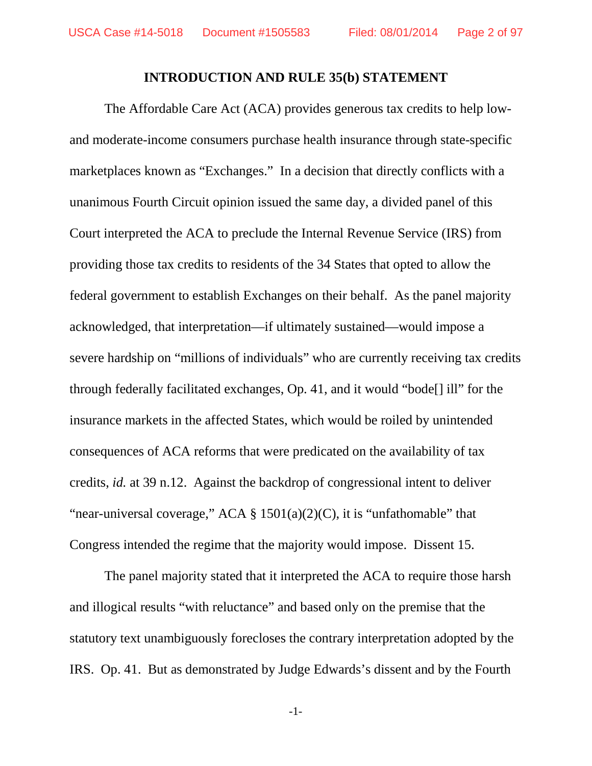## INTRODUCTION AND RULE 35(b) STATEMENT

The Affordable Care Act (ACA) provides generous tax credits to help low- and moderate-income consumers purchase health insurance through state-specific marketplaces known as "Exchanges." In a decision that directly conflicts with a unanimous Fourth Circuit opinion issued the same day, a divided panel of this Court interpreted the ACA to preclude the Internal Revenue Service (IRS) from providing those tax credits to residents of the 34 States that opted to allow the federal government to establish Exchanges on their behalf. As the panel majority acknowledged, that interpretation—if ultimately sustained—would impose a severe hardship on "millions of individuals" who are currently receiving tax credits through federally facilitated exchanges, Op. 41, and it would "bode[] ill" for the insurance markets in the affected States, which would be roiled by unintended consequences of ACA reforms that were predicated on the availability of tax credits, *id.* at 39 n.12. Against the backdrop of congressional intent to deliver "near-universal coverage," ACA § 1501(a)(2)(C), it is "unfathomable" that Congress intended the regime that the majority would impose. Dissent 15.

The panel majority stated that it interpreted the ACA to require those harsh and illogical results "with reluctance" and based only on the premise that the statutory text unambiguously forecloses the contrary interpretation adopted by the IRS. Op. 41. But as demonstrated by Judge Edwards's dissent and by the Fourth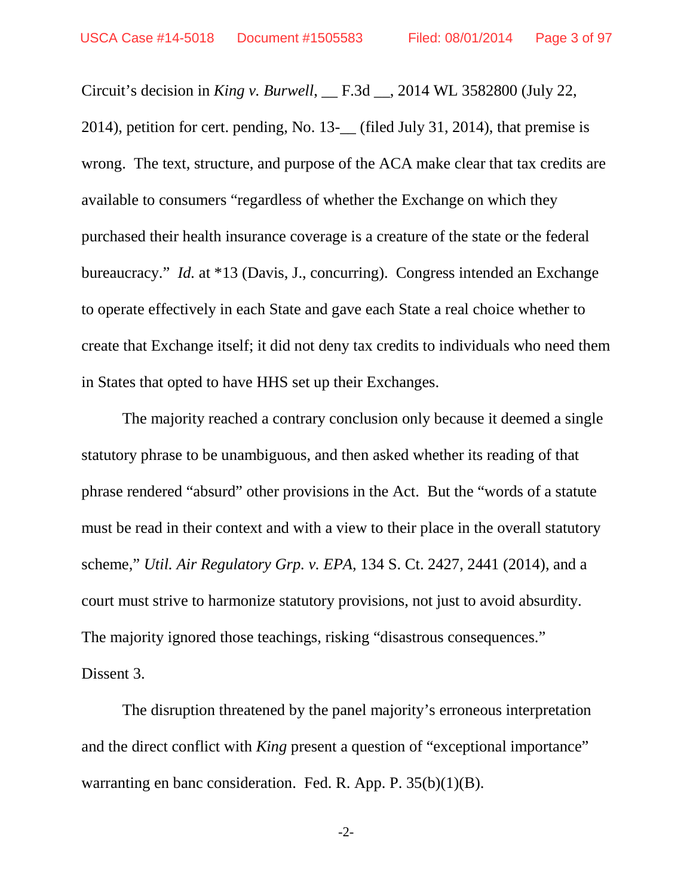Circuit's decision in *King v. Burwell*, __ F.3d __, 2014 WL 3582800 (July 22, 2014), petition for cert. pending, No. 13-__ (filed July 31, 2014), that premise is wrong. The text, structure, and purpose of the ACA make clear that tax credits are available to consumers "regardless of whether the Exchange on which they purchased their health insurance coverage is a creature of the state or the federal bureaucracy." *Id.* at *13 (Davis, J., concurring). Congress intended an Exchange to operate effectively in each State and gave each State a real choice whether to create that Exchange itself; it did not deny tax credits to individuals who need them in States that opted to have HHS set up their Exchanges.

The majority reached a contrary conclusion only because it deemed a single statutory phrase to be unambiguous, and then asked whether its reading of that phrase rendered "absurd" other provisions in the Act. But the "words of a statute must be read in their context and with a view to their place in the overall statutory scheme," *Util. Air Regulatory Grp. v. EPA*, 134 S. Ct. 2427, 2441 (2014), and a court must strive to harmonize statutory provisions, not just to avoid absurdity. The majority ignored those teachings, risking "disastrous consequences." Dissent 3.

The disruption threatened by the panel majority's erroneous interpretation and the direct conflict with *King* present a question of "exceptional importance" warranting en banc consideration. Fed. R. App. P. 35(b)(1)(B).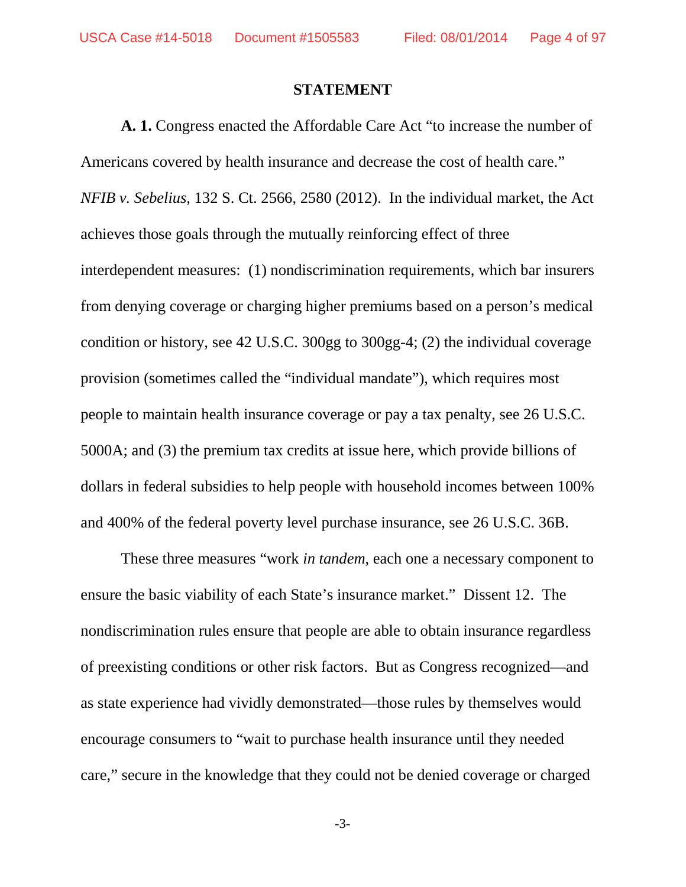## STATEMENT

**A. 1.** Congress enacted the Affordable Care Act "to increase the number of Americans covered by health insurance and decrease the cost of health care." *NFIB v. Sebelius*, 132 S. Ct. 2566, 2580 (2012). In the individual market, the Act achieves those goals through the mutually reinforcing effect of three interdependent measures: (1) nondiscrimination requirements, which bar insurers from denying coverage or charging higher premiums based on a person's medical condition or history, see 42 U.S.C. 300gg to 300gg-4; (2) the individual coverage provision (sometimes called the "individual mandate"), which requires most people to maintain health insurance coverage or pay a tax penalty, see 26 U.S.C. 5000A; and (3) the premium tax credits at issue here, which provide billions of dollars in federal subsidies to help people with household incomes between 100% and 400% of the federal poverty level purchase insurance, see 26 U.S.C. 36B.

These three measures "work *in tandem*, each one a necessary component to ensure the basic viability of each State's insurance market." Dissent 12. The nondiscrimination rules ensure that people are able to obtain insurance regardless of preexisting conditions or other risk factors. But as Congress recognized—and as state experience had vividly demonstrated—those rules by themselves would encourage consumers to "wait to purchase health insurance until they needed care," secure in the knowledge that they could not be denied coverage or charged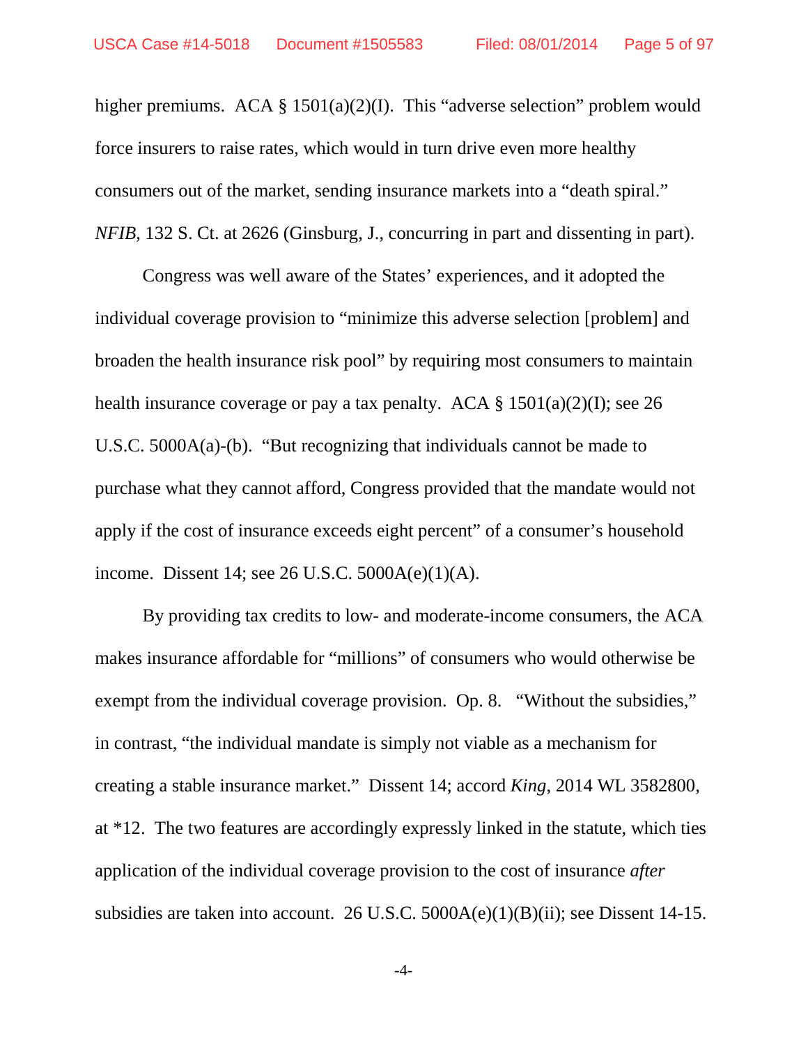higher premiums. ACA § 1501(a)(2)(I). This "adverse selection" problem would force insurers to raise rates, which would in turn drive even more healthy consumers out of the market, sending insurance markets into a "death spiral." *NFIB*, 132 S. Ct. at 2626 (Ginsburg, J., concurring in part and dissenting in part).

Congress was well aware of the States' experiences, and it adopted the individual coverage provision to "minimize this adverse selection [problem] and broaden the health insurance risk pool" by requiring most consumers to maintain health insurance coverage or pay a tax penalty. ACA § 1501(a)(2)(I); see 26 U.S.C. 5000A(a)-(b). "But recognizing that individuals cannot be made to purchase what they cannot afford, Congress provided that the mandate would not apply if the cost of insurance exceeds eight percent" of a consumer's household income. Dissent 14; see 26 U.S.C. 5000A(e)(1)(A).

By providing tax credits to low- and moderate-income consumers, the ACA makes insurance affordable for "millions" of consumers who would otherwise be exempt from the individual coverage provision. Op. 8. "Without the subsidies," in contrast, "the individual mandate is simply not viable as a mechanism for creating a stable insurance market." Dissent 14; accord *King*, 2014 WL 3582800, at *12. The two features are accordingly expressly linked in the statute, which ties application of the individual coverage provision to the cost of insurance *after* subsidies are taken into account. 26 U.S.C. 5000A(e)(1)(B)(ii); see Dissent 14-15.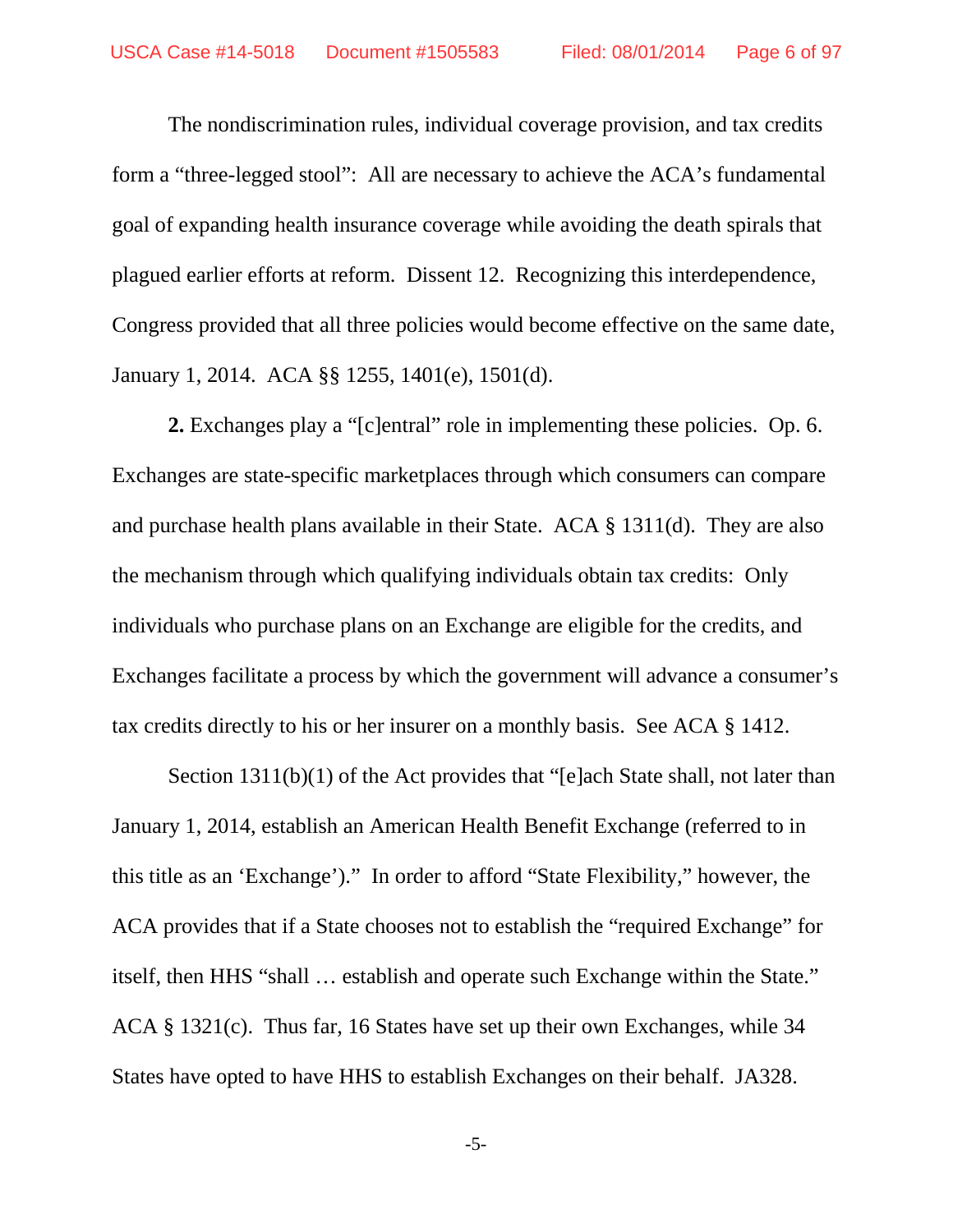The nondiscrimination rules, individual coverage provision, and tax credits form a "three-legged stool": All are necessary to achieve the ACA's fundamental goal of expanding health insurance coverage while avoiding the death spirals that plagued earlier efforts at reform. Dissent 12. Recognizing this interdependence, Congress provided that all three policies would become effective on the same date, January 1, 2014. ACA §§ 1255, 1401(e), 1501(d).

**2.** Exchanges play a "[c]entral" role in implementing these policies. Op. 6. Exchanges are state-specific marketplaces through which consumers can compare and purchase health plans available in their State. ACA § 1311(d). They are also the mechanism through which qualifying individuals obtain tax credits: Only individuals who purchase plans on an Exchange are eligible for the credits, and Exchanges facilitate a process by which the government will advance a consumer's tax credits directly to his or her insurer on a monthly basis. See ACA § 1412.

Section 1311(b)(1) of the Act provides that "[e]ach State shall, not later than January 1, 2014, establish an American Health Benefit Exchange (referred to in this title as an 'Exchange')." In order to afford "State Flexibility," however, the ACA provides that if a State chooses not to establish the "required Exchange" for itself, then HHS "shall … establish and operate such Exchange within the State." ACA § 1321(c). Thus far, 16 States have set up their own Exchanges, while 34 States have opted to have HHS to establish Exchanges on their behalf. JA328.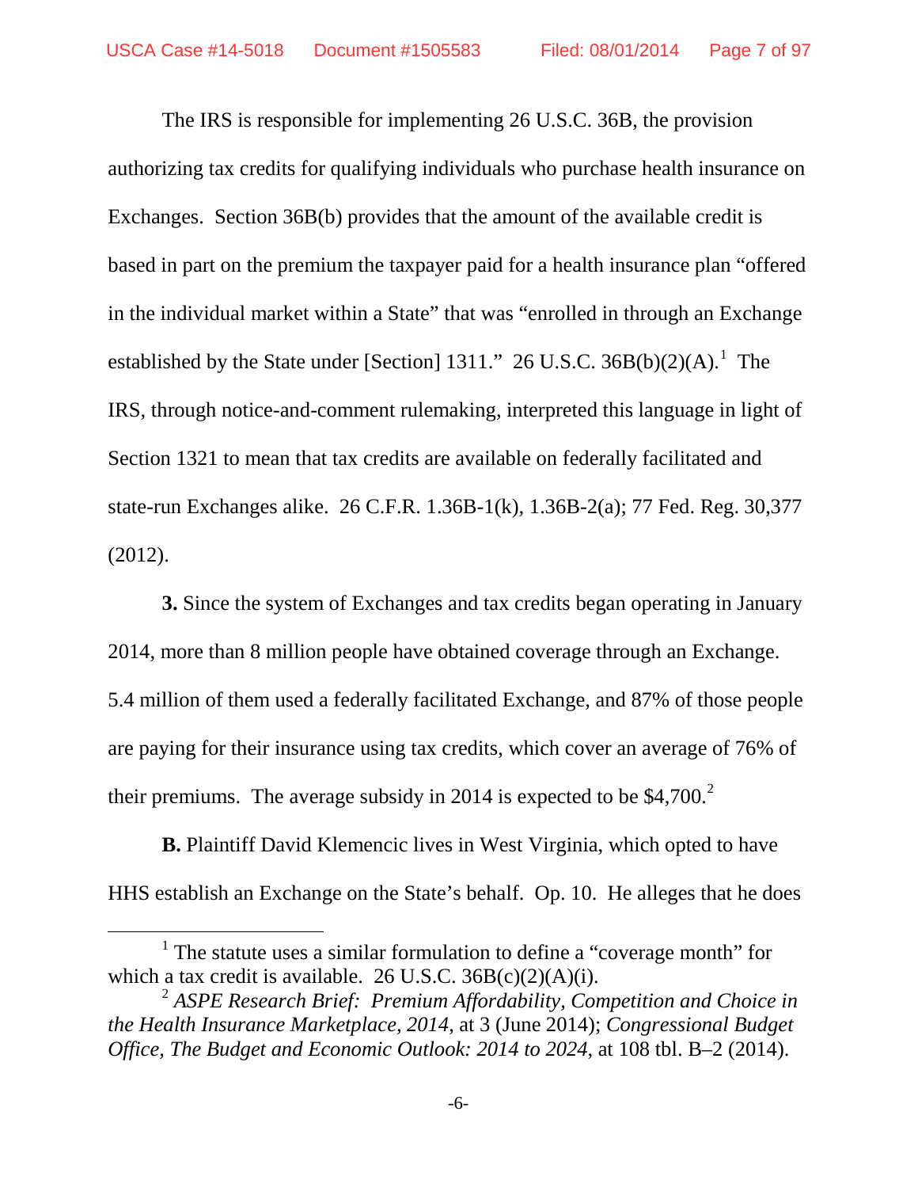The IRS is responsible for implementing 26 U.S.C. 36B, the provision authorizing tax credits for qualifying individuals who purchase health insurance on Exchanges. Section 36B(b) provides that the amount of the available credit is based in part on the premium the taxpayer paid for a health insurance plan "offered in the individual market within a State" that was "enrolled in through an Exchange established by the State under [Section] 1311." 26 U.S.C. 36B(b)(2)(A).[1] The IRS, through notice-and-comment rulemaking, interpreted this language in light of Section 1321 to mean that tax credits are available on federally facilitated and state-run Exchanges alike. 26 C.F.R. 1.36B-1(k), 1.36B-2(a); 77 Fed. Reg. 30,377 (2012).

**3.** Since the system of Exchanges and tax credits began operating in January 2014, more than 8 million people have obtained coverage through an Exchange. 5.4 million of them used a federally facilitated Exchange, and 87% of those people are paying for their insurance using tax credits, which cover an average of 76% of their premiums. The average subsidy in 2014 is expected to be $4,700.[2]

**B.** Plaintiff David Klemencic lives in West Virginia, which opted to have HHS establish an Exchange on the State's behalf. Op. 10. He alleges that he does

---

[1] The statute uses a similar formulation to define a "coverage month" for which a tax credit is available. 26 U.S.C. 36B(c)(2)(A)(i).

[2] *ASPE Research Brief: Premium Affordability, Competition and Choice in the Health Insurance Marketplace, 2014*, at 3 (June 2014); *Congressional Budget Office, The Budget and Economic Outlook: 2014 to 2024*, at 108 tbl. B–2 (2014).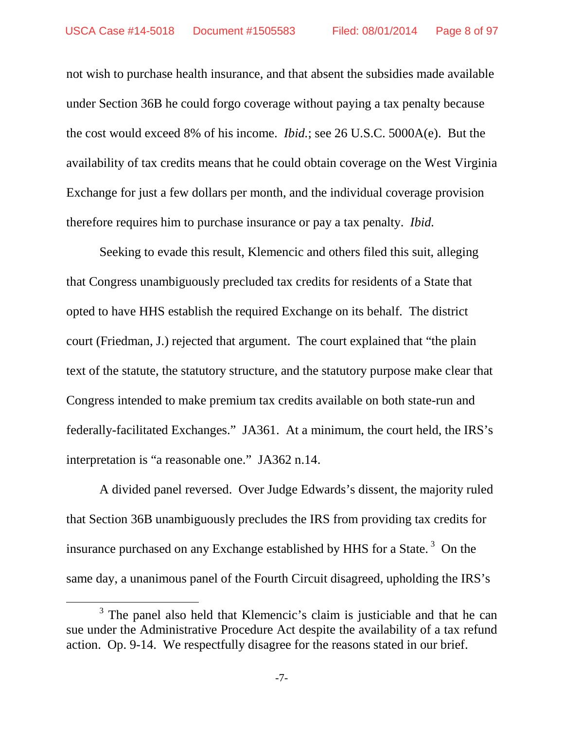not wish to purchase health insurance, and that absent the subsidies made available under Section 36B he could forgo coverage without paying a tax penalty because the cost would exceed 8% of his income. *Ibid.*; see 26 U.S.C. 5000A(e). But the availability of tax credits means that he could obtain coverage on the West Virginia Exchange for just a few dollars per month, and the individual coverage provision therefore requires him to purchase insurance or pay a tax penalty. *Ibid.*

Seeking to evade this result, Klemencic and others filed this suit, alleging that Congress unambiguously precluded tax credits for residents of a State that opted to have HHS establish the required Exchange on its behalf. The district court (Friedman, J.) rejected that argument. The court explained that "the plain text of the statute, the statutory structure, and the statutory purpose make clear that Congress intended to make premium tax credits available on both state-run and federally-facilitated Exchanges." JA361. At a minimum, the court held, the IRS's interpretation is "a reasonable one." JA362 n.14.

A divided panel reversed. Over Judge Edwards's dissent, the majority ruled that Section 36B unambiguously precludes the IRS from providing tax credits for insurance purchased on any Exchange established by HHS for a State.[3] On the same day, a unanimous panel of the Fourth Circuit disagreed, upholding the IRS's

[3] The panel also held that Klemencic's claim is justiciable and that he can sue under the Administrative Procedure Act despite the availability of a tax refund action. Op. 9-14. We respectfully disagree for the reasons stated in our brief.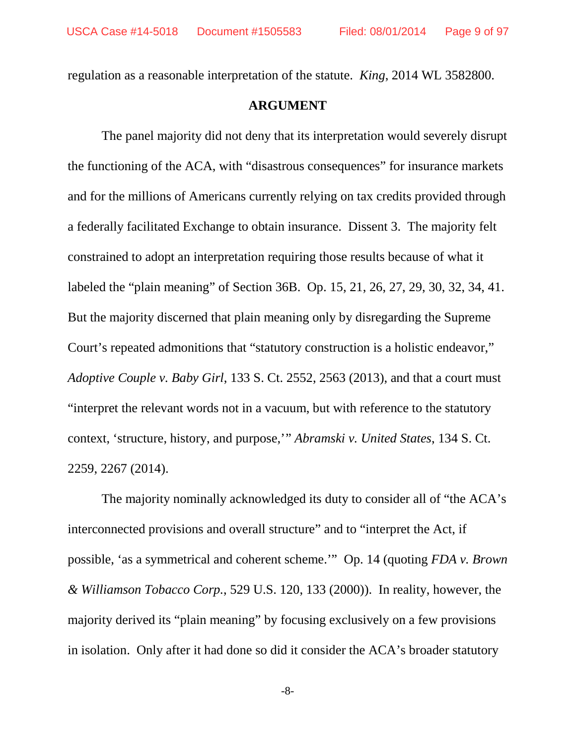regulation as a reasonable interpretation of the statute. *King*, 2014 WL 3582800.

## ARGUMENT

The panel majority did not deny that its interpretation would severely disrupt the functioning of the ACA, with "disastrous consequences" for insurance markets and for the millions of Americans currently relying on tax credits provided through a federally facilitated Exchange to obtain insurance. Dissent 3. The majority felt constrained to adopt an interpretation requiring those results because of what it labeled the "plain meaning" of Section 36B. Op. 15, 21, 26, 27, 29, 30, 32, 34, 41. But the majority discerned that plain meaning only by disregarding the Supreme Court's repeated admonitions that "statutory construction is a holistic endeavor," *Adoptive Couple v. Baby Girl*, 133 S. Ct. 2552, 2563 (2013), and that a court must "interpret the relevant words not in a vacuum, but with reference to the statutory context, 'structure, history, and purpose,'" *Abramski v. United States*, 134 S. Ct. 2259, 2267 (2014).

The majority nominally acknowledged its duty to consider all of "the ACA's interconnected provisions and overall structure" and to "interpret the Act, if possible, 'as a symmetrical and coherent scheme.'" Op. 14 (quoting *FDA v. Brown & Williamson Tobacco Corp.*, 529 U.S. 120, 133 (2000)). In reality, however, the majority derived its "plain meaning" by focusing exclusively on a few provisions in isolation. Only after it had done so did it consider the ACA's broader statutory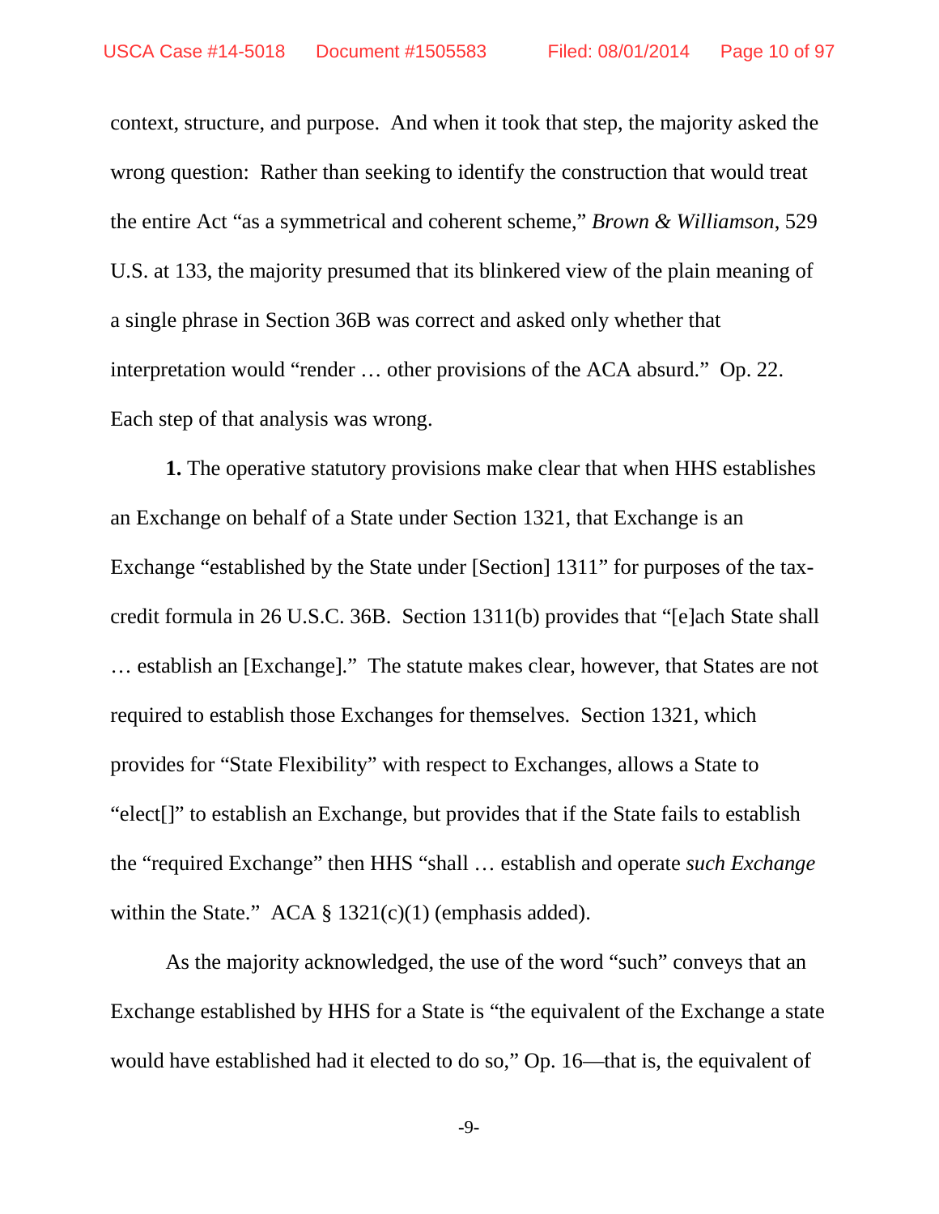context, structure, and purpose. And when it took that step, the majority asked the wrong question: Rather than seeking to identify the construction that would treat the entire Act "as a symmetrical and coherent scheme," *Brown & Williamson*, 529 U.S. at 133, the majority presumed that its blinkered view of the plain meaning of a single phrase in Section 36B was correct and asked only whether that interpretation would "render … other provisions of the ACA absurd." Op. 22. Each step of that analysis was wrong.

**1.** The operative statutory provisions make clear that when HHS establishes an Exchange on behalf of a State under Section 1321, that Exchange is an Exchange "established by the State under [Section] 1311" for purposes of the tax-credit formula in 26 U.S.C. 36B. Section 1311(b) provides that "[e]ach State shall … establish an [Exchange]." The statute makes clear, however, that States are not required to establish those Exchanges for themselves. Section 1321, which provides for "State Flexibility" with respect to Exchanges, allows a State to "elect[]" to establish an Exchange, but provides that if the State fails to establish the "required Exchange" then HHS "shall … establish and operate *such Exchange* within the State." ACA § 1321(c)(1) (emphasis added).

As the majority acknowledged, the use of the word "such" conveys that an Exchange established by HHS for a State is "the equivalent of the Exchange a state would have established had it elected to do so," Op. 16—that is, the equivalent of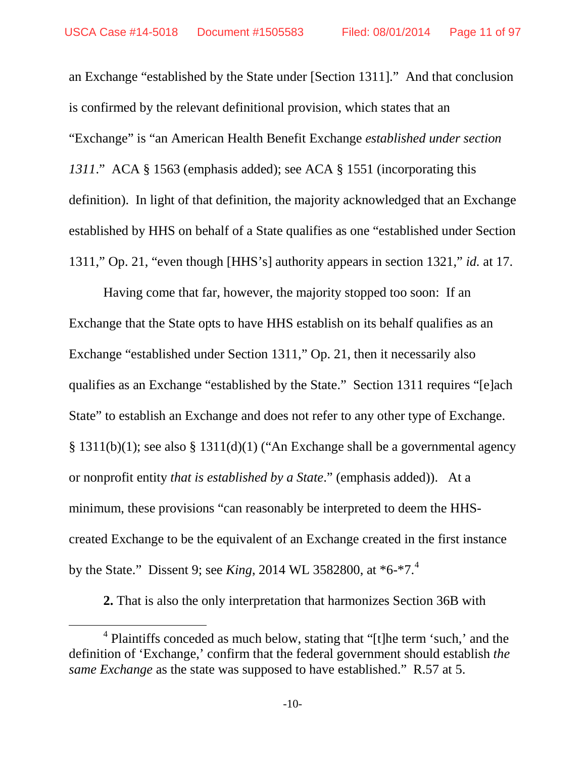an Exchange "established by the State under [Section 1311]." And that conclusion is confirmed by the relevant definitional provision, which states that an "Exchange" is "an American Health Benefit Exchange *established under section 1311*." ACA § 1563 (emphasis added); see ACA § 1551 (incorporating this definition). In light of that definition, the majority acknowledged that an Exchange established by HHS on behalf of a State qualifies as one "established under Section 1311," Op. 21, "even though [HHS's] authority appears in section 1321," *id.* at 17.

Having come that far, however, the majority stopped too soon: If an Exchange that the State opts to have HHS establish on its behalf qualifies as an Exchange "established under Section 1311," Op. 21, then it necessarily also qualifies as an Exchange "established by the State." Section 1311 requires "[e]ach State" to establish an Exchange and does not refer to any other type of Exchange. § 1311(b)(1); see also § 1311(d)(1) ("An Exchange shall be a governmental agency or nonprofit entity *that is established by a State*." (emphasis added)). At a minimum, these provisions "can reasonably be interpreted to deem the HHS-created Exchange to be the equivalent of an Exchange created in the first instance by the State." Dissent 9; see *King*, 2014 WL 3582800, at *6-*7.[4]

**2.** That is also the only interpretation that harmonizes Section 36B with

[4] Plaintiffs conceded as much below, stating that "[t]he term 'such,' and the definition of 'Exchange,' confirm that the federal government should establish *the same Exchange* as the state was supposed to have established." R.57 at 5.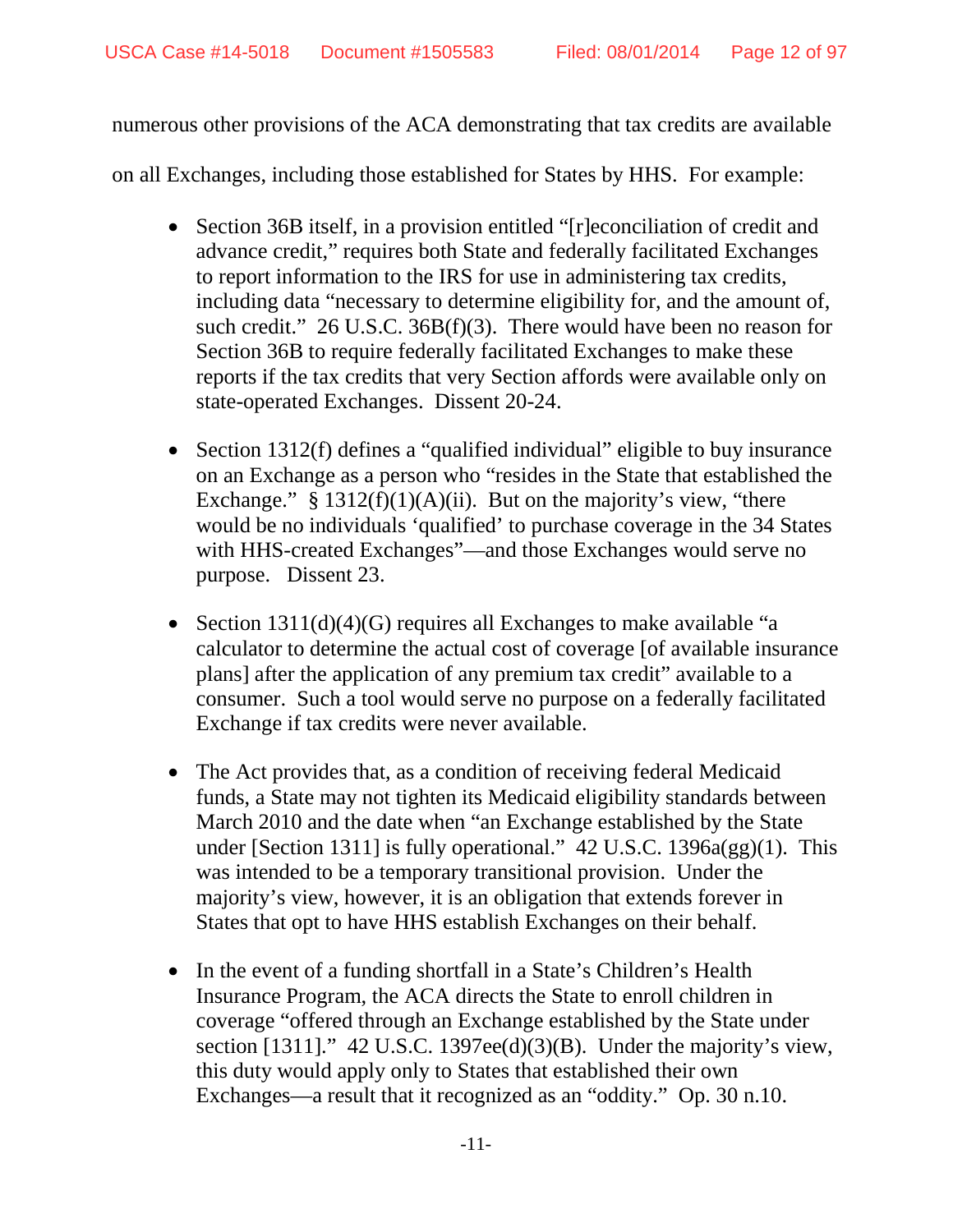numerous other provisions of the ACA demonstrating that tax credits are available on all Exchanges, including those established for States by HHS. For example:

- Section 36B itself, in a provision entitled "[r]econciliation of credit and advance credit," requires both State and federally facilitated Exchanges to report information to the IRS for use in administering tax credits, including data "necessary to determine eligibility for, and the amount of, such credit." 26 U.S.C. 36B(f)(3). There would have been no reason for Section 36B to require federally facilitated Exchanges to make these reports if the tax credits that very Section affords were available only on state-operated Exchanges. Dissent 20-24.

- Section 1312(f) defines a "qualified individual" eligible to buy insurance on an Exchange as a person who "resides in the State that established the Exchange." § 1312(f)(1)(A)(ii). But on the majority's view, "there would be no individuals 'qualified' to purchase coverage in the 34 States with HHS-created Exchanges"—and those Exchanges would serve no purpose. Dissent 23.

- Section 1311(d)(4)(G) requires all Exchanges to make available "a calculator to determine the actual cost of coverage [of available insurance plans] after the application of any premium tax credit" available to a consumer. Such a tool would serve no purpose on a federally facilitated Exchange if tax credits were never available.

- The Act provides that, as a condition of receiving federal Medicaid funds, a State may not tighten its Medicaid eligibility standards between March 2010 and the date when "an Exchange established by the State under [Section 1311] is fully operational." 42 U.S.C. 1396a(gg)(1). This was intended to be a temporary transitional provision. Under the majority's view, however, it is an obligation that extends forever in States that opt to have HHS establish Exchanges on their behalf.

- In the event of a funding shortfall in a State's Children's Health Insurance Program, the ACA directs the State to enroll children in coverage "offered through an Exchange established by the State under section [1311]." 42 U.S.C. 1397ee(d)(3)(B). Under the majority's view, this duty would apply only to States that established their own Exchanges—a result that it recognized as an "oddity." Op. 30 n.10.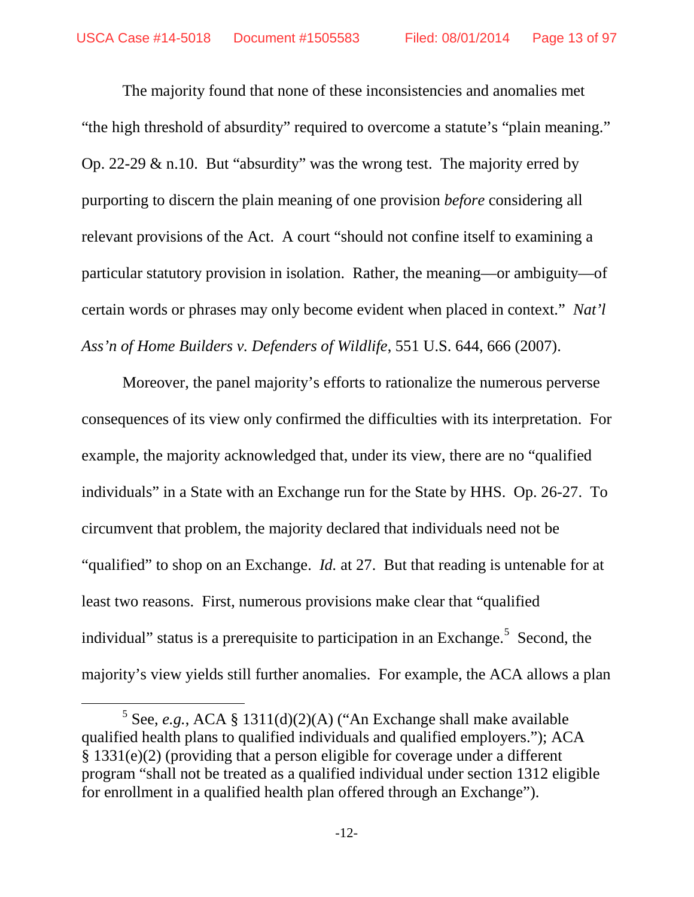The majority found that none of these inconsistencies and anomalies met "the high threshold of absurdity" required to overcome a statute's "plain meaning." Op. 22-29 & n.10. But "absurdity" was the wrong test. The majority erred by purporting to discern the plain meaning of one provision *before* considering all relevant provisions of the Act. A court "should not confine itself to examining a particular statutory provision in isolation. Rather, the meaning—or ambiguity—of certain words or phrases may only become evident when placed in context." *Nat'l Ass'n of Home Builders v. Defenders of Wildlife*, 551 U.S. 644, 666 (2007).

Moreover, the panel majority's efforts to rationalize the numerous perverse consequences of its view only confirmed the difficulties with its interpretation. For example, the majority acknowledged that, under its view, there are no "qualified individuals" in a State with an Exchange run for the State by HHS. Op. 26-27. To circumvent that problem, the majority declared that individuals need not be "qualified" to shop on an Exchange. *Id.* at 27. But that reading is untenable for at least two reasons. First, numerous provisions make clear that "qualified individual" status is a prerequisite to participation in an Exchange.[5] Second, the majority's view yields still further anomalies. For example, the ACA allows a plan

[5] See, *e.g.*, ACA § 1311(d)(2)(A) ("An Exchange shall make available qualified health plans to qualified individuals and qualified employers."); ACA § 1331(e)(2) (providing that a person eligible for coverage under a different program "shall not be treated as a qualified individual under section 1312 eligible for enrollment in a qualified health plan offered through an Exchange").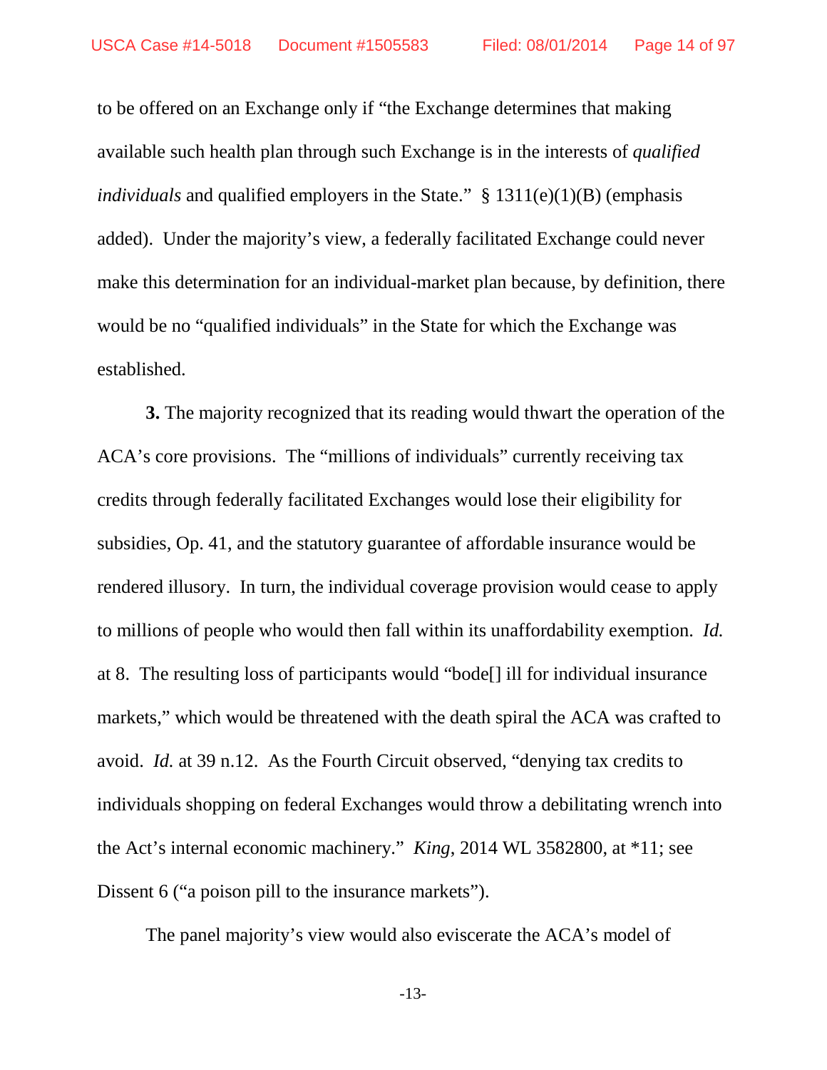to be offered on an Exchange only if "the Exchange determines that making available such health plan through such Exchange is in the interests of *qualified individuals* and qualified employers in the State." § 1311(e)(1)(B) (emphasis added). Under the majority's view, a federally facilitated Exchange could never make this determination for an individual-market plan because, by definition, there would be no "qualified individuals" in the State for which the Exchange was established.

**3.** The majority recognized that its reading would thwart the operation of the ACA's core provisions. The "millions of individuals" currently receiving tax credits through federally facilitated Exchanges would lose their eligibility for subsidies, Op. 41, and the statutory guarantee of affordable insurance would be rendered illusory. In turn, the individual coverage provision would cease to apply to millions of people who would then fall within its unaffordability exemption. *Id.* at 8. The resulting loss of participants would "bode[] ill for individual insurance markets," which would be threatened with the death spiral the ACA was crafted to avoid. *Id.* at 39 n.12. As the Fourth Circuit observed, "denying tax credits to individuals shopping on federal Exchanges would throw a debilitating wrench into the Act's internal economic machinery." *King*, 2014 WL 3582800, at *11; see Dissent 6 ("a poison pill to the insurance markets").

The panel majority's view would also eviscerate the ACA's model of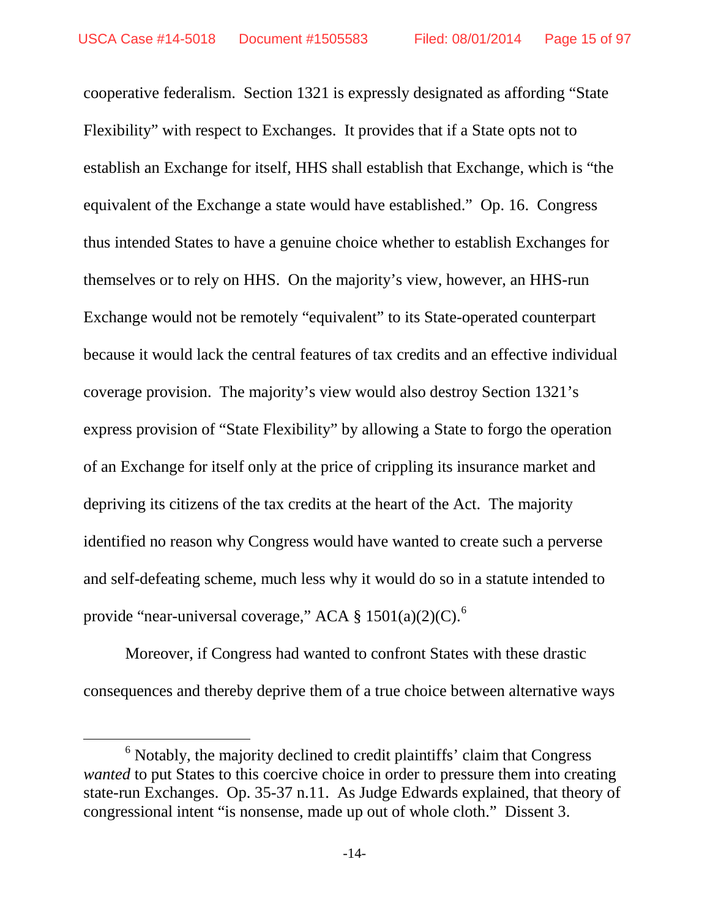cooperative federalism. Section 1321 is expressly designated as affording "State Flexibility" with respect to Exchanges. It provides that if a State opts not to establish an Exchange for itself, HHS shall establish that Exchange, which is "the equivalent of the Exchange a state would have established." Op. 16. Congress thus intended States to have a genuine choice whether to establish Exchanges for themselves or to rely on HHS. On the majority's view, however, an HHS-run Exchange would not be remotely "equivalent" to its State-operated counterpart because it would lack the central features of tax credits and an effective individual coverage provision. The majority's view would also destroy Section 1321's express provision of "State Flexibility" by allowing a State to forgo the operation of an Exchange for itself only at the price of crippling its insurance market and depriving its citizens of the tax credits at the heart of the Act. The majority identified no reason why Congress would have wanted to create such a perverse and self-defeating scheme, much less why it would do so in a statute intended to provide "near-universal coverage," ACA § 1501(a)(2)(C).[6]

Moreover, if Congress had wanted to confront States with these drastic consequences and thereby deprive them of a true choice between alternative ways

[6] Notably, the majority declined to credit plaintiffs' claim that Congress *wanted* to put States to this coercive choice in order to pressure them into creating state-run Exchanges. Op. 35-37 n.11. As Judge Edwards explained, that theory of congressional intent "is nonsense, made up out of whole cloth." Dissent 3.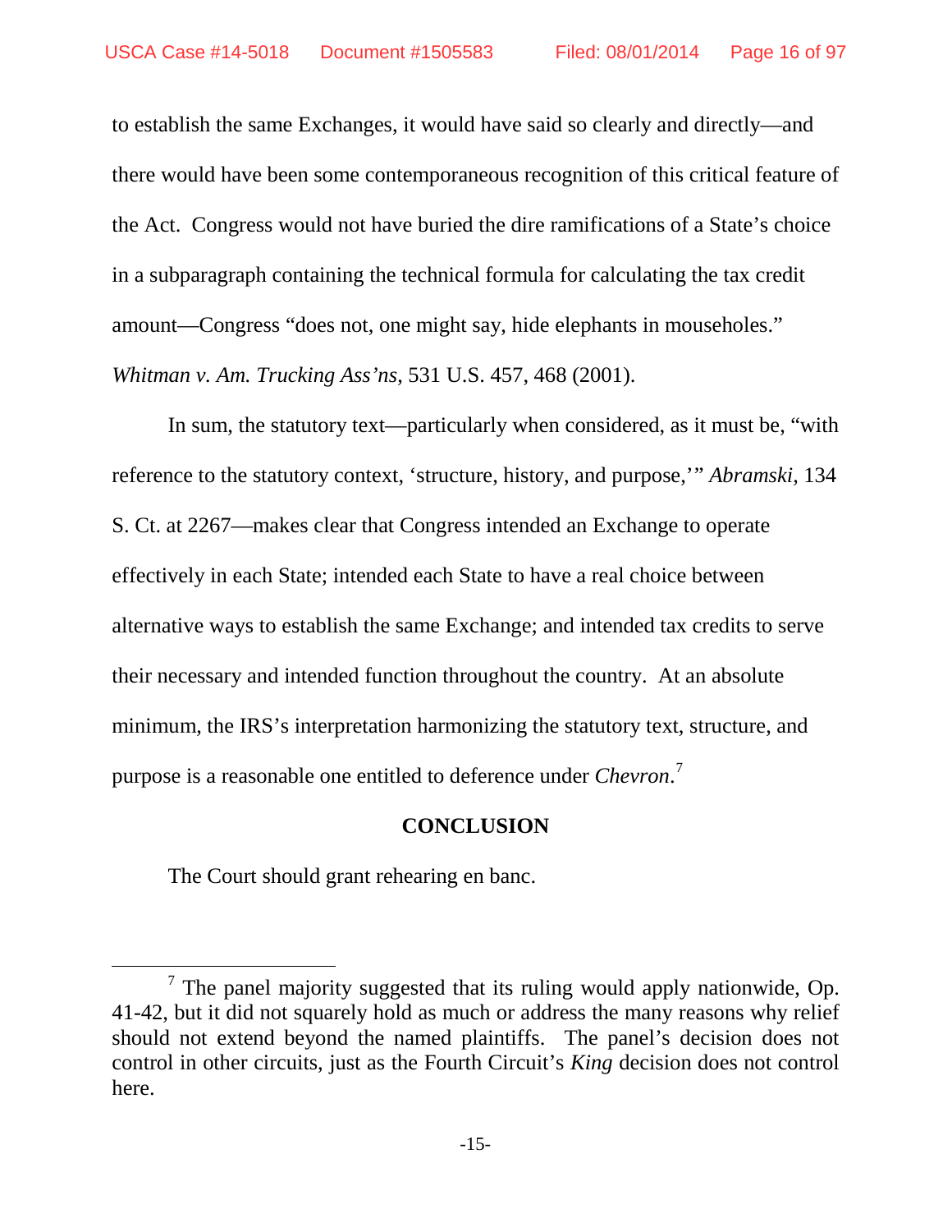to establish the same Exchanges, it would have said so clearly and directly—and there would have been some contemporaneous recognition of this critical feature of the Act. Congress would not have buried the dire ramifications of a State's choice in a subparagraph containing the technical formula for calculating the tax credit amount—Congress "does not, one might say, hide elephants in mouseholes." *Whitman v. Am. Trucking Ass'ns*, 531 U.S. 457, 468 (2001).

In sum, the statutory text—particularly when considered, as it must be, "with reference to the statutory context, 'structure, history, and purpose,'" *Abramski*, 134 S. Ct. at 2267—makes clear that Congress intended an Exchange to operate effectively in each State; intended each State to have a real choice between alternative ways to establish the same Exchange; and intended tax credits to serve their necessary and intended function throughout the country. At an absolute minimum, the IRS's interpretation harmonizing the statutory text, structure, and purpose is a reasonable one entitled to deference under *Chevron*.[7]

## CONCLUSION

The Court should grant rehearing en banc.

---

[7] The panel majority suggested that its ruling would apply nationwide, Op. 41-42, but it did not squarely hold as much or address the many reasons why relief should not extend beyond the named plaintiffs. The panel's decision does not control in other circuits, just as the Fourth Circuit's *King* decision does not control here.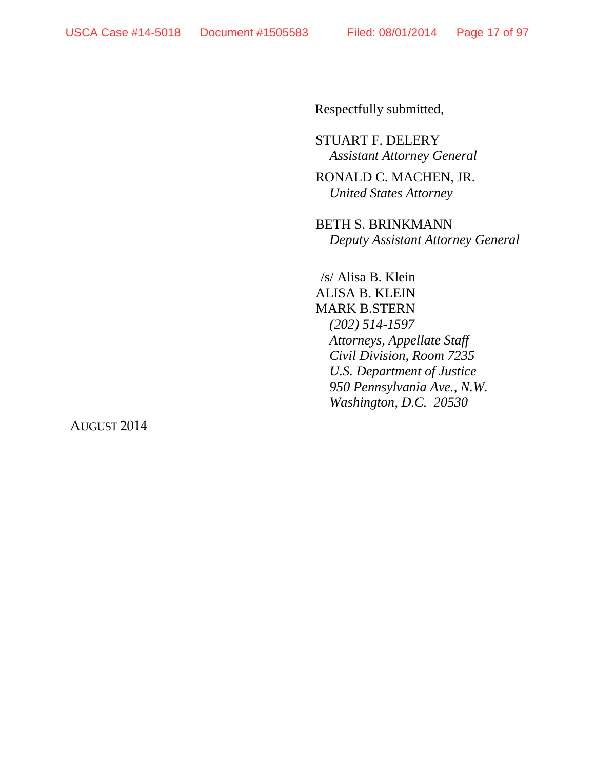Respectfully submitted,

STUART F. DELERY
*Assistant Attorney General*

RONALD C. MACHEN, JR.
*United States Attorney*

BETH S. BRINKMANN
*Deputy Assistant Attorney General*

/s/ Alisa B. Klein
ALISA B. KLEIN
MARK B.STERN
*(202) 514-1597*
*Attorneys, Appellate Staff*
*Civil Division, Room 7235*
*U.S. Department of Justice*
*950 Pennsylvania Ave., N.W.*
*Washington, D.C. 20530*

AUGUST 2014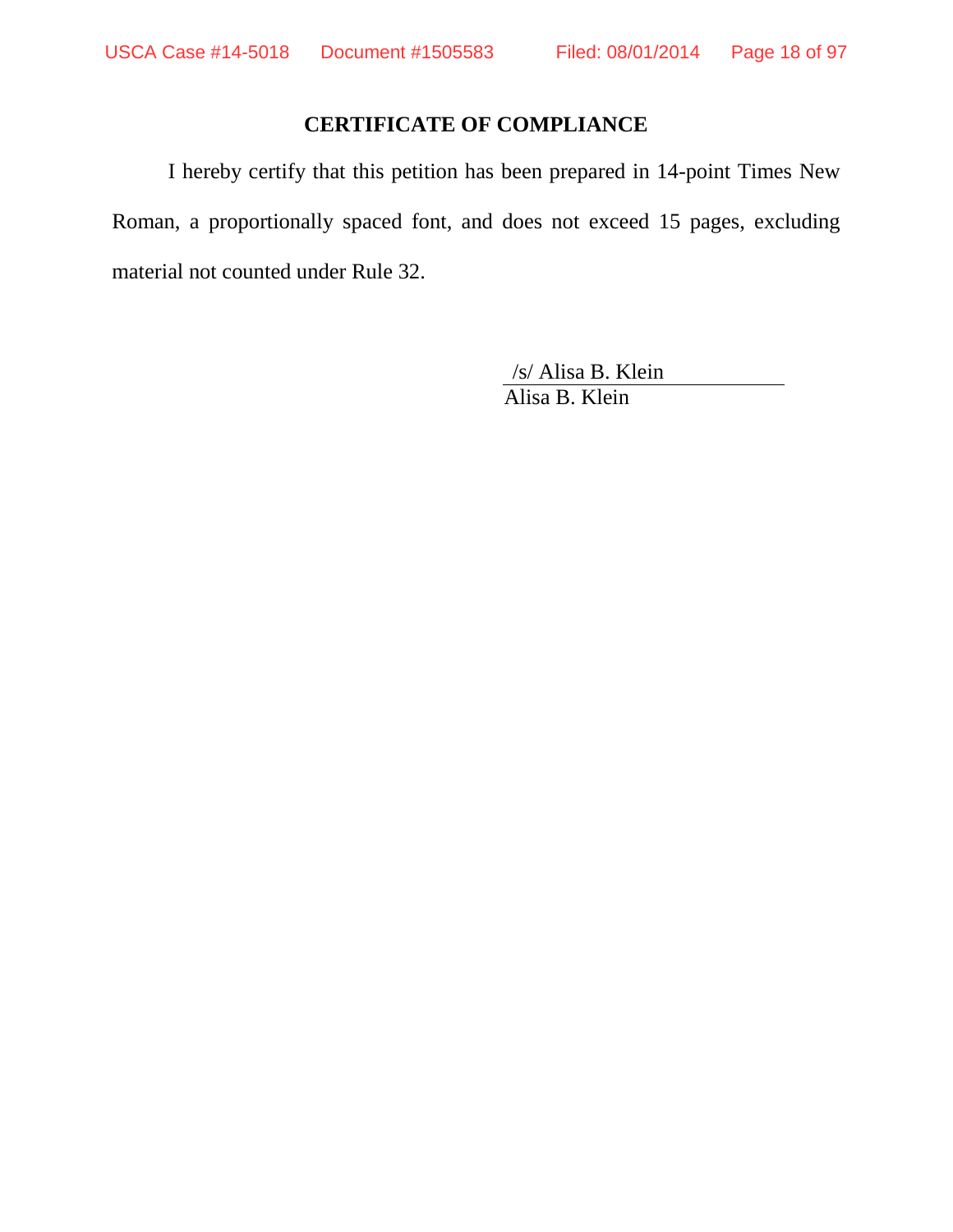## CERTIFICATE OF COMPLIANCE

I hereby certify that this petition has been prepared in 14-point Times New Roman, a proportionally spaced font, and does not exceed 15 pages, excluding material not counted under Rule 32.

/s/ Alisa B. Klein
Alisa B. Klein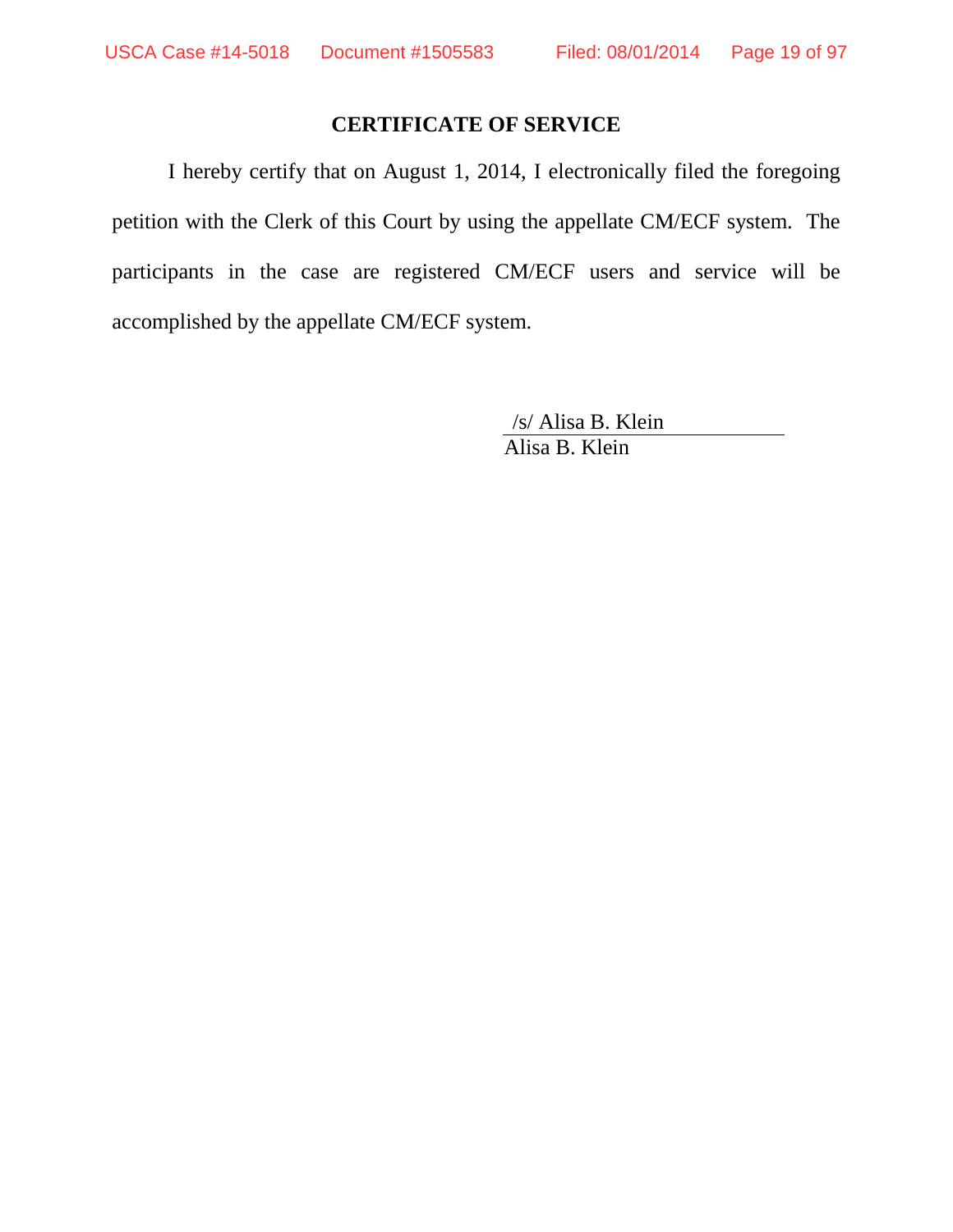## CERTIFICATE OF SERVICE

I hereby certify that on August 1, 2014, I electronically filed the foregoing petition with the Clerk of this Court by using the appellate CM/ECF system. The participants in the case are registered CM/ECF users and service will be accomplished by the appellate CM/ECF system.

/s/ Alisa B. Klein
Alisa B. Klein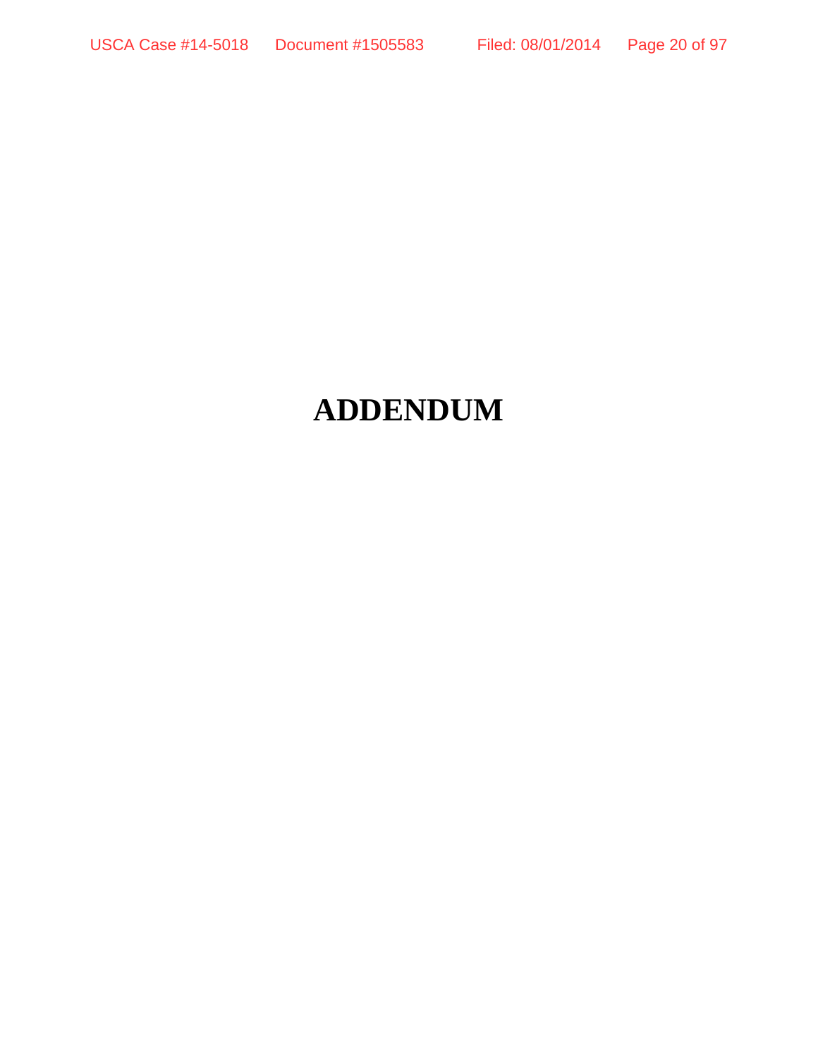# ADDENDUM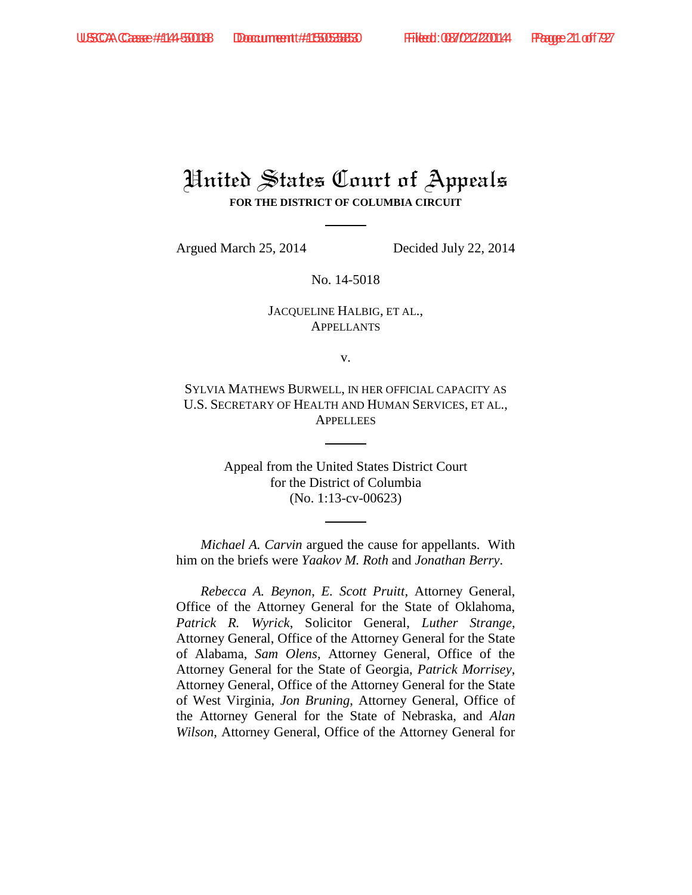# United States Court of Appeals

**FOR THE DISTRICT OF COLUMBIA CIRCUIT**

Argued March 25, 2014 Decided July 22, 2014

No. 14-5018

JACQUELINE HALBIG, ET AL.,
APPELLANTS

v.

SYLVIA MATHEWS BURWELL, IN HER OFFICIAL CAPACITY AS U.S. SECRETARY OF HEALTH AND HUMAN SERVICES, ET AL.,
APPELLEES

Appeal from the United States District Court
for the District of Columbia
(No. 1:13-cv-00623)

*Michael A. Carvin* argued the cause for appellants. With him on the briefs were *Yaakov M. Roth* and *Jonathan Berry*.

*Rebecca A. Beynon*, *E. Scott Pruitt*, Attorney General, Office of the Attorney General for the State of Oklahoma, *Patrick R. Wyrick*, Solicitor General, *Luther Strange*, Attorney General, Office of the Attorney General for the State of Alabama, *Sam Olens*, Attorney General, Office of the Attorney General for the State of Georgia, *Patrick Morrisey*, Attorney General, Office of the Attorney General for the State of West Virginia, *Jon Bruning*, Attorney General, Office of the Attorney General for the State of Nebraska, and *Alan Wilson*, Attorney General, Office of the Attorney General for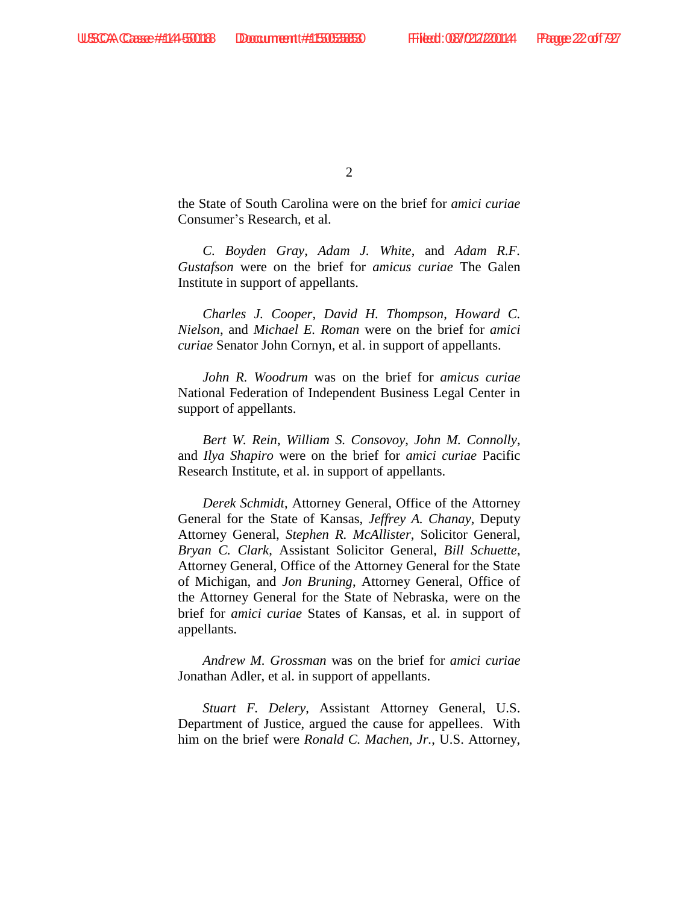the State of South Carolina were on the brief for *amici curiae* Consumer's Research, et al.

*C. Boyden Gray*, *Adam J. White*, and *Adam R.F. Gustafson* were on the brief for *amicus curiae* The Galen Institute in support of appellants.

*Charles J. Cooper*, *David H. Thompson*, *Howard C. Nielson*, and *Michael E. Roman* were on the brief for *amici curiae* Senator John Cornyn, et al. in support of appellants.

*John R. Woodrum* was on the brief for *amicus curiae* National Federation of Independent Business Legal Center in support of appellants.

*Bert W. Rein*, *William S. Consovoy*, *John M. Connolly*, and *Ilya Shapiro* were on the brief for *amici curiae* Pacific Research Institute, et al. in support of appellants.

*Derek Schmidt*, Attorney General, Office of the Attorney General for the State of Kansas, *Jeffrey A. Chanay*, Deputy Attorney General, *Stephen R. McAllister*, Solicitor General, *Bryan C. Clark*, Assistant Solicitor General, *Bill Schuette*, Attorney General, Office of the Attorney General for the State of Michigan, and *Jon Bruning*, Attorney General, Office of the Attorney General for the State of Nebraska, were on the brief for *amici curiae* States of Kansas, et al. in support of appellants.

*Andrew M. Grossman* was on the brief for *amici curiae* Jonathan Adler, et al. in support of appellants.

*Stuart F. Delery*, Assistant Attorney General, U.S. Department of Justice, argued the cause for appellees. With him on the brief were *Ronald C. Machen*, *Jr.*, U.S. Attorney,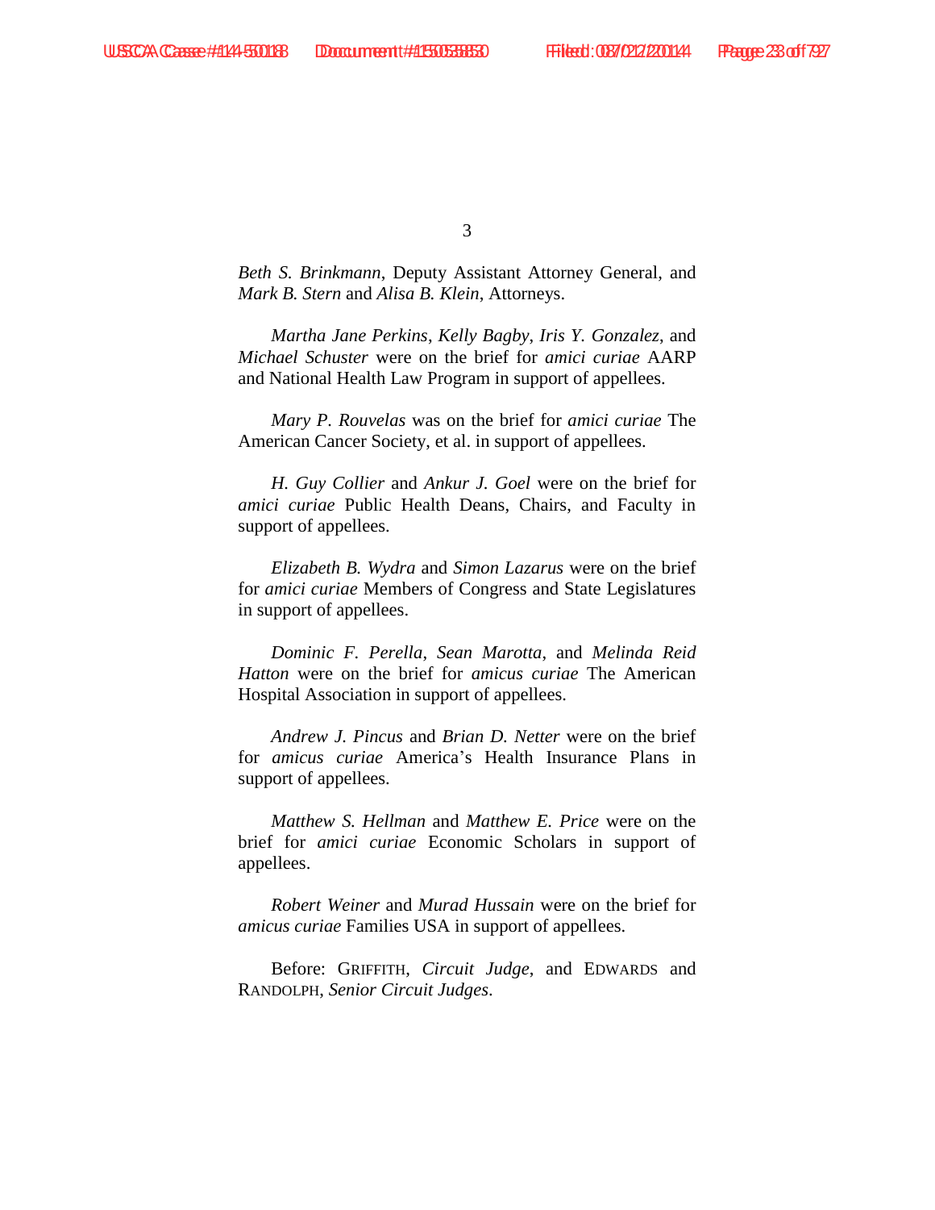*Beth S. Brinkmann*, Deputy Assistant Attorney General, and *Mark B. Stern* and *Alisa B. Klein*, Attorneys.

*Martha Jane Perkins*, *Kelly Bagby*, *Iris Y. Gonzalez*, and *Michael Schuster* were on the brief for *amici curiae* AARP and National Health Law Program in support of appellees.

*Mary P. Rouvelas* was on the brief for *amici curiae* The American Cancer Society, et al. in support of appellees.

*H. Guy Collier* and *Ankur J. Goel* were on the brief for *amici curiae* Public Health Deans, Chairs, and Faculty in support of appellees.

*Elizabeth B. Wydra* and *Simon Lazarus* were on the brief for *amici curiae* Members of Congress and State Legislatures in support of appellees.

*Dominic F. Perella*, *Sean Marotta*, and *Melinda Reid Hatton* were on the brief for *amicus curiae* The American Hospital Association in support of appellees.

*Andrew J. Pincus* and *Brian D. Netter* were on the brief for *amicus curiae* America's Health Insurance Plans in support of appellees.

*Matthew S. Hellman* and *Matthew E. Price* were on the brief for *amici curiae* Economic Scholars in support of appellees.

*Robert Weiner* and *Murad Hussain* were on the brief for *amicus curiae* Families USA in support of appellees.

Before: GRIFFITH, *Circuit Judge*, and EDWARDS and RANDOLPH, *Senior Circuit Judges*.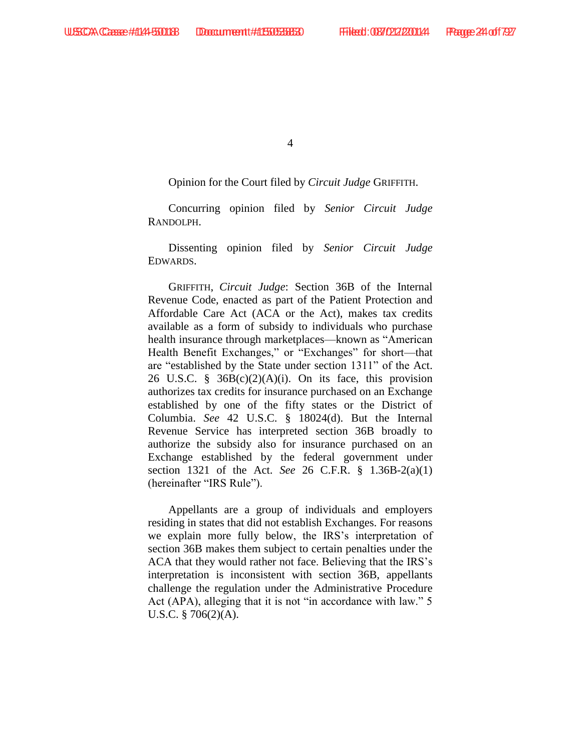Opinion for the Court filed by *Circuit Judge* GRIFFITH.

Concurring opinion filed by *Senior Circuit Judge* RANDOLPH.

Dissenting opinion filed by *Senior Circuit Judge* EDWARDS.

GRIFFITH, *Circuit Judge*: Section 36B of the Internal Revenue Code, enacted as part of the Patient Protection and Affordable Care Act (ACA or the Act), makes tax credits available as a form of subsidy to individuals who purchase health insurance through marketplaces—known as "American Health Benefit Exchanges," or "Exchanges" for short—that are "established by the State under section 1311" of the Act. 26 U.S.C. § 36B(c)(2)(A)(i). On its face, this provision authorizes tax credits for insurance purchased on an Exchange established by one of the fifty states or the District of Columbia. *See* 42 U.S.C. § 18024(d). But the Internal Revenue Service has interpreted section 36B broadly to authorize the subsidy also for insurance purchased on an Exchange established by the federal government under section 1321 of the Act. *See* 26 C.F.R. § 1.36B-2(a)(1) (hereinafter "IRS Rule").

Appellants are a group of individuals and employers residing in states that did not establish Exchanges. For reasons we explain more fully below, the IRS's interpretation of section 36B makes them subject to certain penalties under the ACA that they would rather not face. Believing that the IRS's interpretation is inconsistent with section 36B, appellants challenge the regulation under the Administrative Procedure Act (APA), alleging that it is not "in accordance with law." 5 U.S.C. § 706(2)(A).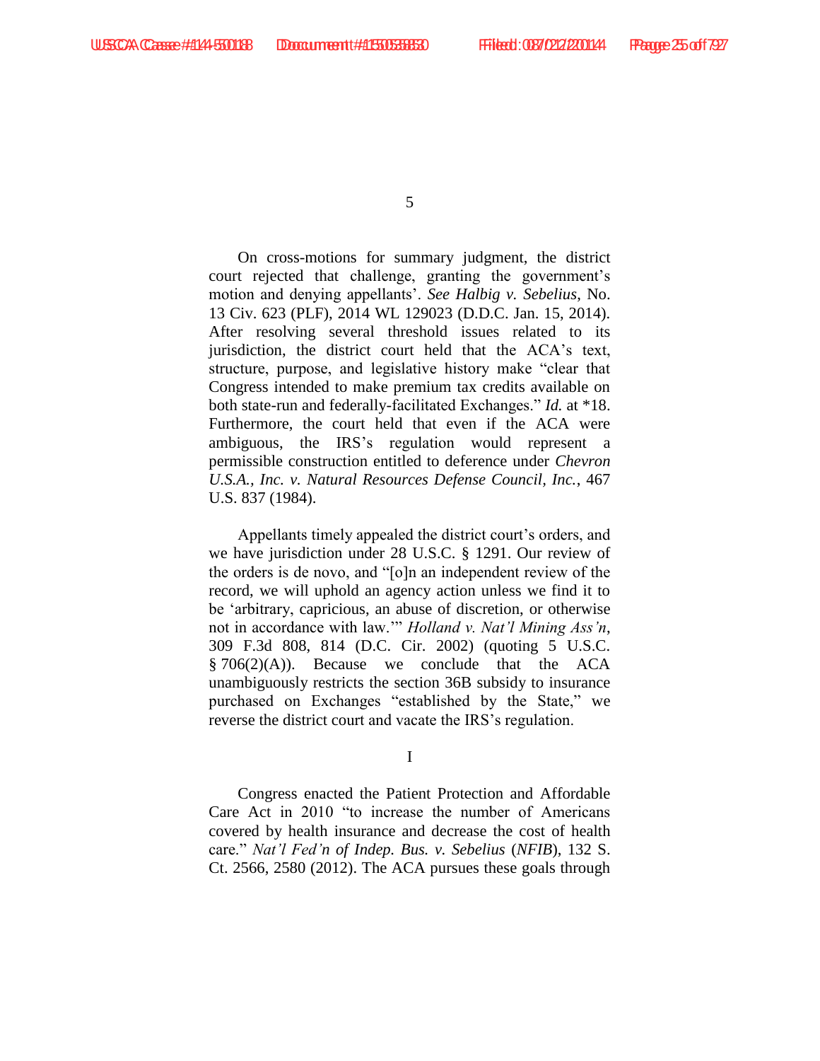On cross-motions for summary judgment, the district court rejected that challenge, granting the government's motion and denying appellants'. *See Halbig v. Sebelius*, No. 13 Civ. 623 (PLF), 2014 WL 129023 (D.D.C. Jan. 15, 2014). After resolving several threshold issues related to its jurisdiction, the district court held that the ACA's text, structure, purpose, and legislative history make "clear that Congress intended to make premium tax credits available on both state-run and federally-facilitated Exchanges." *Id.* at *18. Furthermore, the court held that even if the ACA were ambiguous, the IRS's regulation would represent a permissible construction entitled to deference under *Chevron U.S.A., Inc. v. Natural Resources Defense Council, Inc.*, 467 U.S. 837 (1984).

Appellants timely appealed the district court's orders, and we have jurisdiction under 28 U.S.C. § 1291. Our review of the orders is de novo, and "[o]n an independent review of the record, we will uphold an agency action unless we find it to be 'arbitrary, capricious, an abuse of discretion, or otherwise not in accordance with law.'" *Holland v. Nat'l Mining Ass'n*, 309 F.3d 808, 814 (D.C. Cir. 2002) (quoting 5 U.S.C. § 706(2)(A)). Because we conclude that the ACA unambiguously restricts the section 36B subsidy to insurance purchased on Exchanges "established by the State," we reverse the district court and vacate the IRS's regulation.

## I

Congress enacted the Patient Protection and Affordable Care Act in 2010 "to increase the number of Americans covered by health insurance and decrease the cost of health care." *Nat'l Fed'n of Indep. Bus. v. Sebelius* (*NFIB*), 132 S. Ct. 2566, 2580 (2012). The ACA pursues these goals through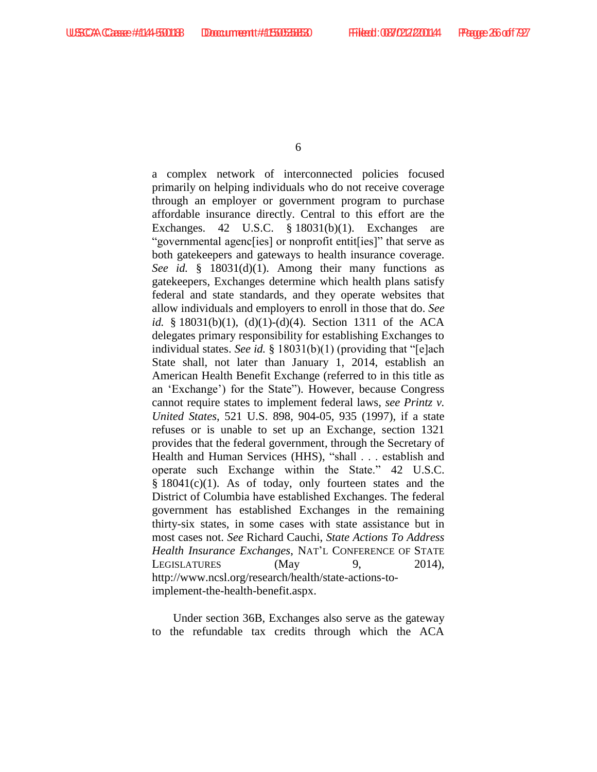a complex network of interconnected policies focused primarily on helping individuals who do not receive coverage through an employer or government program to purchase affordable insurance directly. Central to this effort are the Exchanges. 42 U.S.C. § 18031(b)(1). Exchanges are "governmental agenc[ies] or nonprofit entit[ies]" that serve as both gatekeepers and gateways to health insurance coverage. *See id.* § 18031(d)(1). Among their many functions as gatekeepers, Exchanges determine which health plans satisfy federal and state standards, and they operate websites that allow individuals and employers to enroll in those that do. *See id.* § 18031(b)(1), (d)(1)-(d)(4). Section 1311 of the ACA delegates primary responsibility for establishing Exchanges to individual states. *See id.* § 18031(b)(1) (providing that "[e]ach State shall, not later than January 1, 2014, establish an American Health Benefit Exchange (referred to in this title as an 'Exchange') for the State"). However, because Congress cannot require states to implement federal laws, *see Printz v. United States*, 521 U.S. 898, 904-05, 935 (1997), if a state refuses or is unable to set up an Exchange, section 1321 provides that the federal government, through the Secretary of Health and Human Services (HHS), "shall . . . establish and operate such Exchange within the State." 42 U.S.C. § 18041(c)(1). As of today, only fourteen states and the District of Columbia have established Exchanges. The federal government has established Exchanges in the remaining thirty-six states, in some cases with state assistance but in most cases not. *See* Richard Cauchi, *State Actions To Address Health Insurance Exchanges*, NAT'L CONFERENCE OF STATE LEGISLATURES (May 9, 2014), http://www.ncsl.org/research/health/state-actions-to-implement-the-health-benefit.aspx.

Under section 36B, Exchanges also serve as the gateway to the refundable tax credits through which the ACA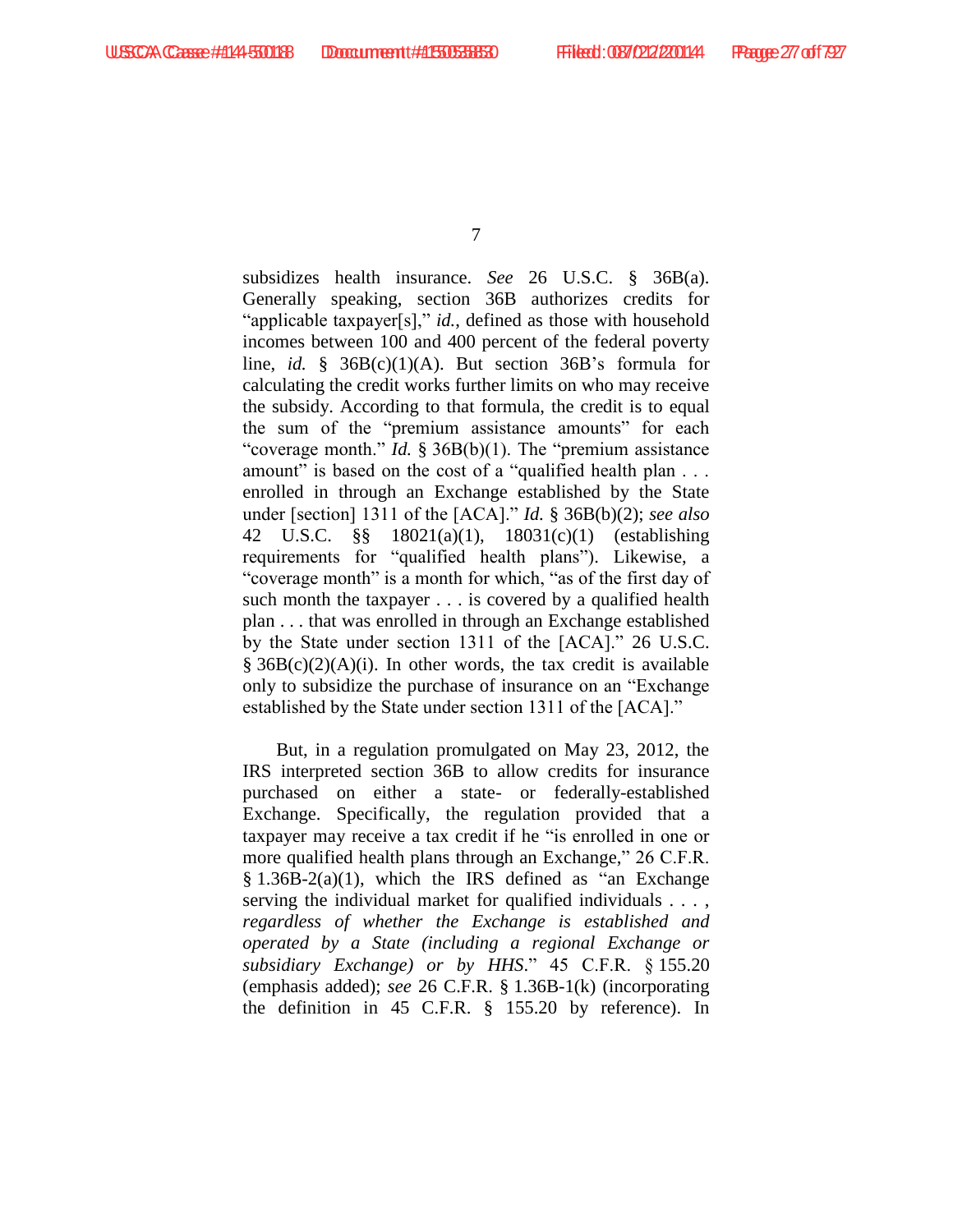subsidizes health insurance. *See* 26 U.S.C. § 36B(a). Generally speaking, section 36B authorizes credits for "applicable taxpayer[s]," *id.*, defined as those with household incomes between 100 and 400 percent of the federal poverty line, *id.* § 36B(c)(1)(A). But section 36B's formula for calculating the credit works further limits on who may receive the subsidy. According to that formula, the credit is to equal the sum of the "premium assistance amounts" for each "coverage month." *Id.* § 36B(b)(1). The "premium assistance amount" is based on the cost of a "qualified health plan . . . enrolled in through an Exchange established by the State under [section] 1311 of the [ACA]." *Id.* § 36B(b)(2); *see also* 42 U.S.C. §§ 18021(a)(1), 18031(c)(1) (establishing requirements for "qualified health plans"). Likewise, a "coverage month" is a month for which, "as of the first day of such month the taxpayer . . . is covered by a qualified health plan . . . that was enrolled in through an Exchange established by the State under section 1311 of the [ACA]." 26 U.S.C. § 36B(c)(2)(A)(i). In other words, the tax credit is available only to subsidize the purchase of insurance on an "Exchange established by the State under section 1311 of the [ACA]."

But, in a regulation promulgated on May 23, 2012, the IRS interpreted section 36B to allow credits for insurance purchased on either a state- or federally-established Exchange. Specifically, the regulation provided that a taxpayer may receive a tax credit if he "is enrolled in one or more qualified health plans through an Exchange," 26 C.F.R. § 1.36B-2(a)(1), which the IRS defined as "an Exchange serving the individual market for qualified individuals . . . , *regardless of whether the Exchange is established and operated by a State (including a regional Exchange or subsidiary Exchange) or by HHS*." 45 C.F.R. § 155.20 (emphasis added); *see* 26 C.F.R. § 1.36B-1(k) (incorporating the definition in 45 C.F.R. § 155.20 by reference). In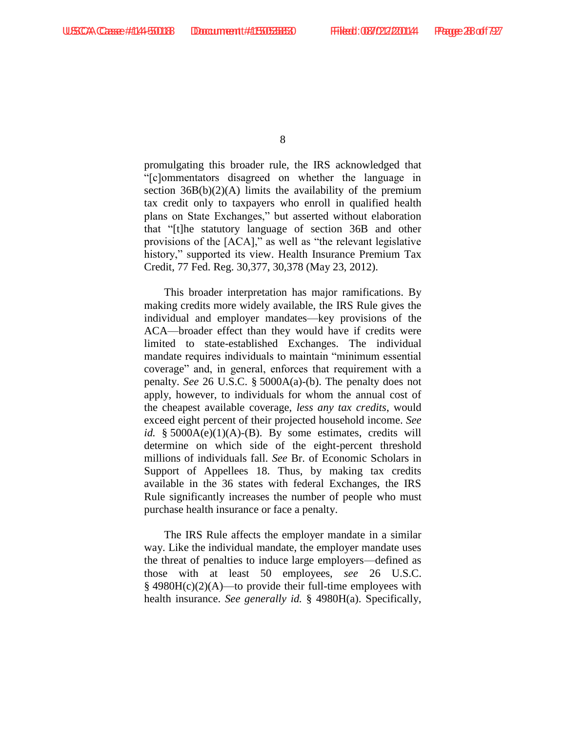promulgating this broader rule, the IRS acknowledged that "[c]ommentators disagreed on whether the language in section 36B(b)(2)(A) limits the availability of the premium tax credit only to taxpayers who enroll in qualified health plans on State Exchanges," but asserted without elaboration that "[t]he statutory language of section 36B and other provisions of the [ACA]," as well as "the relevant legislative history," supported its view. Health Insurance Premium Tax Credit, 77 Fed. Reg. 30,377, 30,378 (May 23, 2012).

This broader interpretation has major ramifications. By making credits more widely available, the IRS Rule gives the individual and employer mandates—key provisions of the ACA—broader effect than they would have if credits were limited to state-established Exchanges. The individual mandate requires individuals to maintain "minimum essential coverage" and, in general, enforces that requirement with a penalty. *See* 26 U.S.C. § 5000A(a)-(b). The penalty does not apply, however, to individuals for whom the annual cost of the cheapest available coverage, *less any tax credits*, would exceed eight percent of their projected household income. *See id.* § 5000A(e)(1)(A)-(B). By some estimates, credits will determine on which side of the eight-percent threshold millions of individuals fall. *See* Br. of Economic Scholars in Support of Appellees 18. Thus, by making tax credits available in the 36 states with federal Exchanges, the IRS Rule significantly increases the number of people who must purchase health insurance or face a penalty.

The IRS Rule affects the employer mandate in a similar way. Like the individual mandate, the employer mandate uses the threat of penalties to induce large employers—defined as those with at least 50 employees, *see* 26 U.S.C. § 4980H(c)(2)(A)—to provide their full-time employees with health insurance. *See generally id.* § 4980H(a). Specifically,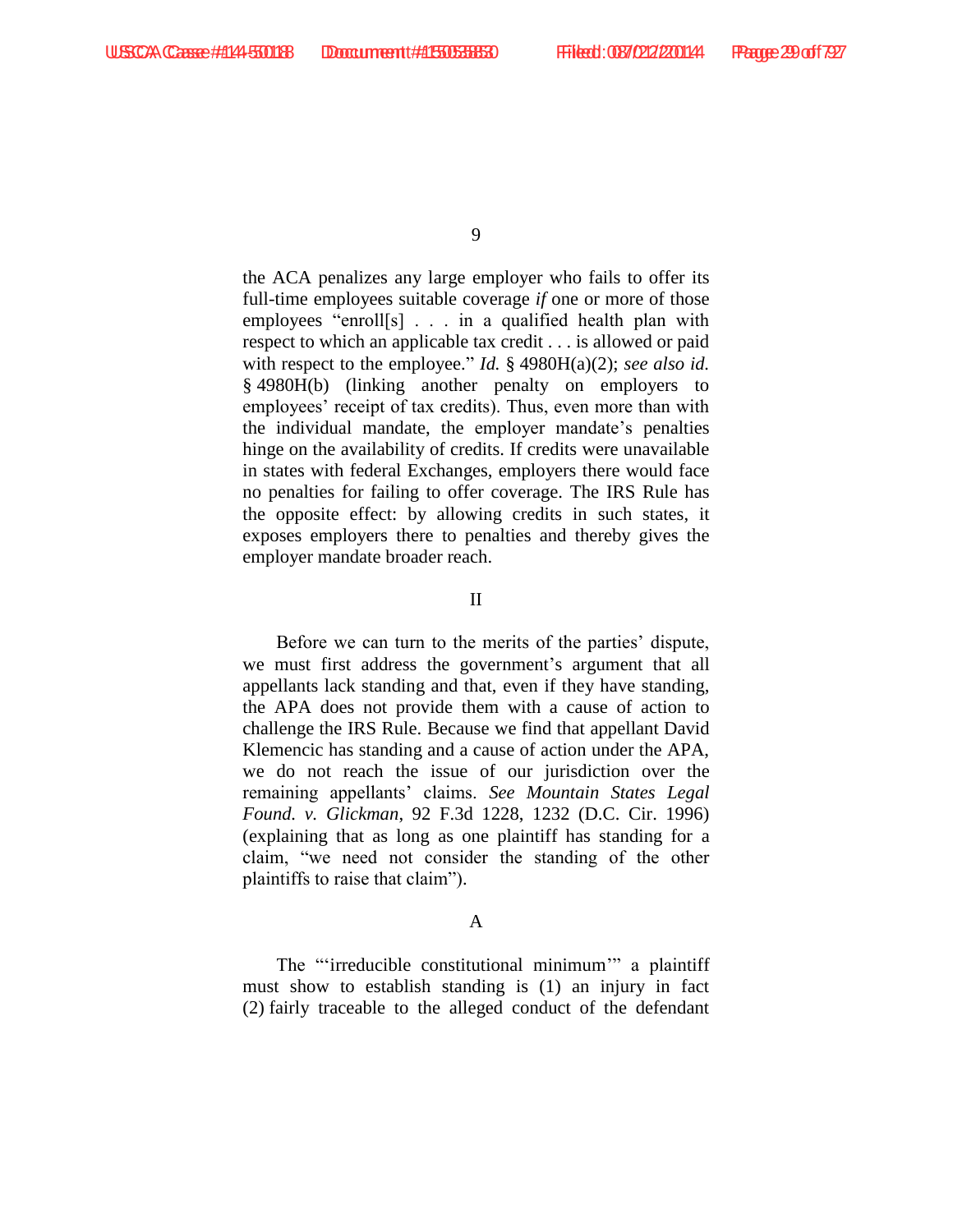the ACA penalizes any large employer who fails to offer its full-time employees suitable coverage *if* one or more of those employees "enroll[s] . . . in a qualified health plan with respect to which an applicable tax credit . . . is allowed or paid with respect to the employee." *Id.* § 4980H(a)(2); *see also id.* § 4980H(b) (linking another penalty on employers to employees' receipt of tax credits). Thus, even more than with the individual mandate, the employer mandate's penalties hinge on the availability of credits. If credits were unavailable in states with federal Exchanges, employers there would face no penalties for failing to offer coverage. The IRS Rule has the opposite effect: by allowing credits in such states, it exposes employers there to penalties and thereby gives the employer mandate broader reach.

## II

Before we can turn to the merits of the parties' dispute, we must first address the government's argument that all appellants lack standing and that, even if they have standing, the APA does not provide them with a cause of action to challenge the IRS Rule. Because we find that appellant David Klemencic has standing and a cause of action under the APA, we do not reach the issue of our jurisdiction over the remaining appellants' claims. *See Mountain States Legal Found. v. Glickman*, 92 F.3d 1228, 1232 (D.C. Cir. 1996) (explaining that as long as one plaintiff has standing for a claim, "we need not consider the standing of the other plaintiffs to raise that claim").

### A

The "'irreducible constitutional minimum'" a plaintiff must show to establish standing is (1) an injury in fact (2) fairly traceable to the alleged conduct of the defendant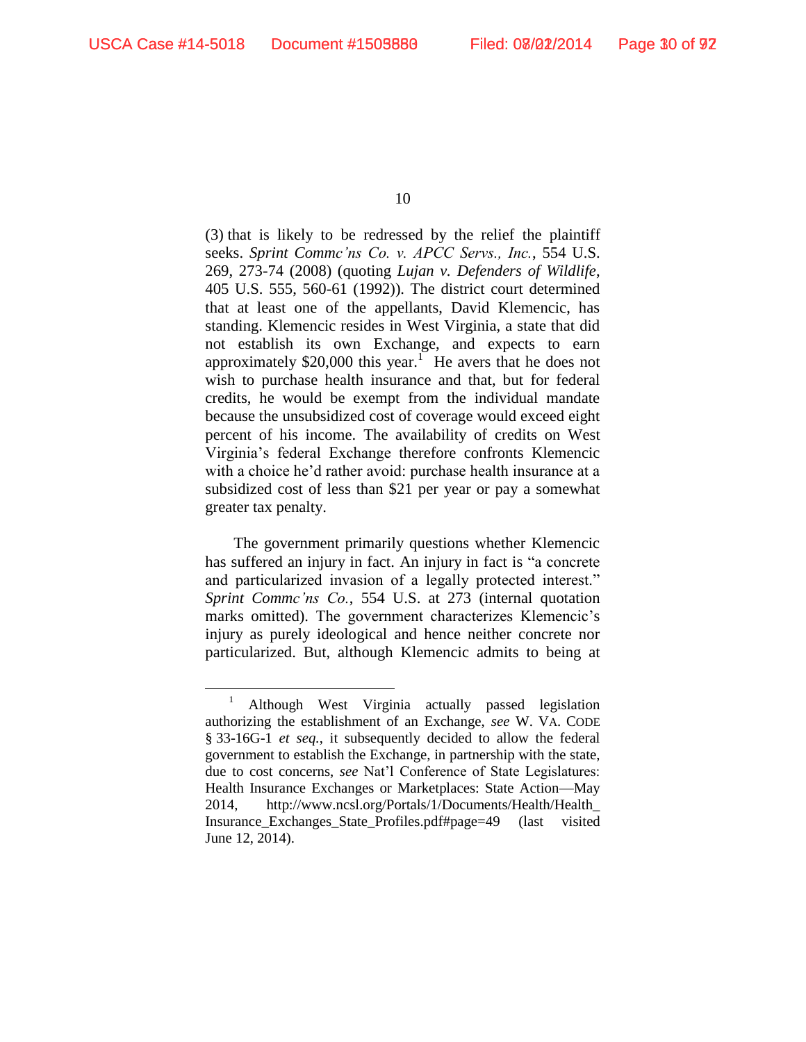(3) that is likely to be redressed by the relief the plaintiff seeks. *Sprint Commc'ns Co. v. APCC Servs., Inc.*, 554 U.S. 269, 273-74 (2008) (quoting *Lujan v. Defenders of Wildlife*, 405 U.S. 555, 560-61 (1992)). The district court determined that at least one of the appellants, David Klemencic, has standing. Klemencic resides in West Virginia, a state that did not establish its own Exchange, and expects to earn approximately $20,000 this year.[1] He avers that he does not wish to purchase health insurance and that, but for federal credits, he would be exempt from the individual mandate because the unsubsidized cost of coverage would exceed eight percent of his income. The availability of credits on West Virginia's federal Exchange therefore confronts Klemencic with a choice he'd rather avoid: purchase health insurance at a subsidized cost of less than $21 per year or pay a somewhat greater tax penalty.

The government primarily questions whether Klemencic has suffered an injury in fact. An injury in fact is "a concrete and particularized invasion of a legally protected interest." *Sprint Commc'ns Co.*, 554 U.S. at 273 (internal quotation marks omitted). The government characterizes Klemencic's injury as purely ideological and hence neither concrete nor particularized. But, although Klemencic admits to being at

---

[1] Although West Virginia actually passed legislation authorizing the establishment of an Exchange, *see* W. VA. CODE § 33-16G-1 *et seq.*, it subsequently decided to allow the federal government to establish the Exchange, in partnership with the state, due to cost concerns, *see* Nat'l Conference of State Legislatures: Health Insurance Exchanges or Marketplaces: State Action—May 2014, http://www.ncsl.org/Portals/1/Documents/Health/Health_Insurance_Exchanges_State_Profiles.pdf#page=49 (last visited June 12, 2014).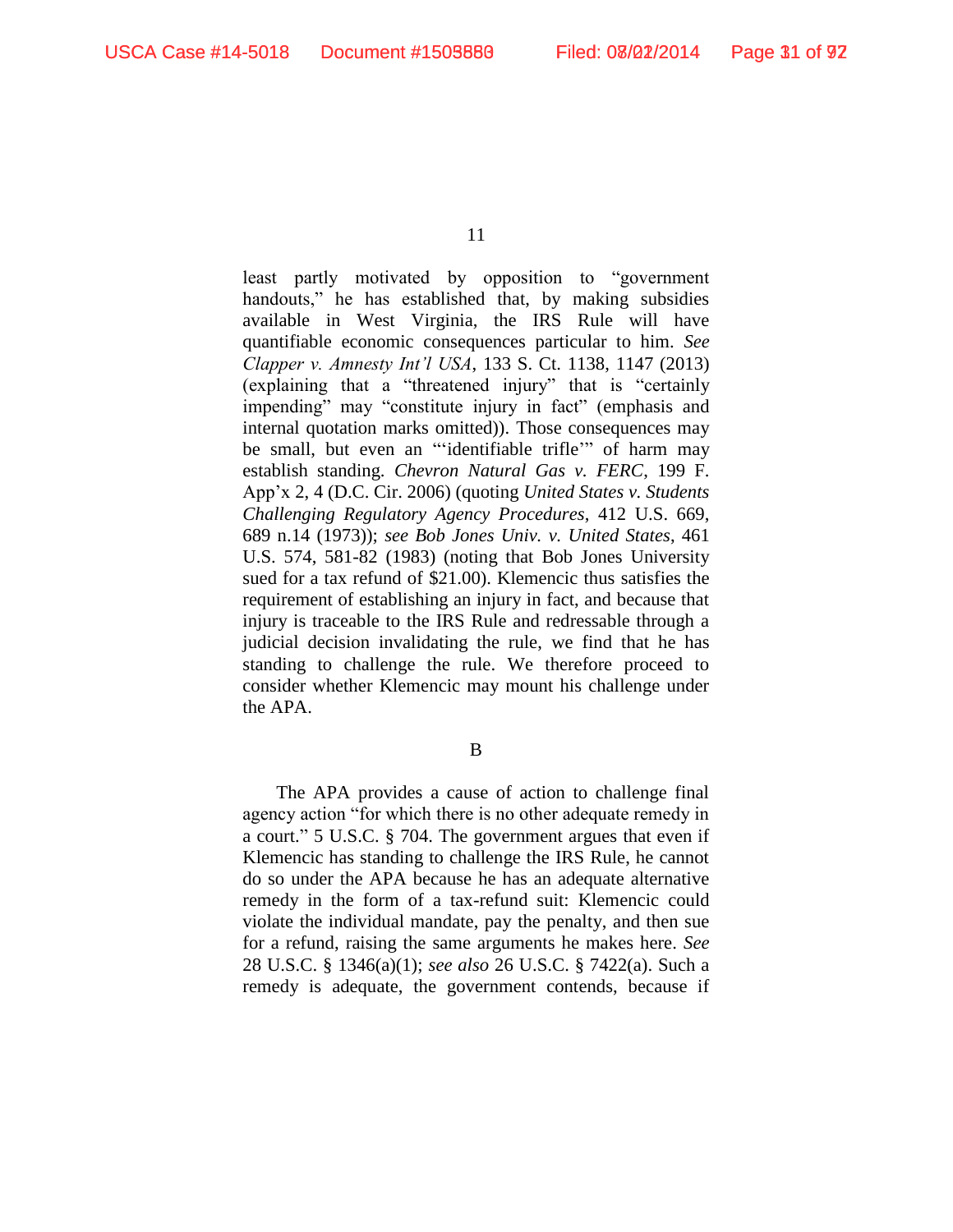least partly motivated by opposition to "government handouts," he has established that, by making subsidies available in West Virginia, the IRS Rule will have quantifiable economic consequences particular to him. *See Clapper v. Amnesty Int'l USA*, 133 S. Ct. 1138, 1147 (2013) (explaining that a "threatened injury" that is "certainly impending" may "constitute injury in fact" (emphasis and internal quotation marks omitted)). Those consequences may be small, but even an "'identifiable trifle'" of harm may establish standing. *Chevron Natural Gas v. FERC*, 199 F. App'x 2, 4 (D.C. Cir. 2006) (quoting *United States v. Students Challenging Regulatory Agency Procedures*, 412 U.S. 669, 689 n.14 (1973)); *see Bob Jones Univ. v. United States*, 461 U.S. 574, 581-82 (1983) (noting that Bob Jones University sued for a tax refund of $21.00). Klemencic thus satisfies the requirement of establishing an injury in fact, and because that injury is traceable to the IRS Rule and redressable through a judicial decision invalidating the rule, we find that he has standing to challenge the rule. We therefore proceed to consider whether Klemencic may mount his challenge under the APA.

B

The APA provides a cause of action to challenge final agency action "for which there is no other adequate remedy in a court." 5 U.S.C. § 704. The government argues that even if Klemencic has standing to challenge the IRS Rule, he cannot do so under the APA because he has an adequate alternative remedy in the form of a tax-refund suit: Klemencic could violate the individual mandate, pay the penalty, and then sue for a refund, raising the same arguments he makes here. *See* 28 U.S.C. § 1346(a)(1); *see also* 26 U.S.C. § 7422(a). Such a remedy is adequate, the government contends, because if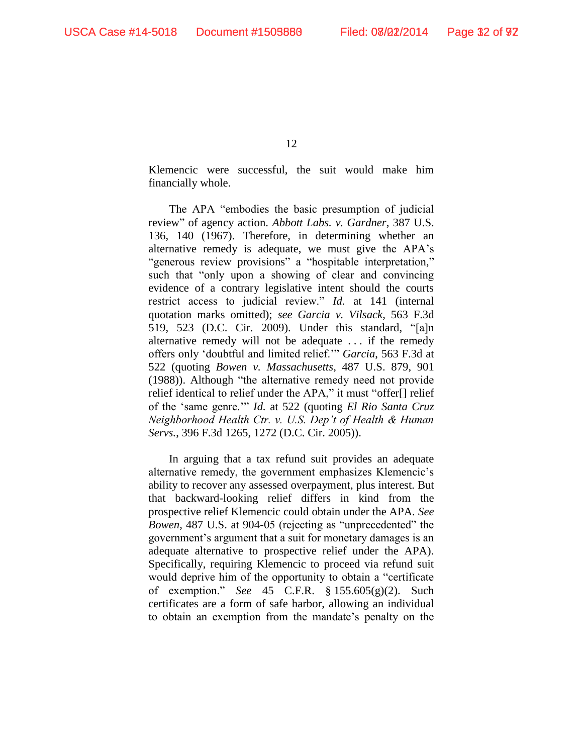Klemencic were successful, the suit would make him financially whole.

The APA "embodies the basic presumption of judicial review" of agency action. *Abbott Labs. v. Gardner*, 387 U.S. 136, 140 (1967). Therefore, in determining whether an alternative remedy is adequate, we must give the APA's "generous review provisions" a "hospitable interpretation," such that "only upon a showing of clear and convincing evidence of a contrary legislative intent should the courts restrict access to judicial review." *Id.* at 141 (internal quotation marks omitted); *see Garcia v. Vilsack*, 563 F.3d 519, 523 (D.C. Cir. 2009). Under this standard, "[a]n alternative remedy will not be adequate . . . if the remedy offers only 'doubtful and limited relief.'" *Garcia*, 563 F.3d at 522 (quoting *Bowen v. Massachusetts*, 487 U.S. 879, 901 (1988)). Although "the alternative remedy need not provide relief identical to relief under the APA," it must "offer[] relief of the 'same genre.'" *Id.* at 522 (quoting *El Rio Santa Cruz Neighborhood Health Ctr. v. U.S. Dep't of Health & Human Servs.*, 396 F.3d 1265, 1272 (D.C. Cir. 2005)).

In arguing that a tax refund suit provides an adequate alternative remedy, the government emphasizes Klemencic's ability to recover any assessed overpayment, plus interest. But that backward-looking relief differs in kind from the prospective relief Klemencic could obtain under the APA. *See Bowen*, 487 U.S. at 904-05 (rejecting as "unprecedented" the government's argument that a suit for monetary damages is an adequate alternative to prospective relief under the APA). Specifically, requiring Klemencic to proceed via refund suit would deprive him of the opportunity to obtain a "certificate of exemption." *See* 45 C.F.R. § 155.605(g)(2). Such certificates are a form of safe harbor, allowing an individual to obtain an exemption from the mandate's penalty on the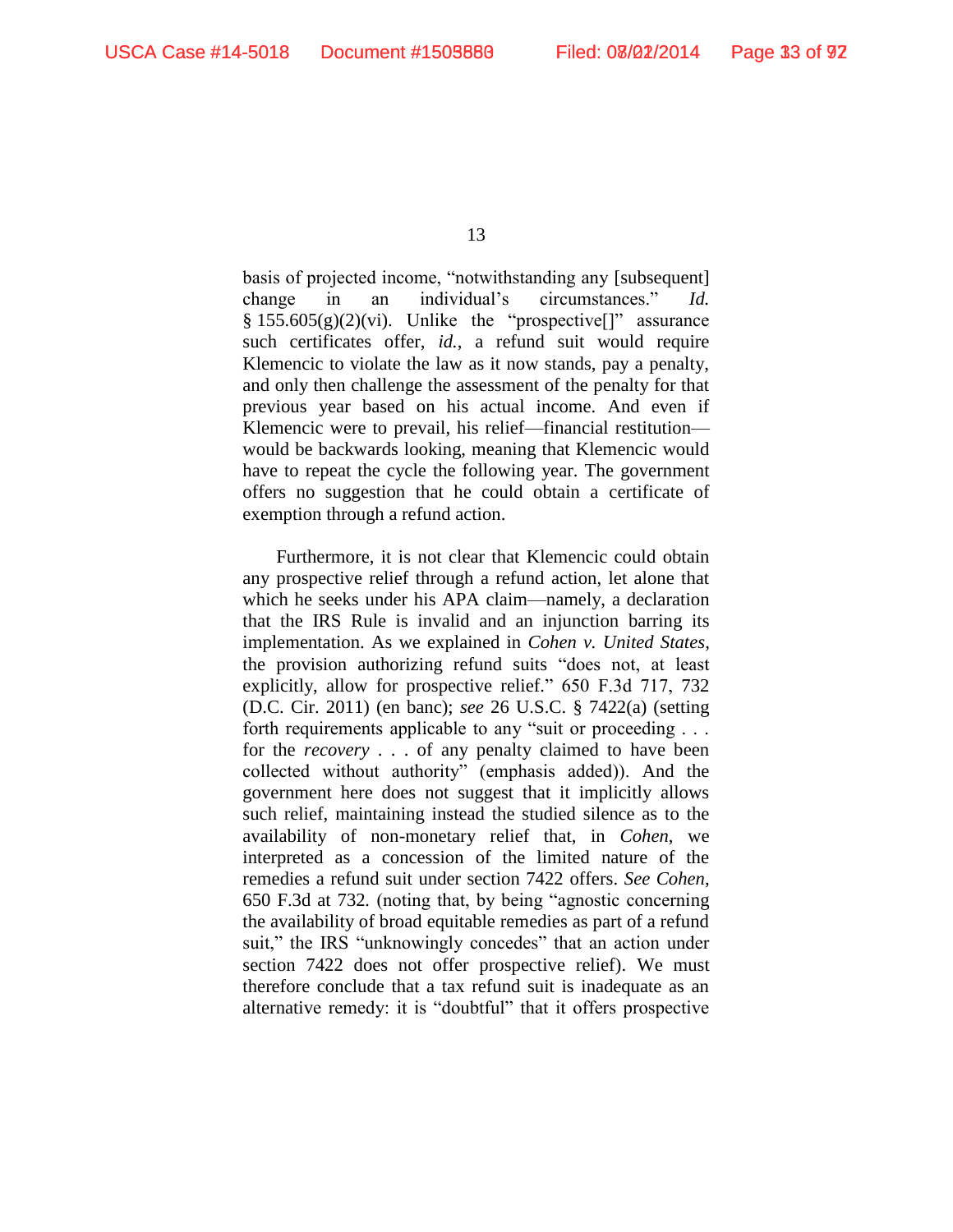basis of projected income, "notwithstanding any [subsequent] change in an individual's circumstances." *Id.* § 155.605(g)(2)(vi). Unlike the "prospective[]" assurance such certificates offer, *id.*, a refund suit would require Klemencic to violate the law as it now stands, pay a penalty, and only then challenge the assessment of the penalty for that previous year based on his actual income. And even if Klemencic were to prevail, his relief—financial restitution—would be backwards looking, meaning that Klemencic would have to repeat the cycle the following year. The government offers no suggestion that he could obtain a certificate of exemption through a refund action.

Furthermore, it is not clear that Klemencic could obtain any prospective relief through a refund action, let alone that which he seeks under his APA claim—namely, a declaration that the IRS Rule is invalid and an injunction barring its implementation. As we explained in *Cohen v. United States*, the provision authorizing refund suits "does not, at least explicitly, allow for prospective relief." 650 F.3d 717, 732 (D.C. Cir. 2011) (en banc); *see* 26 U.S.C. § 7422(a) (setting forth requirements applicable to any "suit or proceeding . . . for the *recovery* . . . of any penalty claimed to have been collected without authority" (emphasis added)). And the government here does not suggest that it implicitly allows such relief, maintaining instead the studied silence as to the availability of non-monetary relief that, in *Cohen*, we interpreted as a concession of the limited nature of the remedies a refund suit under section 7422 offers. *See Cohen*, 650 F.3d at 732. (noting that, by being "agnostic concerning the availability of broad equitable remedies as part of a refund suit," the IRS "unknowingly concedes" that an action under section 7422 does not offer prospective relief). We must therefore conclude that a tax refund suit is inadequate as an alternative remedy: it is "doubtful" that it offers prospective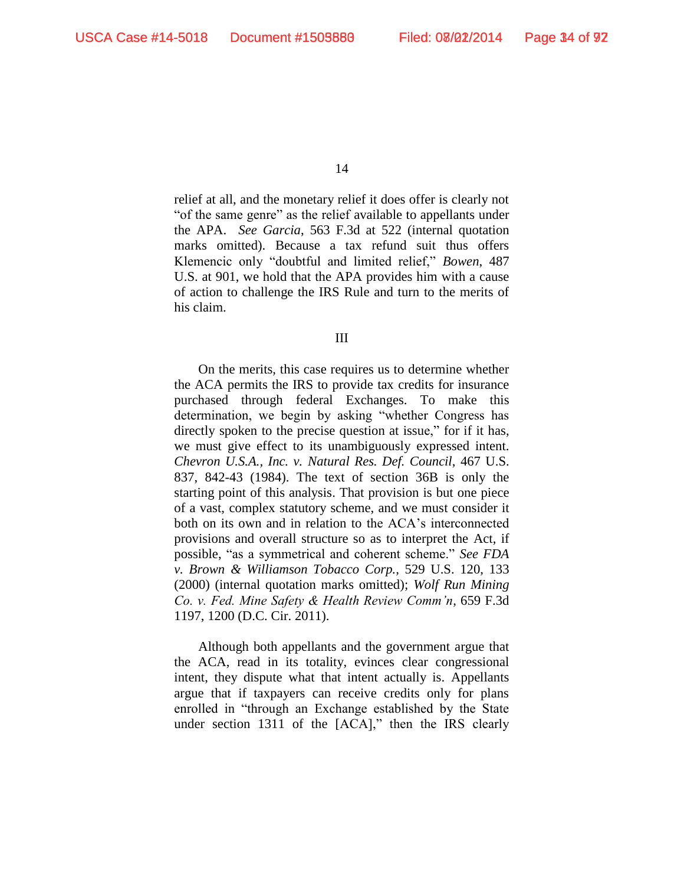relief at all, and the monetary relief it does offer is clearly not "of the same genre" as the relief available to appellants under the APA. *See Garcia*, 563 F.3d at 522 (internal quotation marks omitted). Because a tax refund suit thus offers Klemencic only "doubtful and limited relief," *Bowen*, 487 U.S. at 901, we hold that the APA provides him with a cause of action to challenge the IRS Rule and turn to the merits of his claim.

## III

On the merits, this case requires us to determine whether the ACA permits the IRS to provide tax credits for insurance purchased through federal Exchanges. To make this determination, we begin by asking "whether Congress has directly spoken to the precise question at issue," for if it has, we must give effect to its unambiguously expressed intent. *Chevron U.S.A., Inc. v. Natural Res. Def. Council*, 467 U.S. 837, 842-43 (1984). The text of section 36B is only the starting point of this analysis. That provision is but one piece of a vast, complex statutory scheme, and we must consider it both on its own and in relation to the ACA's interconnected provisions and overall structure so as to interpret the Act, if possible, "as a symmetrical and coherent scheme." *See FDA v. Brown & Williamson Tobacco Corp.*, 529 U.S. 120, 133 (2000) (internal quotation marks omitted); *Wolf Run Mining Co. v. Fed. Mine Safety & Health Review Comm'n*, 659 F.3d 1197, 1200 (D.C. Cir. 2011).

Although both appellants and the government argue that the ACA, read in its totality, evinces clear congressional intent, they dispute what that intent actually is. Appellants argue that if taxpayers can receive credits only for plans enrolled in "through an Exchange established by the State under section 1311 of the [ACA]," then the IRS clearly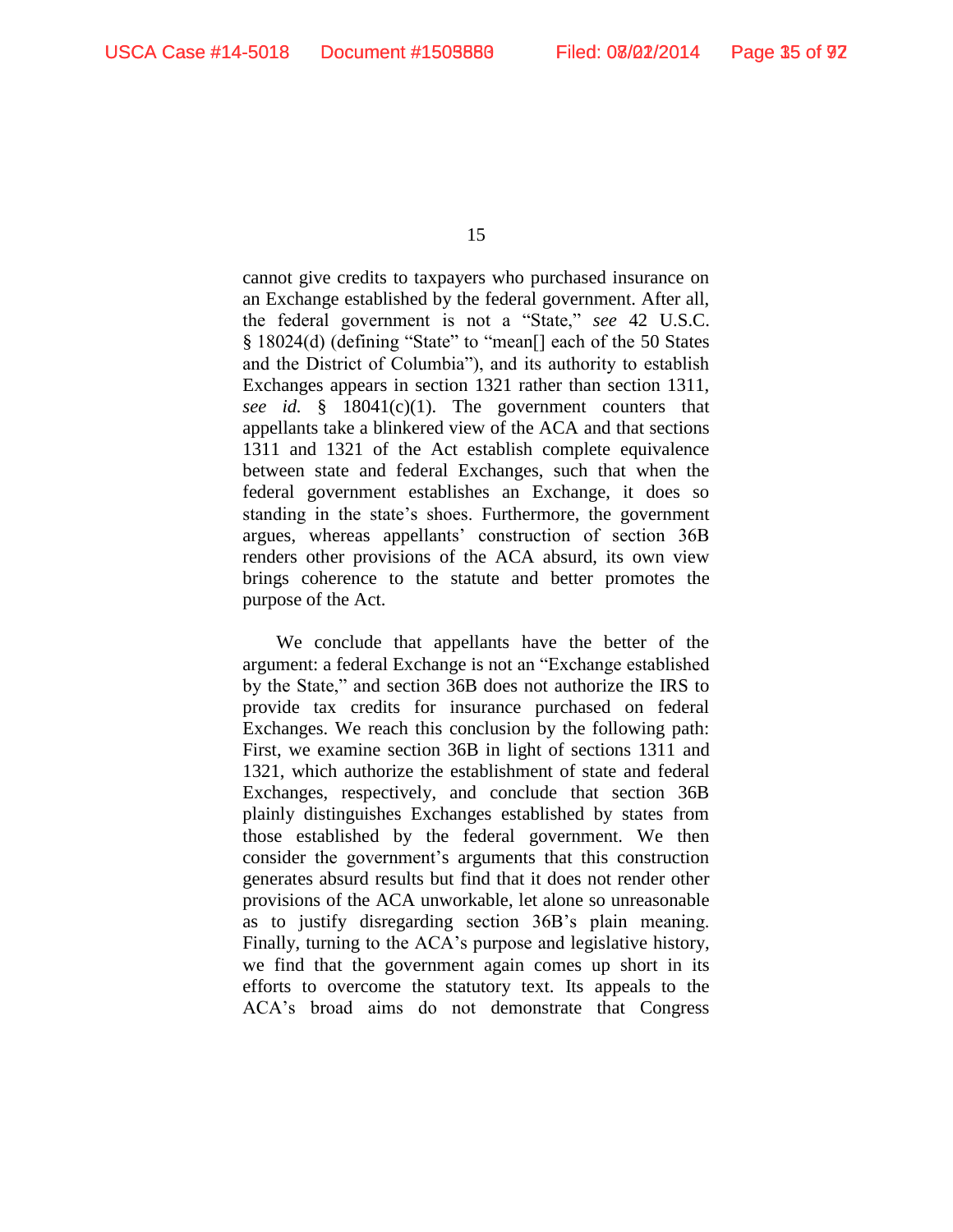cannot give credits to taxpayers who purchased insurance on an Exchange established by the federal government. After all, the federal government is not a "State," *see* 42 U.S.C. § 18024(d) (defining "State" to "mean[] each of the 50 States and the District of Columbia"), and its authority to establish Exchanges appears in section 1321 rather than section 1311, *see id.* § 18041(c)(1). The government counters that appellants take a blinkered view of the ACA and that sections 1311 and 1321 of the Act establish complete equivalence between state and federal Exchanges, such that when the federal government establishes an Exchange, it does so standing in the state's shoes. Furthermore, the government argues, whereas appellants' construction of section 36B renders other provisions of the ACA absurd, its own view brings coherence to the statute and better promotes the purpose of the Act.

We conclude that appellants have the better of the argument: a federal Exchange is not an "Exchange established by the State," and section 36B does not authorize the IRS to provide tax credits for insurance purchased on federal Exchanges. We reach this conclusion by the following path: First, we examine section 36B in light of sections 1311 and 1321, which authorize the establishment of state and federal Exchanges, respectively, and conclude that section 36B plainly distinguishes Exchanges established by states from those established by the federal government. We then consider the government's arguments that this construction generates absurd results but find that it does not render other provisions of the ACA unworkable, let alone so unreasonable as to justify disregarding section 36B's plain meaning. Finally, turning to the ACA's purpose and legislative history, we find that the government again comes up short in its efforts to overcome the statutory text. Its appeals to the ACA's broad aims do not demonstrate that Congress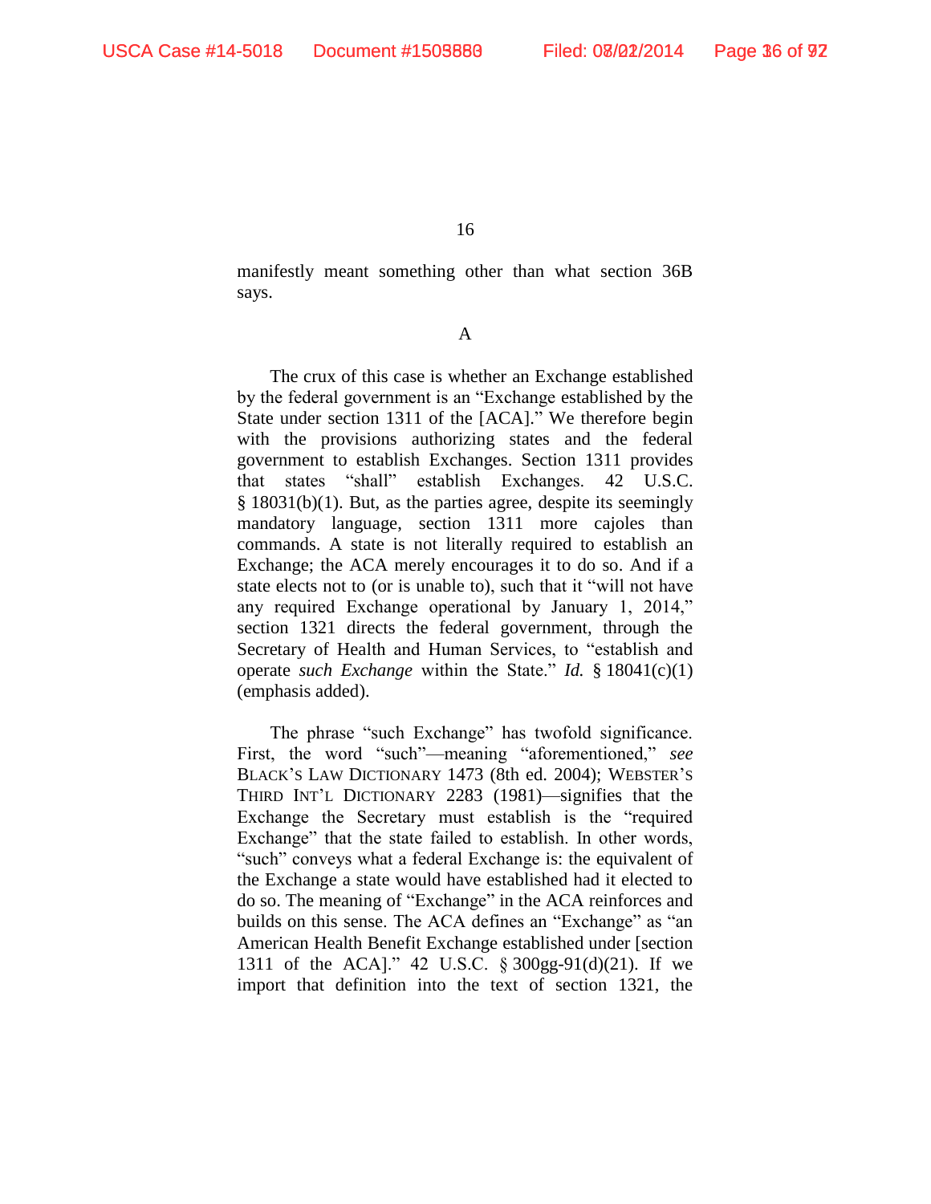manifestly meant something other than what section 36B says.

A

The crux of this case is whether an Exchange established by the federal government is an "Exchange established by the State under section 1311 of the [ACA]." We therefore begin with the provisions authorizing states and the federal government to establish Exchanges. Section 1311 provides that states "shall" establish Exchanges. 42 U.S.C. § 18031(b)(1). But, as the parties agree, despite its seemingly mandatory language, section 1311 more cajoles than commands. A state is not literally required to establish an Exchange; the ACA merely encourages it to do so. And if a state elects not to (or is unable to), such that it "will not have any required Exchange operational by January 1, 2014," section 1321 directs the federal government, through the Secretary of Health and Human Services, to "establish and operate *such Exchange* within the State." *Id.* § 18041(c)(1) (emphasis added).

The phrase "such Exchange" has twofold significance. First, the word "such"—meaning "aforementioned," *see* BLACK'S LAW DICTIONARY 1473 (8th ed. 2004); WEBSTER'S THIRD INT'L DICTIONARY 2283 (1981)—signifies that the Exchange the Secretary must establish is the "required Exchange" that the state failed to establish. In other words, "such" conveys what a federal Exchange is: the equivalent of the Exchange a state would have established had it elected to do so. The meaning of "Exchange" in the ACA reinforces and builds on this sense. The ACA defines an "Exchange" as "an American Health Benefit Exchange established under [section 1311 of the ACA]." 42 U.S.C. § 300gg-91(d)(21). If we import that definition into the text of section 1321, the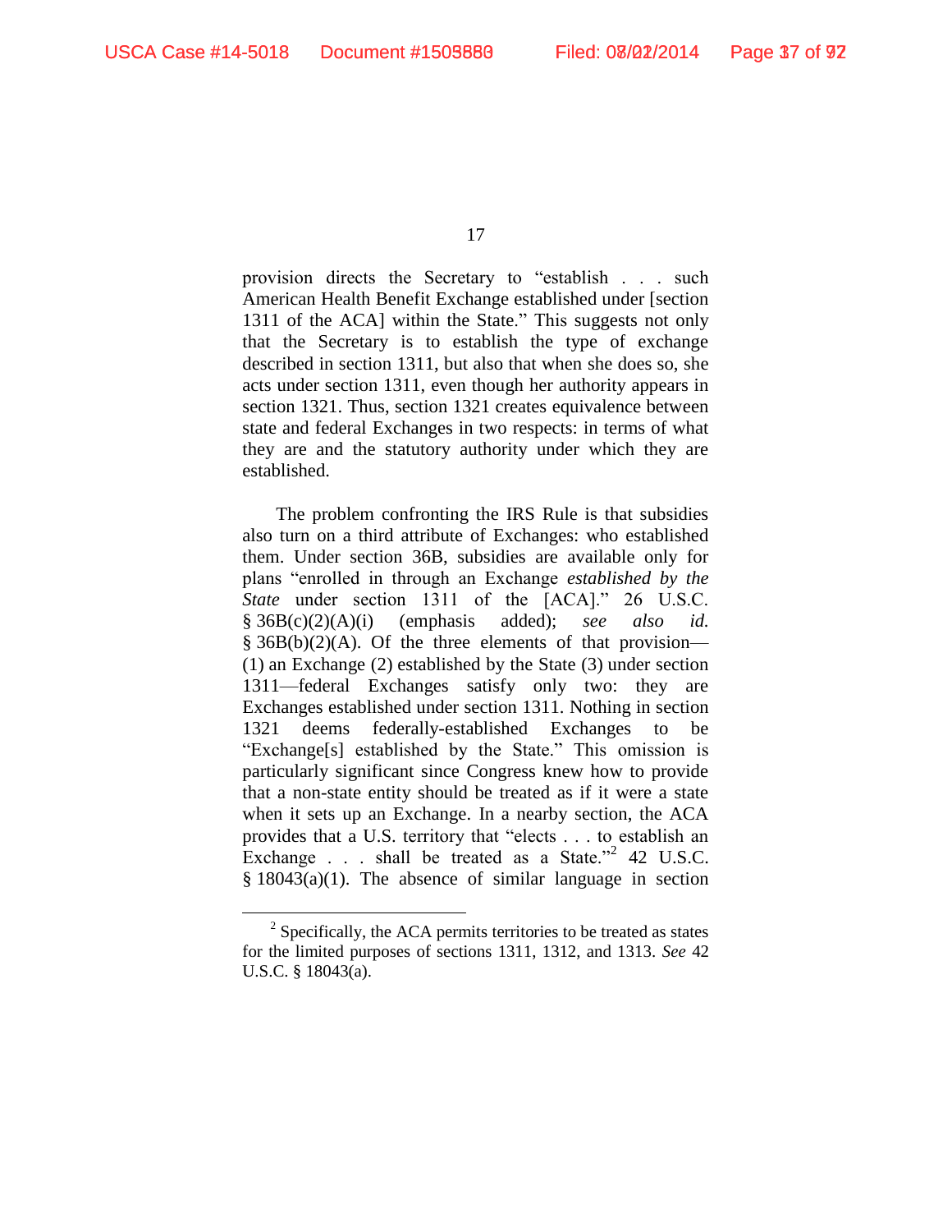provision directs the Secretary to "establish . . . such American Health Benefit Exchange established under [section 1311 of the ACA] within the State." This suggests not only that the Secretary is to establish the type of exchange described in section 1311, but also that when she does so, she acts under section 1311, even though her authority appears in section 1321. Thus, section 1321 creates equivalence between state and federal Exchanges in two respects: in terms of what they are and the statutory authority under which they are established.

The problem confronting the IRS Rule is that subsidies also turn on a third attribute of Exchanges: who established them. Under section 36B, subsidies are available only for plans "enrolled in through an Exchange *established by the State* under section 1311 of the [ACA]." 26 U.S.C. § 36B(c)(2)(A)(i) (emphasis added); *see also id.* § 36B(b)(2)(A). Of the three elements of that provision—(1) an Exchange (2) established by the State (3) under section 1311—federal Exchanges satisfy only two: they are Exchanges established under section 1311. Nothing in section 1321 deems federally-established Exchanges to be "Exchange[s] established by the State." This omission is particularly significant since Congress knew how to provide that a non-state entity should be treated as if it were a state when it sets up an Exchange. In a nearby section, the ACA provides that a U.S. territory that "elects . . . to establish an Exchange . . . shall be treated as a State."[2] 42 U.S.C. § 18043(a)(1). The absence of similar language in section

[2] Specifically, the ACA permits territories to be treated as states for the limited purposes of sections 1311, 1312, and 1313. *See* 42 U.S.C. § 18043(a).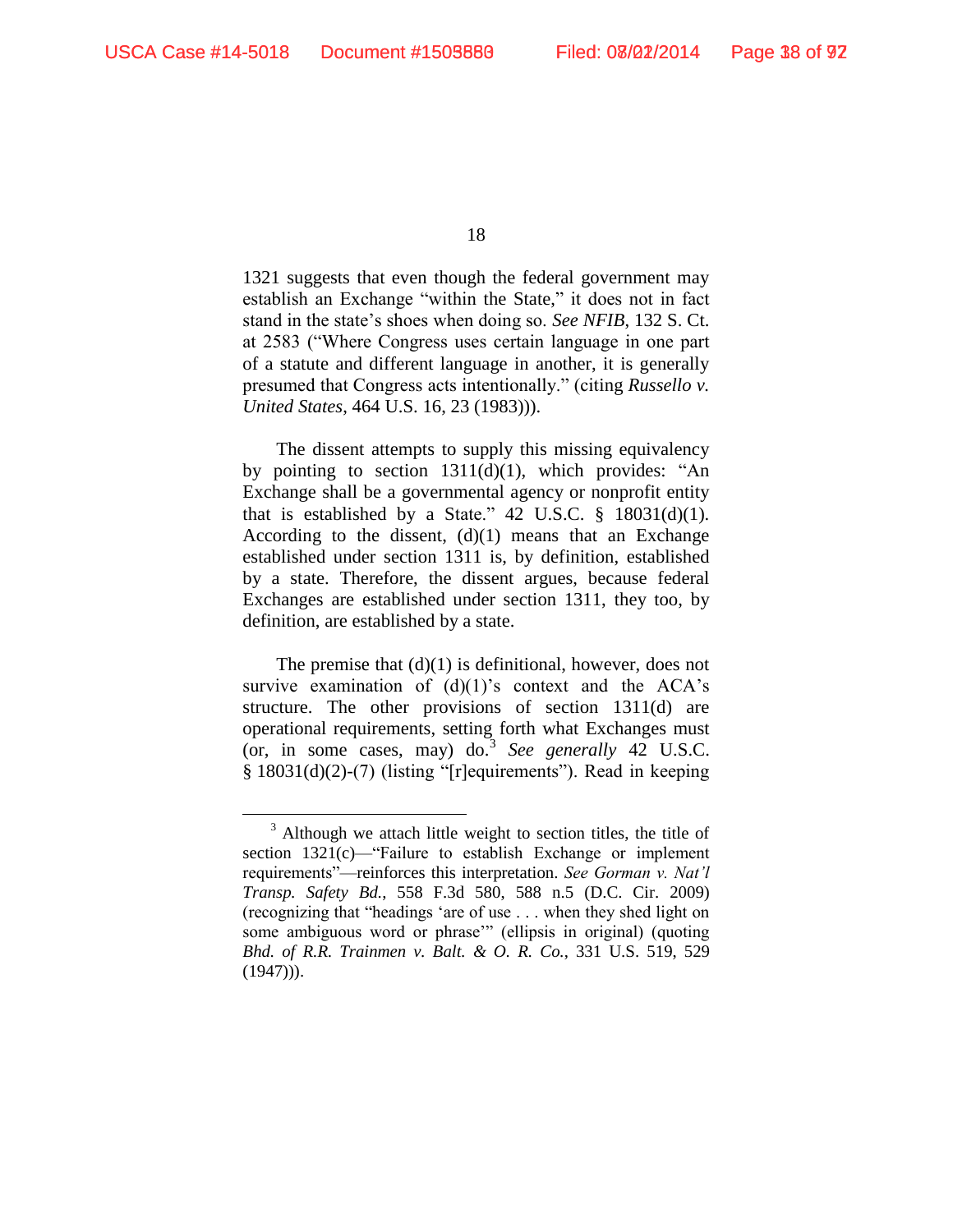1321 suggests that even though the federal government may establish an Exchange "within the State," it does not in fact stand in the state's shoes when doing so. *See NFIB*, 132 S. Ct. at 2583 ("Where Congress uses certain language in one part of a statute and different language in another, it is generally presumed that Congress acts intentionally." (citing *Russello v. United States*, 464 U.S. 16, 23 (1983))).

The dissent attempts to supply this missing equivalency by pointing to section 1311(d)(1), which provides: "An Exchange shall be a governmental agency or nonprofit entity that is established by a State." 42 U.S.C. § 18031(d)(1). According to the dissent, (d)(1) means that an Exchange established under section 1311 is, by definition, established by a state. Therefore, the dissent argues, because federal Exchanges are established under section 1311, they too, by definition, are established by a state.

The premise that (d)(1) is definitional, however, does not survive examination of (d)(1)'s context and the ACA's structure. The other provisions of section 1311(d) are operational requirements, setting forth what Exchanges must (or, in some cases, may) do.[3] *See generally* 42 U.S.C. § 18031(d)(2)-(7) (listing "[r]equirements"). Read in keeping

---

[3] Although we attach little weight to section titles, the title of section 1321(c)—"Failure to establish Exchange or implement requirements"—reinforces this interpretation. *See Gorman v. Nat'l Transp. Safety Bd.*, 558 F.3d 580, 588 n.5 (D.C. Cir. 2009) (recognizing that "headings 'are of use . . . when they shed light on some ambiguous word or phrase'" (ellipsis in original) (quoting *Bhd. of R.R. Trainmen v. Balt. & O. R. Co.*, 331 U.S. 519, 529 (1947))).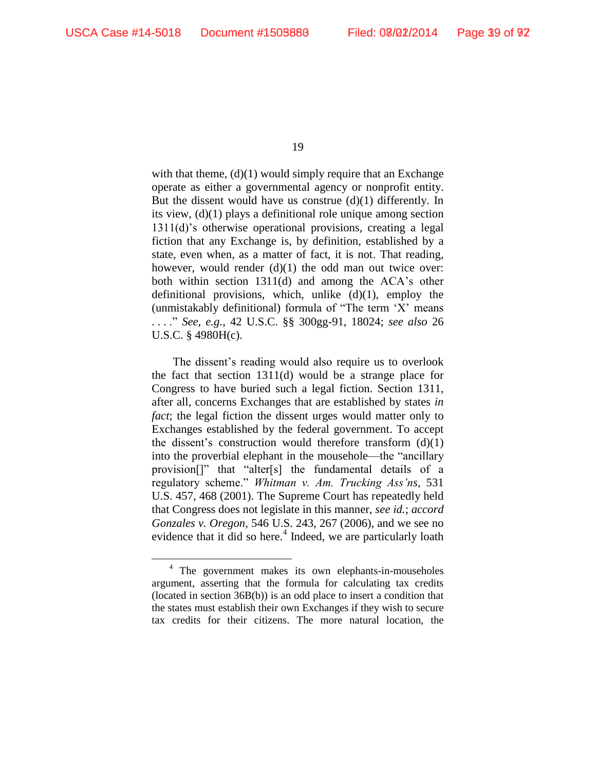with that theme, (d)(1) would simply require that an Exchange operate as either a governmental agency or nonprofit entity. But the dissent would have us construe (d)(1) differently. In its view, (d)(1) plays a definitional role unique among section 1311(d)'s otherwise operational provisions, creating a legal fiction that any Exchange is, by definition, established by a state, even when, as a matter of fact, it is not. That reading, however, would render (d)(1) the odd man out twice over: both within section 1311(d) and among the ACA's other definitional provisions, which, unlike (d)(1), employ the (unmistakably definitional) formula of "The term 'X' means . . . ." *See, e.g.*, 42 U.S.C. §§ 300gg-91, 18024; *see also* 26 U.S.C. § 4980H(c).

The dissent's reading would also require us to overlook the fact that section 1311(d) would be a strange place for Congress to have buried such a legal fiction. Section 1311, after all, concerns Exchanges that are established by states *in fact*; the legal fiction the dissent urges would matter only to Exchanges established by the federal government. To accept the dissent's construction would therefore transform (d)(1) into the proverbial elephant in the mousehole—the "ancillary provision[]" that "alter[s] the fundamental details of a regulatory scheme." *Whitman v. Am. Trucking Ass'ns*, 531 U.S. 457, 468 (2001). The Supreme Court has repeatedly held that Congress does not legislate in this manner, *see id.*; *accord Gonzales v. Oregon*, 546 U.S. 243, 267 (2006), and we see no evidence that it did so here.[4] Indeed, we are particularly loath

[4] The government makes its own elephants-in-mouseholes argument, asserting that the formula for calculating tax credits (located in section 36B(b)) is an odd place to insert a condition that the states must establish their own Exchanges if they wish to secure tax credits for their citizens. The more natural location, the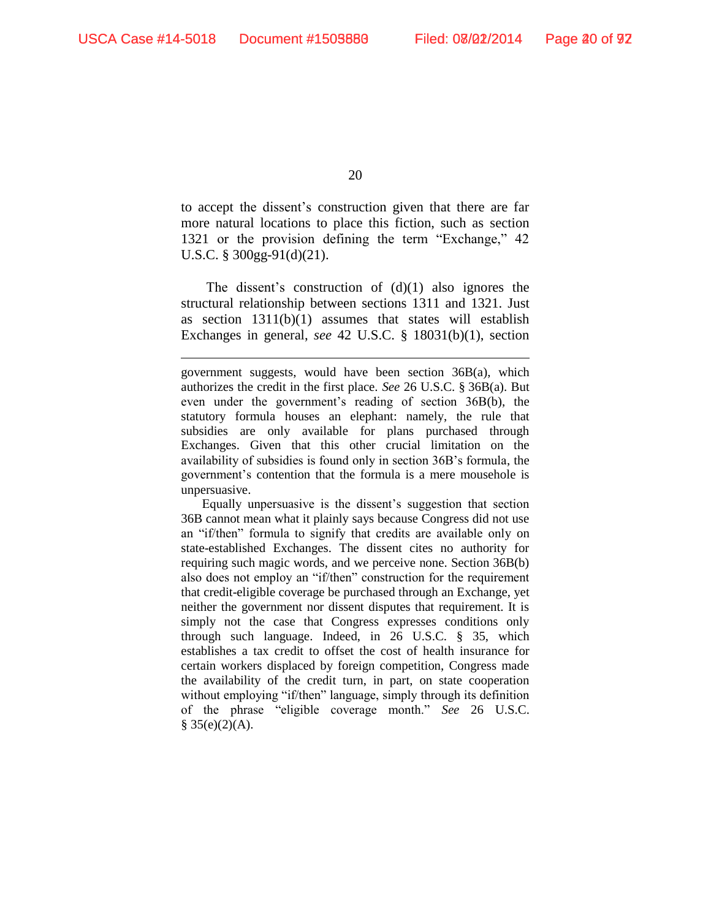to accept the dissent's construction given that there are far more natural locations to place this fiction, such as section 1321 or the provision defining the term "Exchange," 42 U.S.C. § 300gg-91(d)(21).

The dissent's construction of (d)(1) also ignores the structural relationship between sections 1311 and 1321. Just as section 1311(b)(1) assumes that states will establish Exchanges in general, *see* 42 U.S.C. § 18031(b)(1), section

---

government suggests, would have been section 36B(a), which authorizes the credit in the first place. *See* 26 U.S.C. § 36B(a). But even under the government's reading of section 36B(b), the statutory formula houses an elephant: namely, the rule that subsidies are only available for plans purchased through Exchanges. Given that this other crucial limitation on the availability of subsidies is found only in section 36B's formula, the government's contention that the formula is a mere mousehole is unpersuasive.

Equally unpersuasive is the dissent's suggestion that section 36B cannot mean what it plainly says because Congress did not use an "if/then" formula to signify that credits are available only on state-established Exchanges. The dissent cites no authority for requiring such magic words, and we perceive none. Section 36B(b) also does not employ an "if/then" construction for the requirement that credit-eligible coverage be purchased through an Exchange, yet neither the government nor dissent disputes that requirement. It is simply not the case that Congress expresses conditions only through such language. Indeed, in 26 U.S.C. § 35, which establishes a tax credit to offset the cost of health insurance for certain workers displaced by foreign competition, Congress made the availability of the credit turn, in part, on state cooperation without employing "if/then" language, simply through its definition of the phrase "eligible coverage month." *See* 26 U.S.C. § 35(e)(2)(A).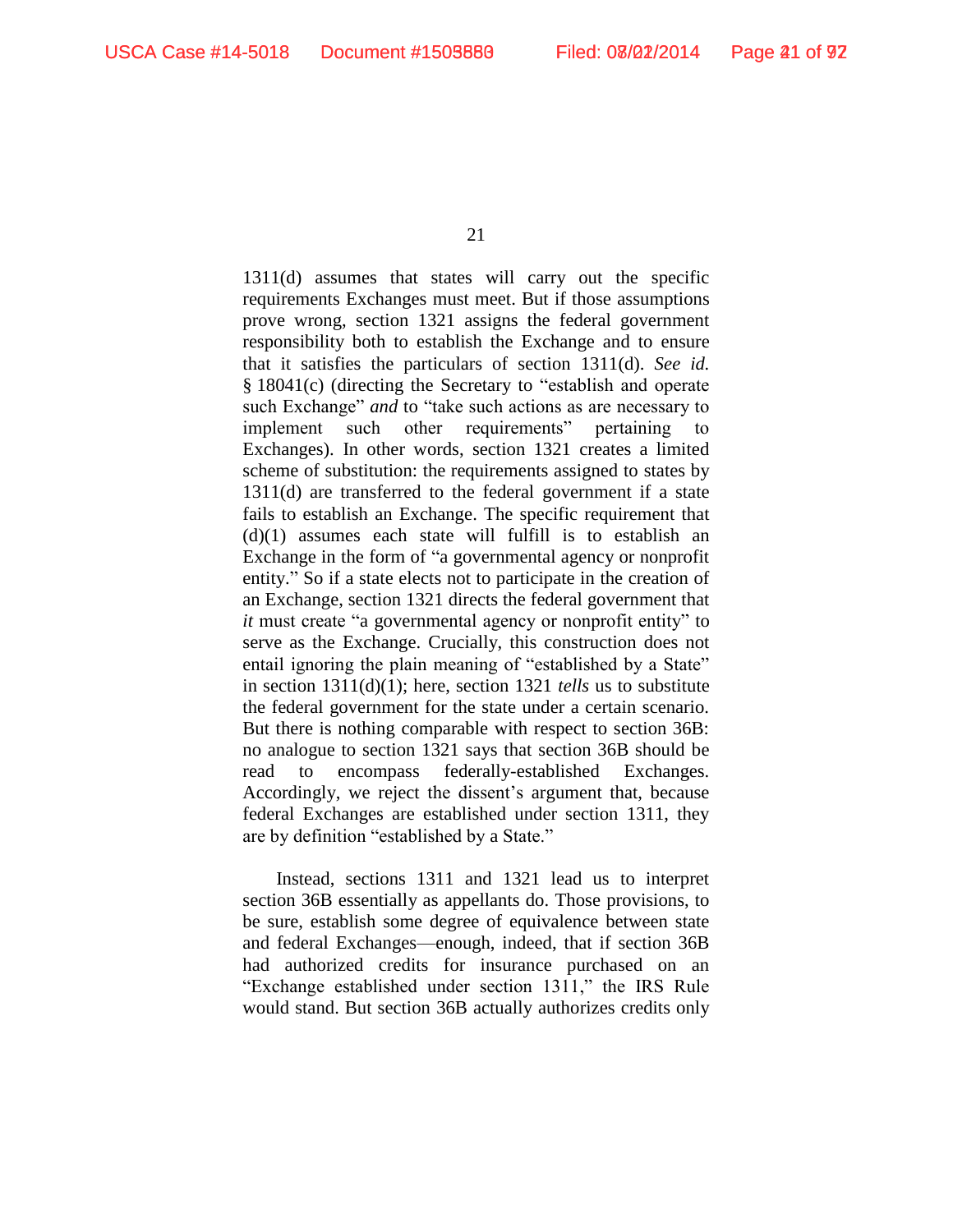1311(d) assumes that states will carry out the specific requirements Exchanges must meet. But if those assumptions prove wrong, section 1321 assigns the federal government responsibility both to establish the Exchange and to ensure that it satisfies the particulars of section 1311(d). *See id.* § 18041(c) (directing the Secretary to "establish and operate such Exchange" *and* to "take such actions as are necessary to implement such other requirements" pertaining to Exchanges). In other words, section 1321 creates a limited scheme of substitution: the requirements assigned to states by 1311(d) are transferred to the federal government if a state fails to establish an Exchange. The specific requirement that (d)(1) assumes each state will fulfill is to establish an Exchange in the form of "a governmental agency or nonprofit entity." So if a state elects not to participate in the creation of an Exchange, section 1321 directs the federal government that *it* must create "a governmental agency or nonprofit entity" to serve as the Exchange. Crucially, this construction does not entail ignoring the plain meaning of "established by a State" in section 1311(d)(1); here, section 1321 *tells* us to substitute the federal government for the state under a certain scenario. But there is nothing comparable with respect to section 36B: no analogue to section 1321 says that section 36B should be read to encompass federally-established Exchanges. Accordingly, we reject the dissent's argument that, because federal Exchanges are established under section 1311, they are by definition "established by a State."

Instead, sections 1311 and 1321 lead us to interpret section 36B essentially as appellants do. Those provisions, to be sure, establish some degree of equivalence between state and federal Exchanges—enough, indeed, that if section 36B had authorized credits for insurance purchased on an "Exchange established under section 1311," the IRS Rule would stand. But section 36B actually authorizes credits only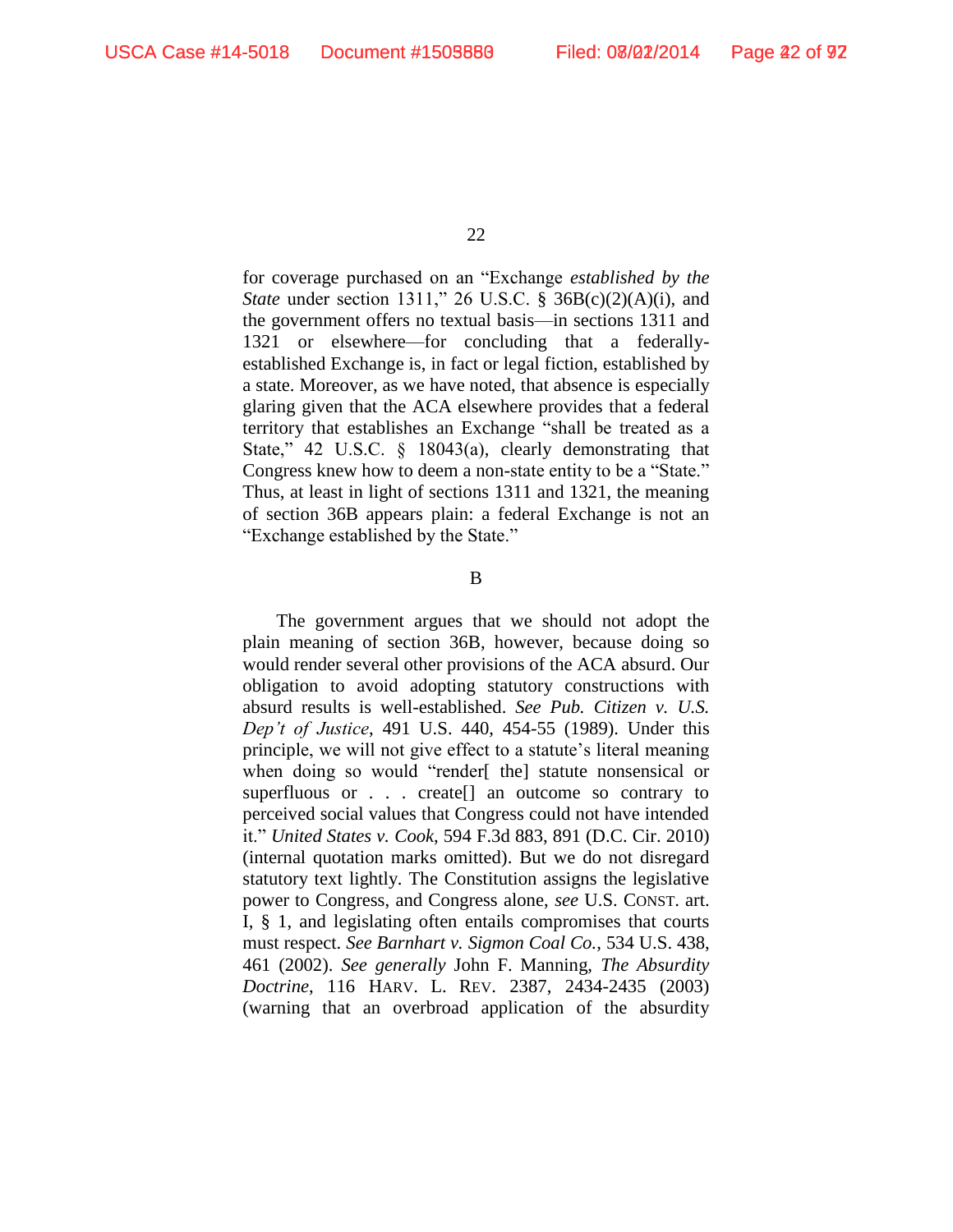for coverage purchased on an "Exchange *established by the State* under section 1311," 26 U.S.C. § 36B(c)(2)(A)(i), and the government offers no textual basis—in sections 1311 and 1321 or elsewhere—for concluding that a federally-established Exchange is, in fact or legal fiction, established by a state. Moreover, as we have noted, that absence is especially glaring given that the ACA elsewhere provides that a federal territory that establishes an Exchange "shall be treated as a State," 42 U.S.C. § 18043(a), clearly demonstrating that Congress knew how to deem a non-state entity to be a "State." Thus, at least in light of sections 1311 and 1321, the meaning of section 36B appears plain: a federal Exchange is not an "Exchange established by the State."

B

The government argues that we should not adopt the plain meaning of section 36B, however, because doing so would render several other provisions of the ACA absurd. Our obligation to avoid adopting statutory constructions with absurd results is well-established. *See Pub. Citizen v. U.S. Dep't of Justice*, 491 U.S. 440, 454-55 (1989). Under this principle, we will not give effect to a statute's literal meaning when doing so would "render[ the] statute nonsensical or superfluous or . . . create[] an outcome so contrary to perceived social values that Congress could not have intended it." *United States v. Cook*, 594 F.3d 883, 891 (D.C. Cir. 2010) (internal quotation marks omitted). But we do not disregard statutory text lightly. The Constitution assigns the legislative power to Congress, and Congress alone, *see* U.S. CONST. art. I, § 1, and legislating often entails compromises that courts must respect. *See Barnhart v. Sigmon Coal Co.*, 534 U.S. 438, 461 (2002). *See generally* John F. Manning, *The Absurdity Doctrine*, 116 HARV. L. REV. 2387, 2434-2435 (2003) (warning that an overbroad application of the absurdity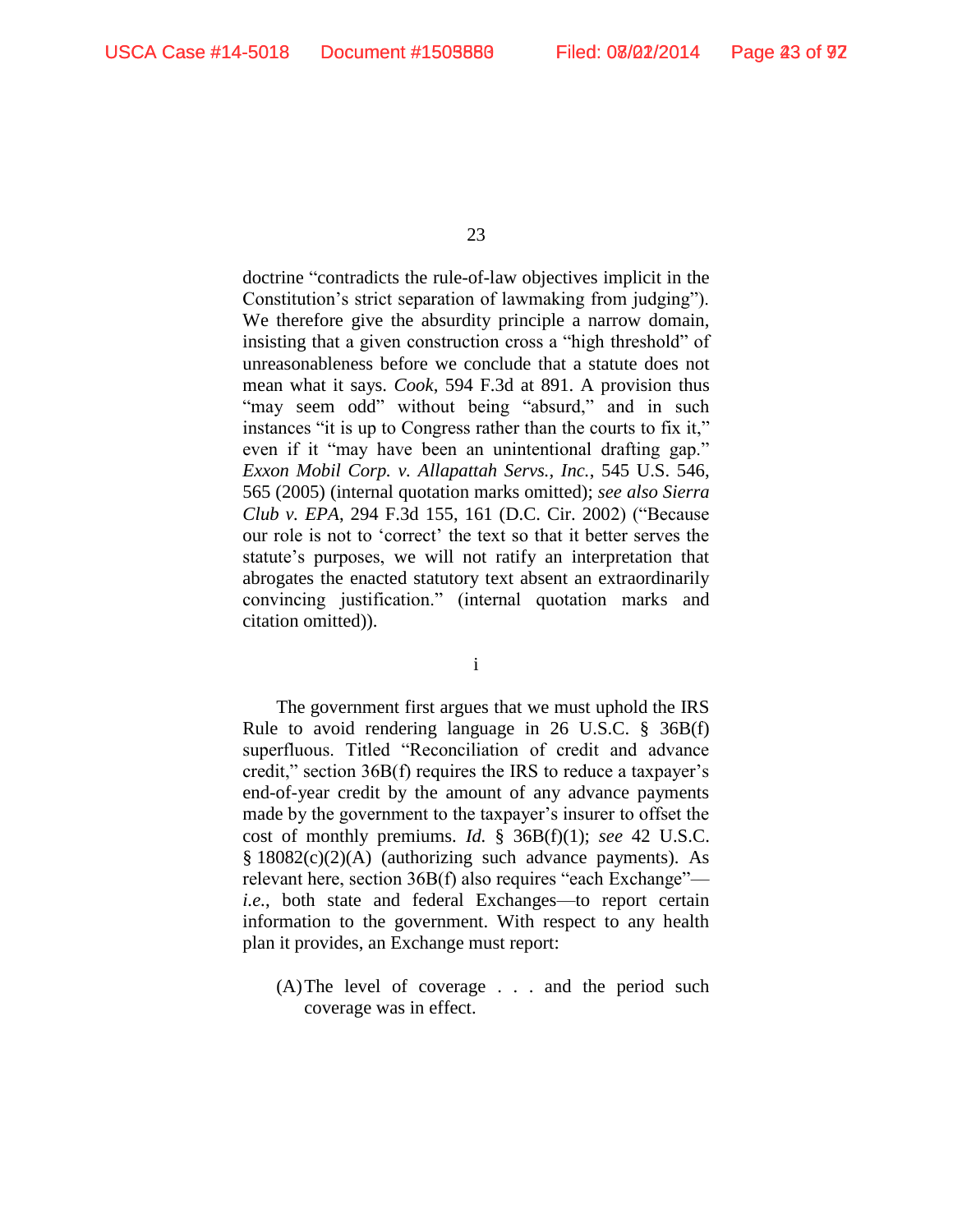doctrine "contradicts the rule-of-law objectives implicit in the Constitution's strict separation of lawmaking from judging"). We therefore give the absurdity principle a narrow domain, insisting that a given construction cross a "high threshold" of unreasonableness before we conclude that a statute does not mean what it says. *Cook*, 594 F.3d at 891. A provision thus "may seem odd" without being "absurd," and in such instances "it is up to Congress rather than the courts to fix it," even if it "may have been an unintentional drafting gap." *Exxon Mobil Corp. v. Allapattah Servs., Inc.*, 545 U.S. 546, 565 (2005) (internal quotation marks omitted); *see also Sierra Club v. EPA*, 294 F.3d 155, 161 (D.C. Cir. 2002) ("Because our role is not to 'correct' the text so that it better serves the statute's purposes, we will not ratify an interpretation that abrogates the enacted statutory text absent an extraordinarily convincing justification." (internal quotation marks and citation omitted)).

i

The government first argues that we must uphold the IRS Rule to avoid rendering language in 26 U.S.C. § 36B(f) superfluous. Titled "Reconciliation of credit and advance credit," section 36B(f) requires the IRS to reduce a taxpayer's end-of-year credit by the amount of any advance payments made by the government to the taxpayer's insurer to offset the cost of monthly premiums. *Id.* § 36B(f)(1); *see* 42 U.S.C. § 18082(c)(2)(A) (authorizing such advance payments). As relevant here, section 36B(f) also requires "each Exchange"—*i.e.*, both state and federal Exchanges—to report certain information to the government. With respect to any health plan it provides, an Exchange must report:

(A) The level of coverage . . . and the period such coverage was in effect.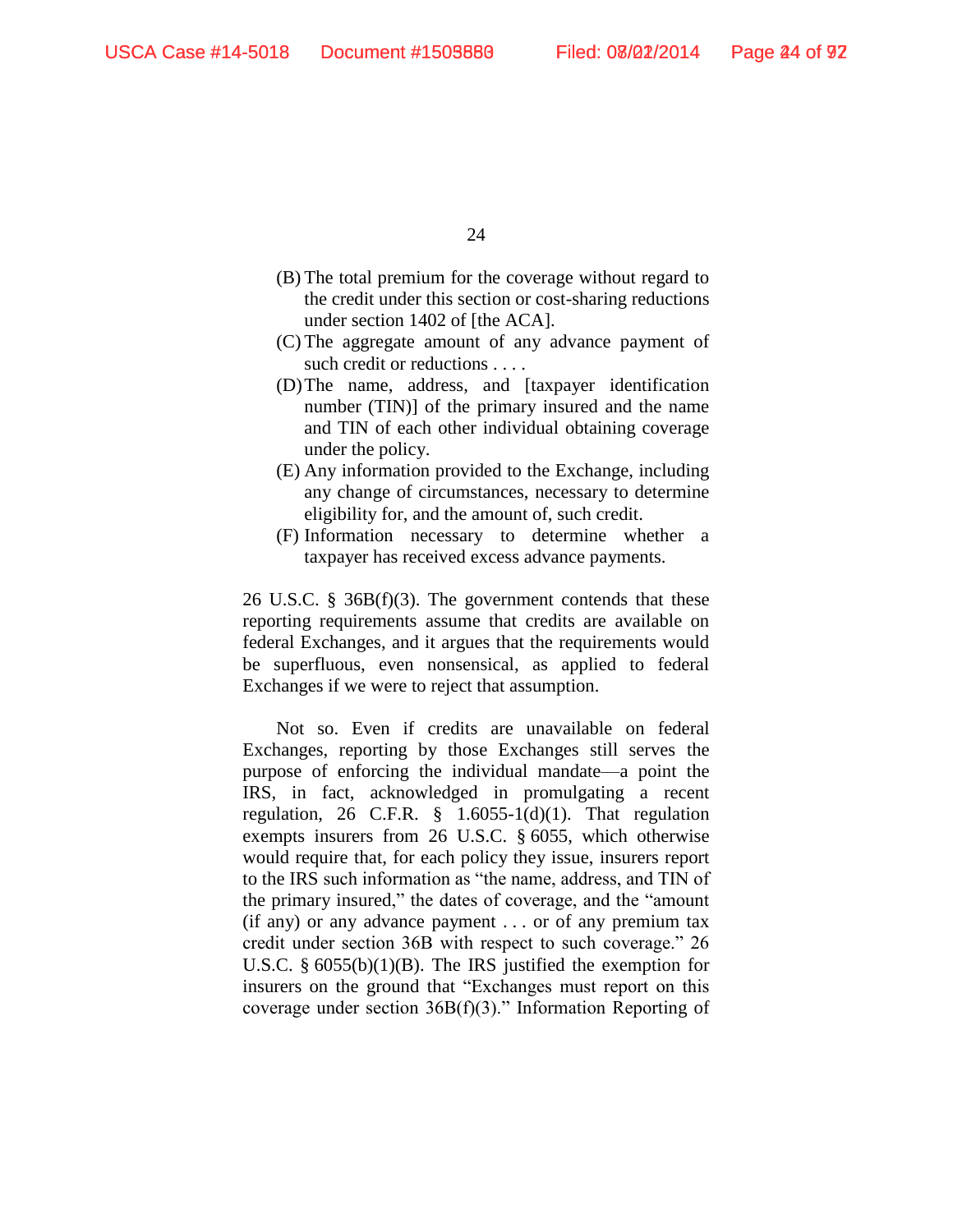(B) The total premium for the coverage without regard to the credit under this section or cost-sharing reductions under section 1402 of [the ACA].

(C) The aggregate amount of any advance payment of such credit or reductions . . . .

(D) The name, address, and [taxpayer identification number (TIN)] of the primary insured and the name and TIN of each other individual obtaining coverage under the policy.

(E) Any information provided to the Exchange, including any change of circumstances, necessary to determine eligibility for, and the amount of, such credit.

(F) Information necessary to determine whether a taxpayer has received excess advance payments.

26 U.S.C. § 36B(f)(3). The government contends that these reporting requirements assume that credits are available on federal Exchanges, and it argues that the requirements would be superfluous, even nonsensical, as applied to federal Exchanges if we were to reject that assumption.

Not so. Even if credits are unavailable on federal Exchanges, reporting by those Exchanges still serves the purpose of enforcing the individual mandate—a point the IRS, in fact, acknowledged in promulgating a recent regulation, 26 C.F.R. § 1.6055-1(d)(1). That regulation exempts insurers from 26 U.S.C. § 6055, which otherwise would require that, for each policy they issue, insurers report to the IRS such information as "the name, address, and TIN of the primary insured," the dates of coverage, and the "amount (if any) or any advance payment . . . or of any premium tax credit under section 36B with respect to such coverage." 26 U.S.C. § 6055(b)(1)(B). The IRS justified the exemption for insurers on the ground that "Exchanges must report on this coverage under section 36B(f)(3)." Information Reporting of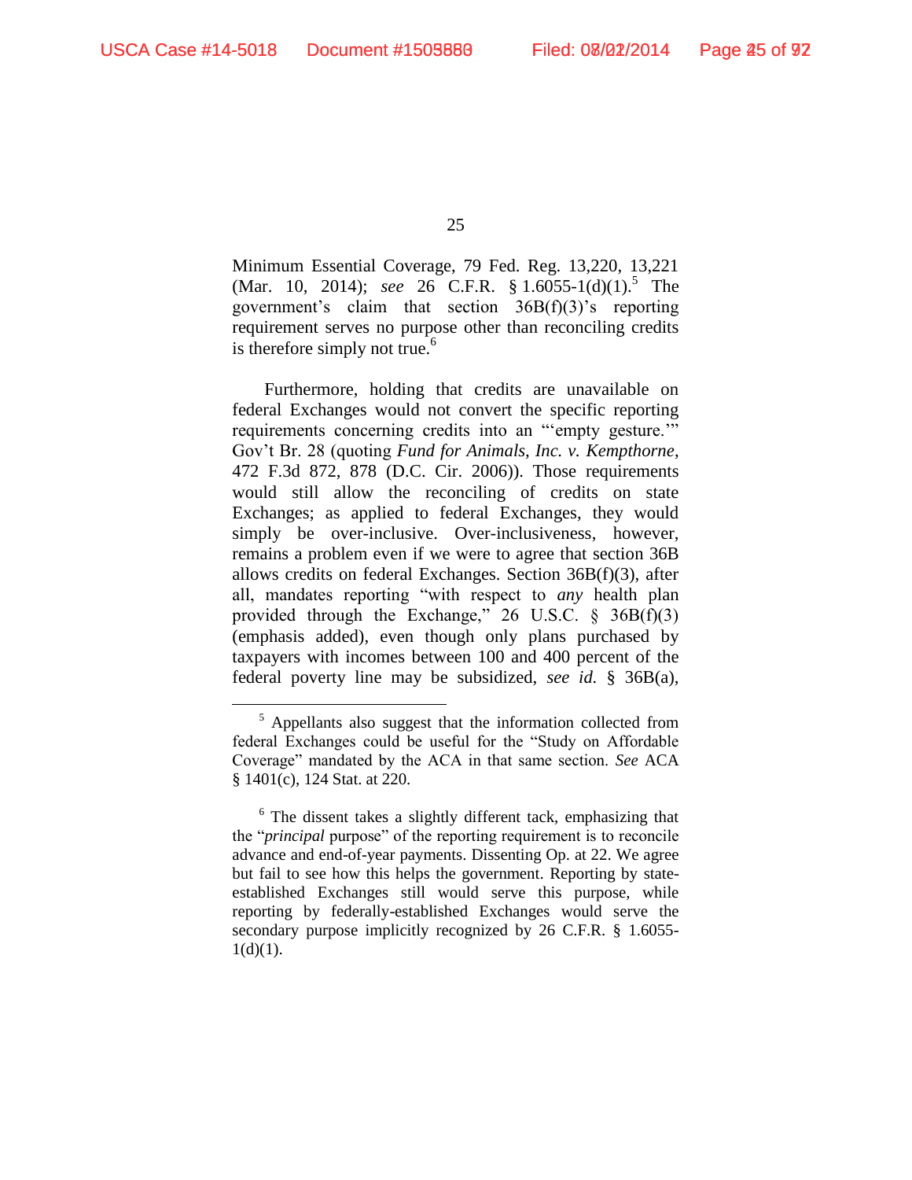Minimum Essential Coverage, 79 Fed. Reg. 13,220, 13,221 (Mar. 10, 2014); *see* 26 C.F.R. § 1.6055-1(d)(1).[5] The government's claim that section 36B(f)(3)'s reporting requirement serves no purpose other than reconciling credits is therefore simply not true.[6]

Furthermore, holding that credits are unavailable on federal Exchanges would not convert the specific reporting requirements concerning credits into an "'empty gesture.'" Gov't Br. 28 (quoting *Fund for Animals, Inc. v. Kempthorne*, 472 F.3d 872, 878 (D.C. Cir. 2006)). Those requirements would still allow the reconciling of credits on state Exchanges; as applied to federal Exchanges, they would simply be over-inclusive. Over-inclusiveness, however, remains a problem even if we were to agree that section 36B allows credits on federal Exchanges. Section 36B(f)(3), after all, mandates reporting "with respect to *any* health plan provided through the Exchange," 26 U.S.C. § 36B(f)(3) (emphasis added), even though only plans purchased by taxpayers with incomes between 100 and 400 percent of the federal poverty line may be subsidized, *see id.* § 36B(a),

---

[5] Appellants also suggest that the information collected from federal Exchanges could be useful for the "Study on Affordable Coverage" mandated by the ACA in that same section. *See* ACA § 1401(c), 124 Stat. at 220.

[6] The dissent takes a slightly different tack, emphasizing that the "*principal* purpose" of the reporting requirement is to reconcile advance and end-of-year payments. Dissenting Op. at 22. We agree but fail to see how this helps the government. Reporting by state-established Exchanges still would serve this purpose, while reporting by federally-established Exchanges would serve the secondary purpose implicitly recognized by 26 C.F.R. § 1.6055-1(d)(1).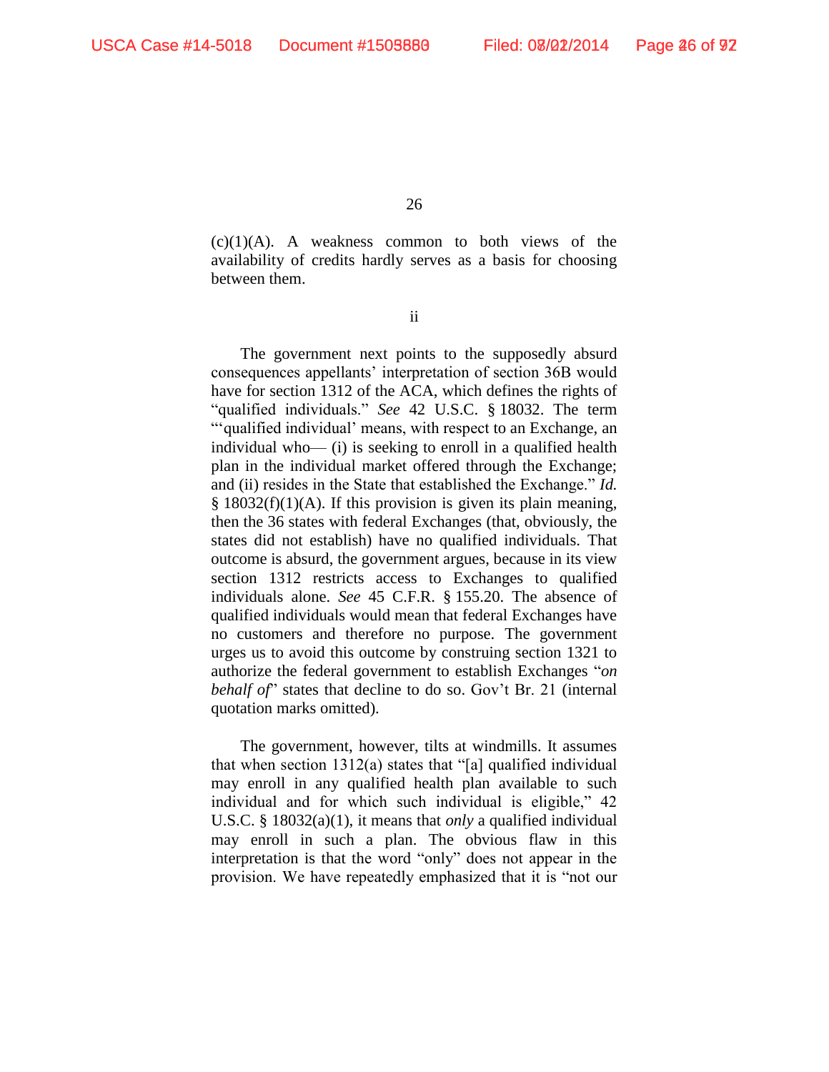(c)(1)(A). A weakness common to both views of the availability of credits hardly serves as a basis for choosing between them.

ii

The government next points to the supposedly absurd consequences appellants' interpretation of section 36B would have for section 1312 of the ACA, which defines the rights of "qualified individuals." *See* 42 U.S.C. § 18032. The term "'qualified individual' means, with respect to an Exchange, an individual who— (i) is seeking to enroll in a qualified health plan in the individual market offered through the Exchange; and (ii) resides in the State that established the Exchange." *Id.* § 18032(f)(1)(A). If this provision is given its plain meaning, then the 36 states with federal Exchanges (that, obviously, the states did not establish) have no qualified individuals. That outcome is absurd, the government argues, because in its view section 1312 restricts access to Exchanges to qualified individuals alone. *See* 45 C.F.R. § 155.20. The absence of qualified individuals would mean that federal Exchanges have no customers and therefore no purpose. The government urges us to avoid this outcome by construing section 1321 to authorize the federal government to establish Exchanges "*on behalf of*" states that decline to do so. Gov't Br. 21 (internal quotation marks omitted).

The government, however, tilts at windmills. It assumes that when section 1312(a) states that "[a] qualified individual may enroll in any qualified health plan available to such individual and for which such individual is eligible," 42 U.S.C. § 18032(a)(1), it means that *only* a qualified individual may enroll in such a plan. The obvious flaw in this interpretation is that the word "only" does not appear in the provision. We have repeatedly emphasized that it is "not our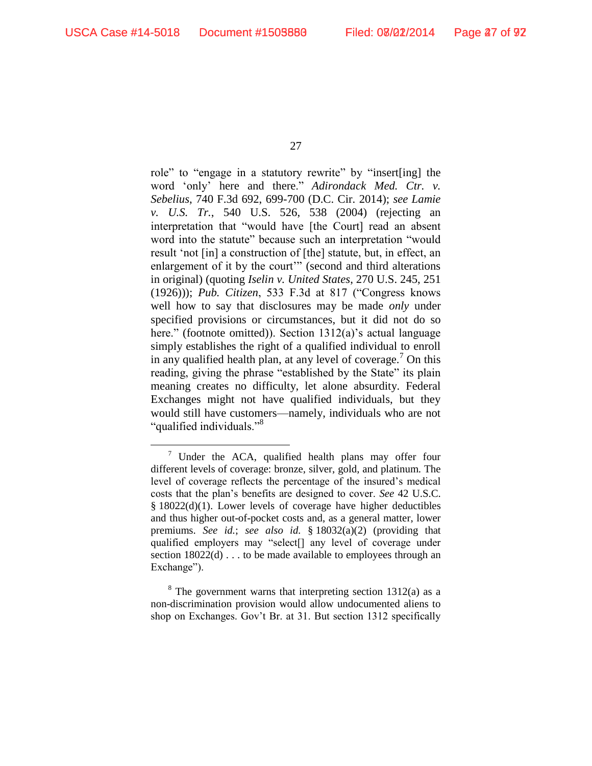role" to "engage in a statutory rewrite" by "insert[ing] the word 'only' here and there." *Adirondack Med. Ctr. v. Sebelius*, 740 F.3d 692, 699-700 (D.C. Cir. 2014); *see Lamie v. U.S. Tr.*, 540 U.S. 526, 538 (2004) (rejecting an interpretation that "would have [the Court] read an absent word into the statute" because such an interpretation "would result 'not [in] a construction of [the] statute, but, in effect, an enlargement of it by the court'" (second and third alterations in original) (quoting *Iselin v. United States*, 270 U.S. 245, 251 (1926))); *Pub. Citizen*, 533 F.3d at 817 ("Congress knows well how to say that disclosures may be made *only* under specified provisions or circumstances, but it did not do so here." (footnote omitted)). Section 1312(a)'s actual language simply establishes the right of a qualified individual to enroll in any qualified health plan, at any level of coverage.[7] On this reading, giving the phrase "established by the State" its plain meaning creates no difficulty, let alone absurdity. Federal Exchanges might not have qualified individuals, but they would still have customers—namely, individuals who are not "qualified individuals."[8]

---

[7] Under the ACA, qualified health plans may offer four different levels of coverage: bronze, silver, gold, and platinum. The level of coverage reflects the percentage of the insured's medical costs that the plan's benefits are designed to cover. *See* 42 U.S.C. § 18022(d)(1). Lower levels of coverage have higher deductibles and thus higher out-of-pocket costs and, as a general matter, lower premiums. *See id.*; *see also id.* § 18032(a)(2) (providing that qualified employers may "select[] any level of coverage under section 18022(d) . . . to be made available to employees through an Exchange").

[8] The government warns that interpreting section 1312(a) as a non-discrimination provision would allow undocumented aliens to shop on Exchanges. Gov't Br. at 31. But section 1312 specifically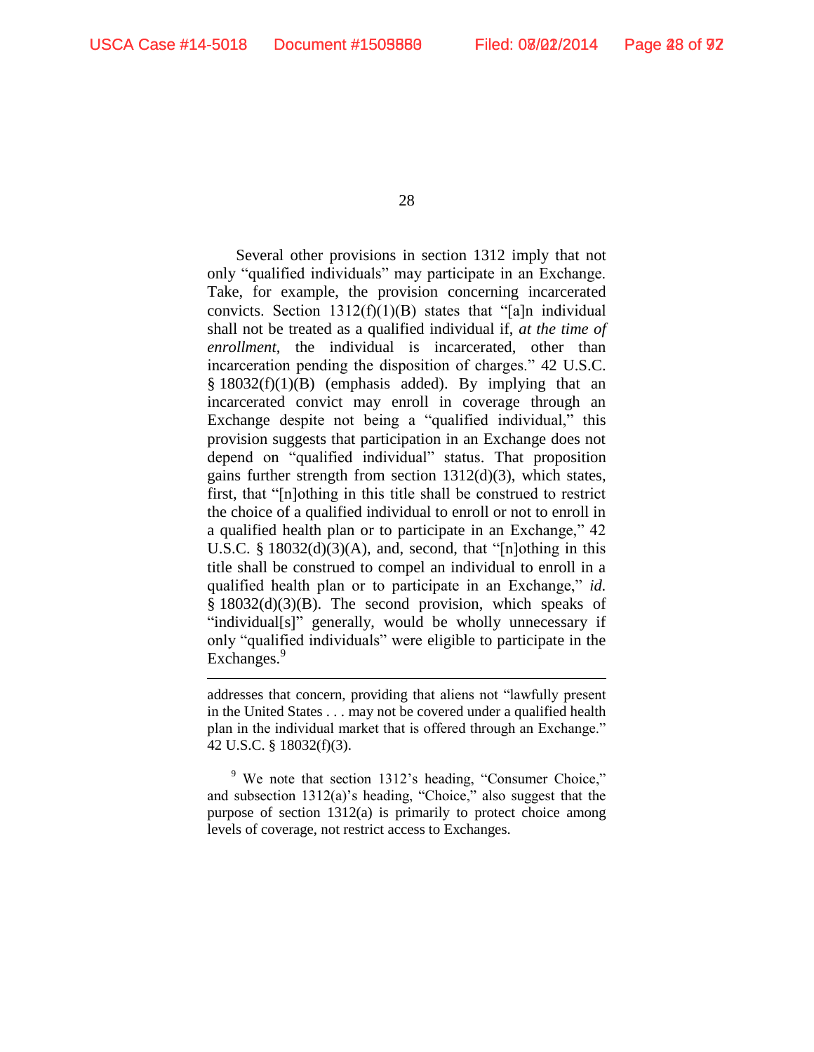Several other provisions in section 1312 imply that not only "qualified individuals" may participate in an Exchange. Take, for example, the provision concerning incarcerated convicts. Section 1312(f)(1)(B) states that "[a]n individual shall not be treated as a qualified individual if, *at the time of enrollment*, the individual is incarcerated, other than incarceration pending the disposition of charges." 42 U.S.C. § 18032(f)(1)(B) (emphasis added). By implying that an incarcerated convict may enroll in coverage through an Exchange despite not being a "qualified individual," this provision suggests that participation in an Exchange does not depend on "qualified individual" status. That proposition gains further strength from section 1312(d)(3), which states, first, that "[n]othing in this title shall be construed to restrict the choice of a qualified individual to enroll or not to enroll in a qualified health plan or to participate in an Exchange," 42 U.S.C. § 18032(d)(3)(A), and, second, that "[n]othing in this title shall be construed to compel an individual to enroll in a qualified health plan or to participate in an Exchange," *id.* § 18032(d)(3)(B). The second provision, which speaks of "individual[s]" generally, would be wholly unnecessary if only "qualified individuals" were eligible to participate in the Exchanges.[9]

---

addresses that concern, providing that aliens not "lawfully present in the United States . . . may not be covered under a qualified health plan in the individual market that is offered through an Exchange." 42 U.S.C. § 18032(f)(3).

[9] We note that section 1312's heading, "Consumer Choice," and subsection 1312(a)'s heading, "Choice," also suggest that the purpose of section 1312(a) is primarily to protect choice among levels of coverage, not restrict access to Exchanges.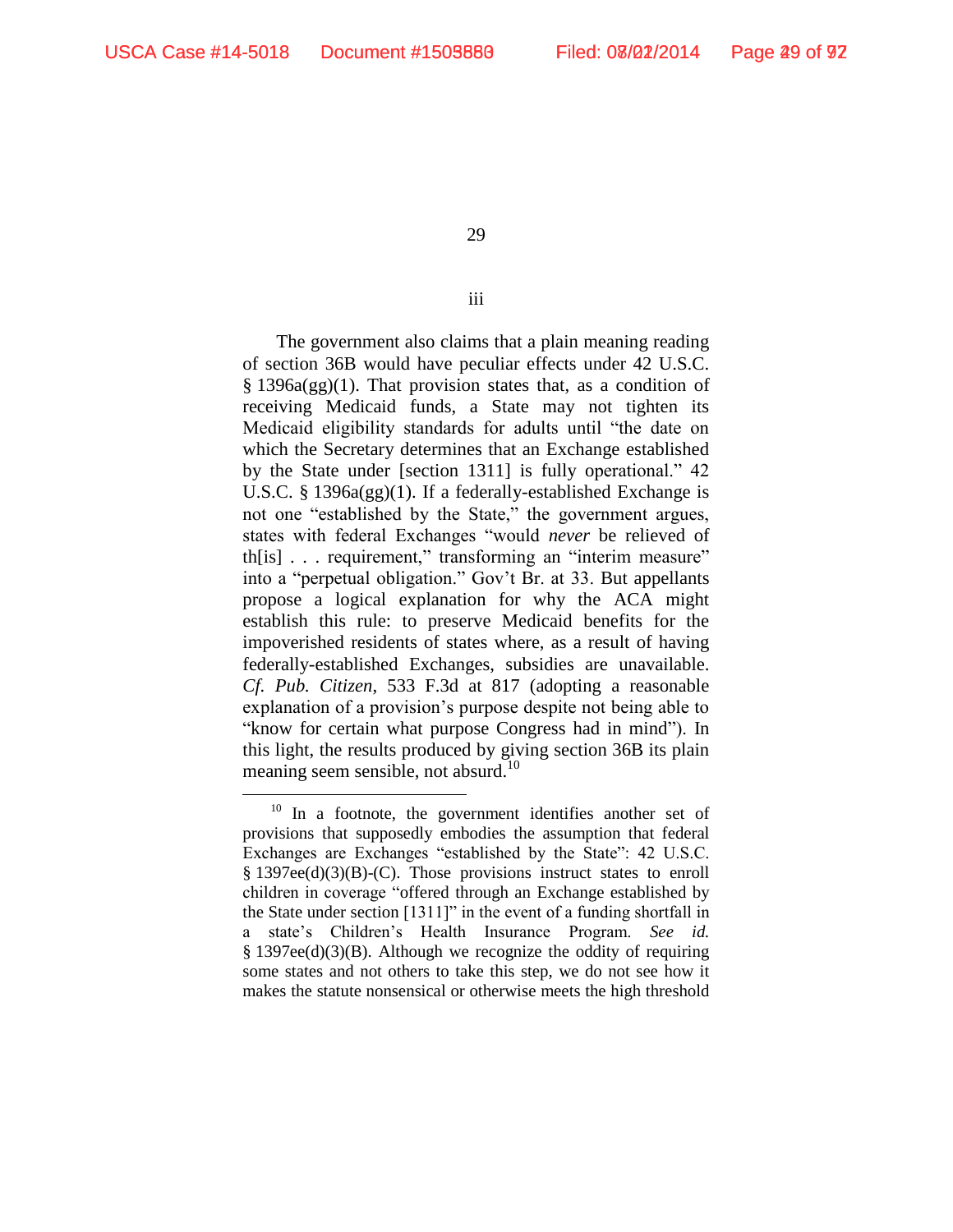iii

The government also claims that a plain meaning reading of section 36B would have peculiar effects under 42 U.S.C. § 1396a(gg)(1). That provision states that, as a condition of receiving Medicaid funds, a State may not tighten its Medicaid eligibility standards for adults until "the date on which the Secretary determines that an Exchange established by the State under [section 1311] is fully operational." 42 U.S.C. § 1396a(gg)(1). If a federally-established Exchange is not one "established by the State," the government argues, states with federal Exchanges "would *never* be relieved of th[is] . . . requirement," transforming an "interim measure" into a "perpetual obligation." Gov't Br. at 33. But appellants propose a logical explanation for why the ACA might establish this rule: to preserve Medicaid benefits for the impoverished residents of states where, as a result of having federally-established Exchanges, subsidies are unavailable. *Cf. Pub. Citizen*, 533 F.3d at 817 (adopting a reasonable explanation of a provision's purpose despite not being able to "know for certain what purpose Congress had in mind"). In this light, the results produced by giving section 36B its plain meaning seem sensible, not absurd.[10]

---

[10] In a footnote, the government identifies another set of provisions that supposedly embodies the assumption that federal Exchanges are Exchanges "established by the State": 42 U.S.C. § 1397ee(d)(3)(B)-(C). Those provisions instruct states to enroll children in coverage "offered through an Exchange established by the State under section [1311]" in the event of a funding shortfall in a state's Children's Health Insurance Program. *See id.* § 1397ee(d)(3)(B). Although we recognize the oddity of requiring some states and not others to take this step, we do not see how it makes the statute nonsensical or otherwise meets the high threshold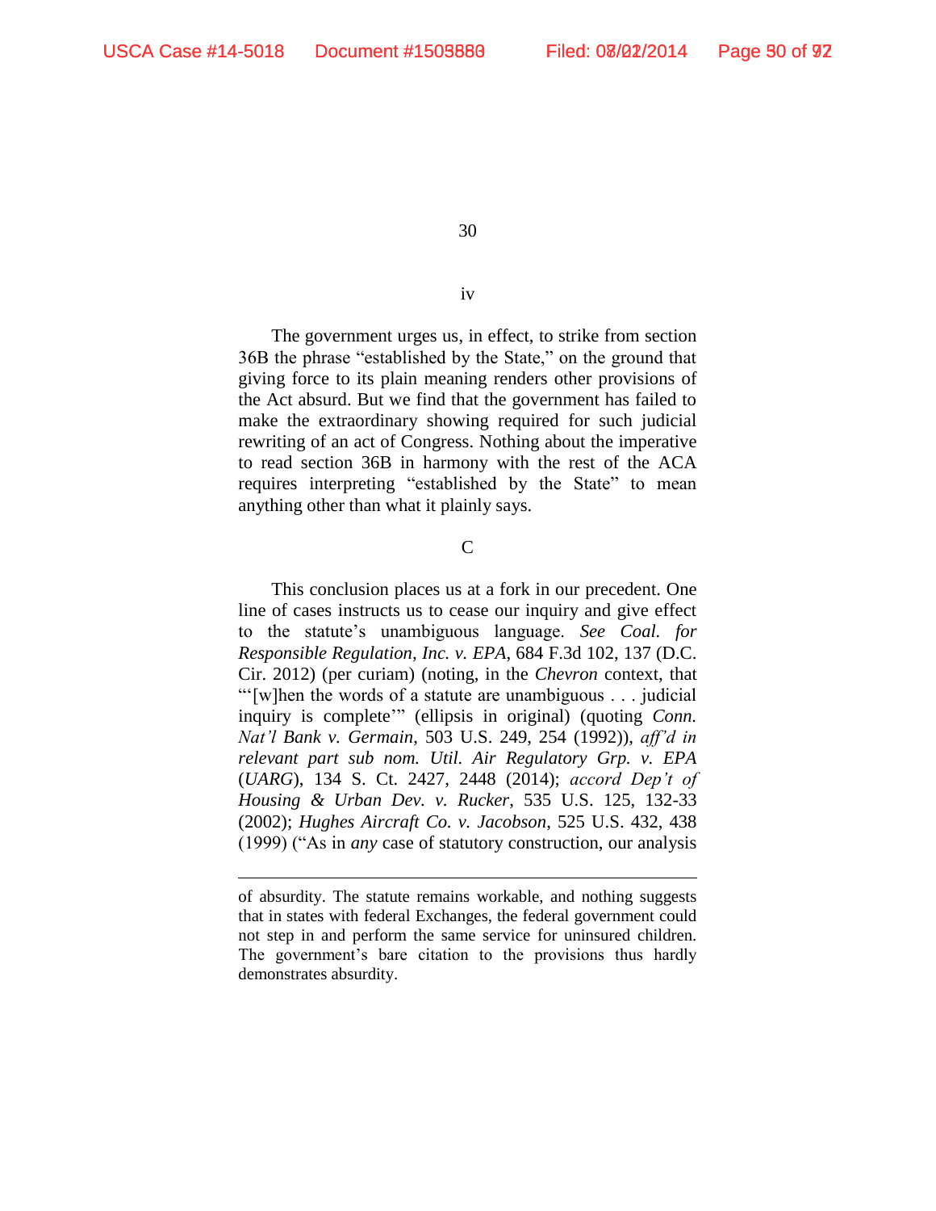iv

The government urges us, in effect, to strike from section 36B the phrase "established by the State," on the ground that giving force to its plain meaning renders other provisions of the Act absurd. But we find that the government has failed to make the extraordinary showing required for such judicial rewriting of an act of Congress. Nothing about the imperative to read section 36B in harmony with the rest of the ACA requires interpreting "established by the State" to mean anything other than what it plainly says.

C

This conclusion places us at a fork in our precedent. One line of cases instructs us to cease our inquiry and give effect to the statute's unambiguous language. *See Coal. for Responsible Regulation, Inc. v. EPA*, 684 F.3d 102, 137 (D.C. Cir. 2012) (per curiam) (noting, in the *Chevron* context, that "'[w]hen the words of a statute are unambiguous . . . judicial inquiry is complete'" (ellipsis in original) (quoting *Conn. Nat'l Bank v. Germain*, 503 U.S. 249, 254 (1992)), *aff'd in relevant part sub nom. Util. Air Regulatory Grp. v. EPA* (*UARG*), 134 S. Ct. 2427, 2448 (2014); *accord Dep't of Housing & Urban Dev. v. Rucker*, 535 U.S. 125, 132-33 (2002); *Hughes Aircraft Co. v. Jacobson*, 525 U.S. 432, 438 (1999) ("As in *any* case of statutory construction, our analysis

---

of absurdity. The statute remains workable, and nothing suggests that in states with federal Exchanges, the federal government could not step in and perform the same service for uninsured children. The government's bare citation to the provisions thus hardly demonstrates absurdity.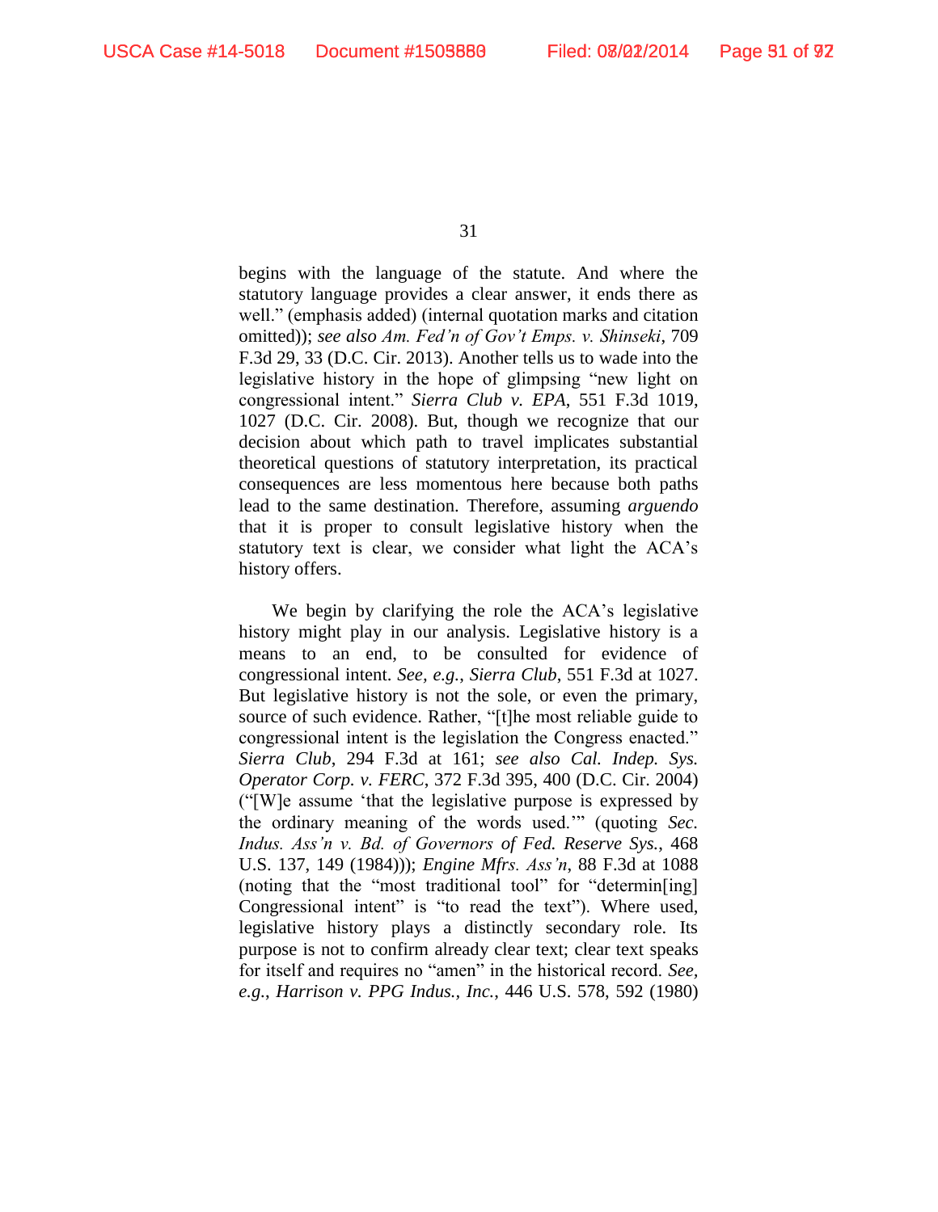begins with the language of the statute. And where the statutory language provides a clear answer, it ends there as well." (emphasis added) (internal quotation marks and citation omitted)); *see also Am. Fed'n of Gov't Emps. v. Shinseki*, 709 F.3d 29, 33 (D.C. Cir. 2013). Another tells us to wade into the legislative history in the hope of glimpsing "new light on congressional intent." *Sierra Club v. EPA*, 551 F.3d 1019, 1027 (D.C. Cir. 2008). But, though we recognize that our decision about which path to travel implicates substantial theoretical questions of statutory interpretation, its practical consequences are less momentous here because both paths lead to the same destination. Therefore, assuming *arguendo* that it is proper to consult legislative history when the statutory text is clear, we consider what light the ACA's history offers.

We begin by clarifying the role the ACA's legislative history might play in our analysis. Legislative history is a means to an end, to be consulted for evidence of congressional intent. *See, e.g.*, *Sierra Club*, 551 F.3d at 1027. But legislative history is not the sole, or even the primary, source of such evidence. Rather, "[t]he most reliable guide to congressional intent is the legislation the Congress enacted." *Sierra Club*, 294 F.3d at 161; *see also Cal. Indep. Sys. Operator Corp. v. FERC*, 372 F.3d 395, 400 (D.C. Cir. 2004) ("[W]e assume 'that the legislative purpose is expressed by the ordinary meaning of the words used.'" (quoting *Sec. Indus. Ass'n v. Bd. of Governors of Fed. Reserve Sys.*, 468 U.S. 137, 149 (1984))); *Engine Mfrs. Ass'n*, 88 F.3d at 1088 (noting that the "most traditional tool" for "determin[ing] Congressional intent" is "to read the text"). Where used, legislative history plays a distinctly secondary role. Its purpose is not to confirm already clear text; clear text speaks for itself and requires no "amen" in the historical record. *See, e.g.*, *Harrison v. PPG Indus., Inc.*, 446 U.S. 578, 592 (1980)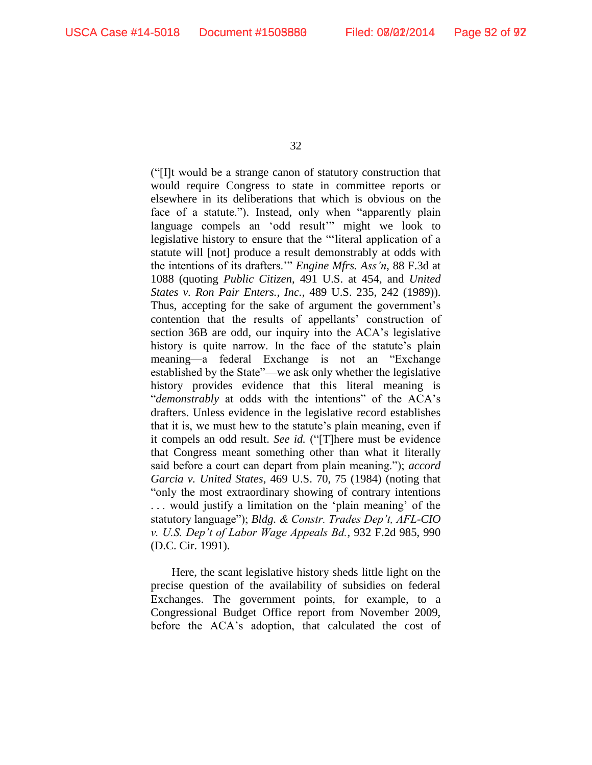("[I]t would be a strange canon of statutory construction that would require Congress to state in committee reports or elsewhere in its deliberations that which is obvious on the face of a statute."). Instead, only when "apparently plain language compels an 'odd result'" might we look to legislative history to ensure that the "'literal application of a statute will [not] produce a result demonstrably at odds with the intentions of its drafters.'" *Engine Mfrs. Ass'n*, 88 F.3d at 1088 (quoting *Public Citizen*, 491 U.S. at 454, and *United States v. Ron Pair Enters., Inc.*, 489 U.S. 235, 242 (1989)). Thus, accepting for the sake of argument the government's contention that the results of appellants' construction of section 36B are odd, our inquiry into the ACA's legislative history is quite narrow. In the face of the statute's plain meaning—a federal Exchange is not an "Exchange established by the State"—we ask only whether the legislative history provides evidence that this literal meaning is "*demonstrably* at odds with the intentions" of the ACA's drafters. Unless evidence in the legislative record establishes that it is, we must hew to the statute's plain meaning, even if it compels an odd result. *See id.* ("[T]here must be evidence that Congress meant something other than what it literally said before a court can depart from plain meaning."); *accord Garcia v. United States*, 469 U.S. 70, 75 (1984) (noting that "only the most extraordinary showing of contrary intentions . . . would justify a limitation on the 'plain meaning' of the statutory language"); *Bldg. & Constr. Trades Dep't, AFL-CIO v. U.S. Dep't of Labor Wage Appeals Bd.*, 932 F.2d 985, 990 (D.C. Cir. 1991).

Here, the scant legislative history sheds little light on the precise question of the availability of subsidies on federal Exchanges. The government points, for example, to a Congressional Budget Office report from November 2009, before the ACA's adoption, that calculated the cost of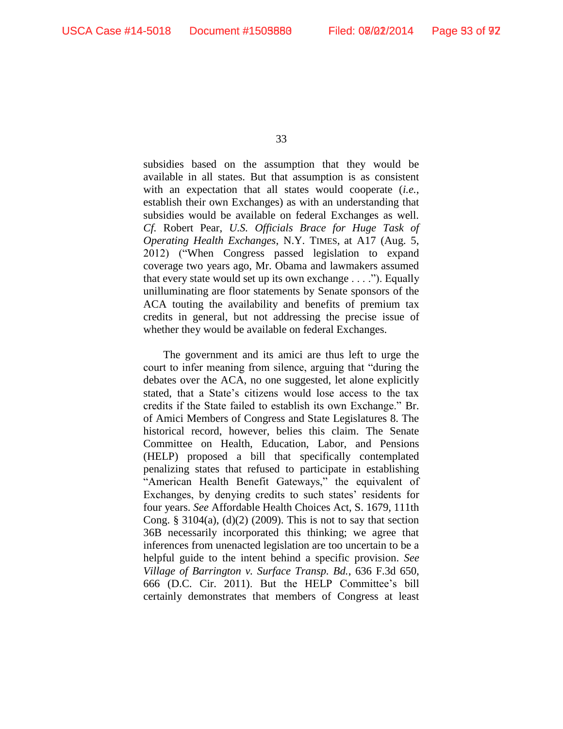subsidies based on the assumption that they would be available in all states. But that assumption is as consistent with an expectation that all states would cooperate (*i.e.*, establish their own Exchanges) as with an understanding that subsidies would be available on federal Exchanges as well. *Cf.* Robert Pear, *U.S. Officials Brace for Huge Task of Operating Health Exchanges*, N.Y. TIMES, at A17 (Aug. 5, 2012) ("When Congress passed legislation to expand coverage two years ago, Mr. Obama and lawmakers assumed that every state would set up its own exchange . . . ."). Equally unilluminating are floor statements by Senate sponsors of the ACA touting the availability and benefits of premium tax credits in general, but not addressing the precise issue of whether they would be available on federal Exchanges.

The government and its amici are thus left to urge the court to infer meaning from silence, arguing that "during the debates over the ACA, no one suggested, let alone explicitly stated, that a State's citizens would lose access to the tax credits if the State failed to establish its own Exchange." Br. of Amici Members of Congress and State Legislatures 8. The historical record, however, belies this claim. The Senate Committee on Health, Education, Labor, and Pensions (HELP) proposed a bill that specifically contemplated penalizing states that refused to participate in establishing "American Health Benefit Gateways," the equivalent of Exchanges, by denying credits to such states' residents for four years. *See* Affordable Health Choices Act, S. 1679, 111th Cong. § 3104(a), (d)(2) (2009). This is not to say that section 36B necessarily incorporated this thinking; we agree that inferences from unenacted legislation are too uncertain to be a helpful guide to the intent behind a specific provision. *See Village of Barrington v. Surface Transp. Bd.*, 636 F.3d 650, 666 (D.C. Cir. 2011). But the HELP Committee's bill certainly demonstrates that members of Congress at least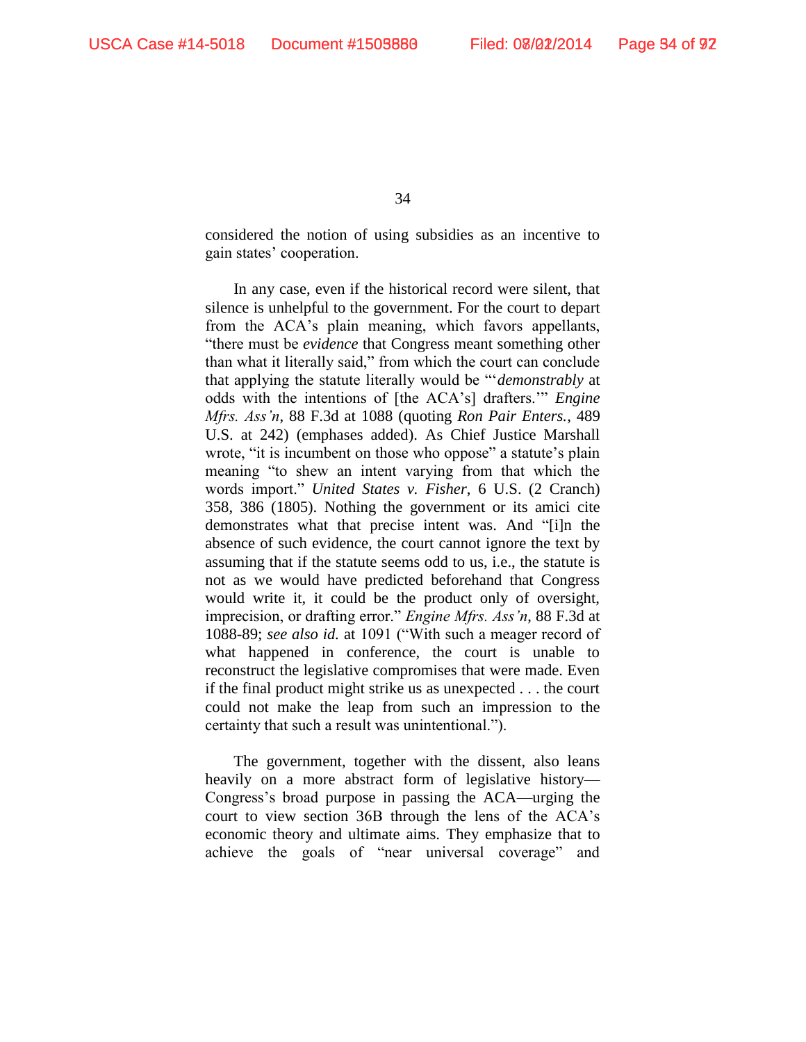considered the notion of using subsidies as an incentive to gain states' cooperation.

In any case, even if the historical record were silent, that silence is unhelpful to the government. For the court to depart from the ACA's plain meaning, which favors appellants, "there must be *evidence* that Congress meant something other than what it literally said," from which the court can conclude that applying the statute literally would be "'*demonstrably* at odds with the intentions of [the ACA's] drafters.'" *Engine Mfrs. Ass'n*, 88 F.3d at 1088 (quoting *Ron Pair Enters.*, 489 U.S. at 242) (emphases added). As Chief Justice Marshall wrote, "it is incumbent on those who oppose" a statute's plain meaning "to shew an intent varying from that which the words import." *United States v. Fisher*, 6 U.S. (2 Cranch) 358, 386 (1805). Nothing the government or its amici cite demonstrates what that precise intent was. And "[i]n the absence of such evidence, the court cannot ignore the text by assuming that if the statute seems odd to us, i.e., the statute is not as we would have predicted beforehand that Congress would write it, it could be the product only of oversight, imprecision, or drafting error." *Engine Mfrs. Ass'n*, 88 F.3d at 1088-89; *see also id.* at 1091 ("With such a meager record of what happened in conference, the court is unable to reconstruct the legislative compromises that were made. Even if the final product might strike us as unexpected . . . the court could not make the leap from such an impression to the certainty that such a result was unintentional.").

The government, together with the dissent, also leans heavily on a more abstract form of legislative history—Congress's broad purpose in passing the ACA—urging the court to view section 36B through the lens of the ACA's economic theory and ultimate aims. They emphasize that to achieve the goals of "near universal coverage" and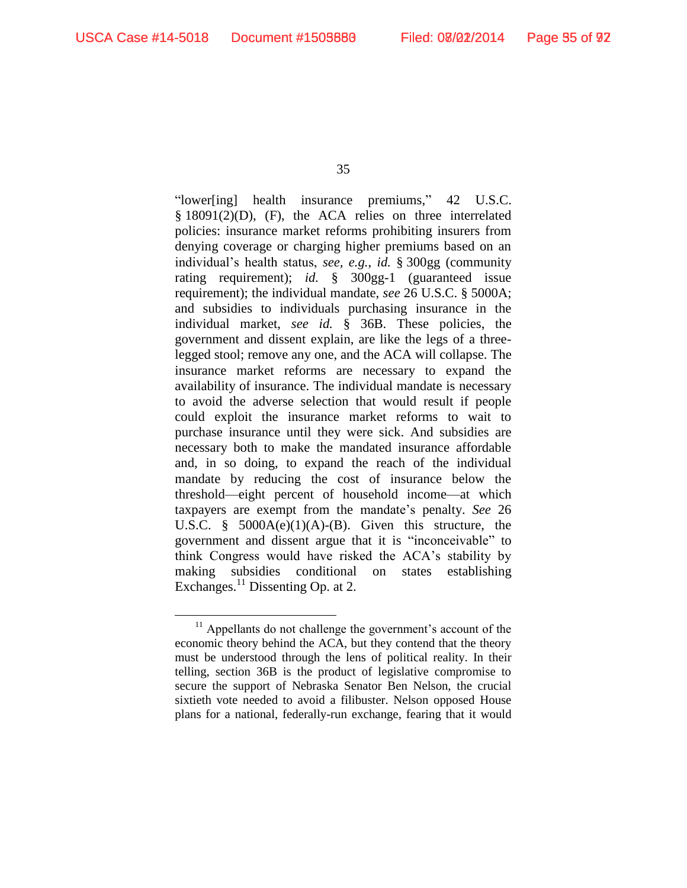"lower[ing] health insurance premiums," 42 U.S.C. § 18091(2)(D), (F), the ACA relies on three interrelated policies: insurance market reforms prohibiting insurers from denying coverage or charging higher premiums based on an individual's health status, *see, e.g.*, *id.* § 300gg (community rating requirement); *id.* § 300gg-1 (guaranteed issue requirement); the individual mandate, *see* 26 U.S.C. § 5000A; and subsidies to individuals purchasing insurance in the individual market, *see id.* § 36B. These policies, the government and dissent explain, are like the legs of a three-legged stool; remove any one, and the ACA will collapse. The insurance market reforms are necessary to expand the availability of insurance. The individual mandate is necessary to avoid the adverse selection that would result if people could exploit the insurance market reforms to wait to purchase insurance until they were sick. And subsidies are necessary both to make the mandated insurance affordable and, in so doing, to expand the reach of the individual mandate by reducing the cost of insurance below the threshold—eight percent of household income—at which taxpayers are exempt from the mandate's penalty. *See* 26 U.S.C. § 5000A(e)(1)(A)-(B). Given this structure, the government and dissent argue that it is "inconceivable" to think Congress would have risked the ACA's stability by making subsidies conditional on states establishing Exchanges.[11] Dissenting Op. at 2.

---

[11] Appellants do not challenge the government's account of the economic theory behind the ACA, but they contend that the theory must be understood through the lens of political reality. In their telling, section 36B is the product of legislative compromise to secure the support of Nebraska Senator Ben Nelson, the crucial sixtieth vote needed to avoid a filibuster. Nelson opposed House plans for a national, federally-run exchange, fearing that it would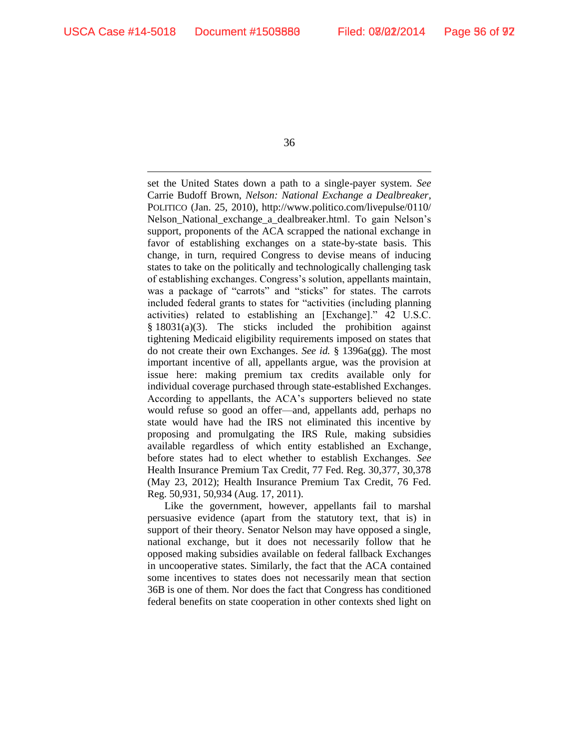set the United States down a path to a single-payer system. *See* Carrie Budoff Brown, *Nelson: National Exchange a Dealbreaker*, POLITICO (Jan. 25, 2010), http://www.politico.com/livepulse/0110/Nelson_National_exchange_a_dealbreaker.html. To gain Nelson's support, proponents of the ACA scrapped the national exchange in favor of establishing exchanges on a state-by-state basis. This change, in turn, required Congress to devise means of inducing states to take on the politically and technologically challenging task of establishing exchanges. Congress's solution, appellants maintain, was a package of "carrots" and "sticks" for states. The carrots included federal grants to states for "activities (including planning activities) related to establishing an [Exchange]." 42 U.S.C. § 18031(a)(3). The sticks included the prohibition against tightening Medicaid eligibility requirements imposed on states that do not create their own Exchanges. *See id.* § 1396a(gg). The most important incentive of all, appellants argue, was the provision at issue here: making premium tax credits available only for individual coverage purchased through state-established Exchanges. According to appellants, the ACA's supporters believed no state would refuse so good an offer—and, appellants add, perhaps no state would have had the IRS not eliminated this incentive by proposing and promulgating the IRS Rule, making subsidies available regardless of which entity established an Exchange, before states had to elect whether to establish Exchanges. *See* Health Insurance Premium Tax Credit, 77 Fed. Reg. 30,377, 30,378 (May 23, 2012); Health Insurance Premium Tax Credit, 76 Fed. Reg. 50,931, 50,934 (Aug. 17, 2011).

Like the government, however, appellants fail to marshal persuasive evidence (apart from the statutory text, that is) in support of their theory. Senator Nelson may have opposed a single, national exchange, but it does not necessarily follow that he opposed making subsidies available on federal fallback Exchanges in uncooperative states. Similarly, the fact that the ACA contained some incentives to states does not necessarily mean that section 36B is one of them. Nor does the fact that Congress has conditioned federal benefits on state cooperation in other contexts shed light on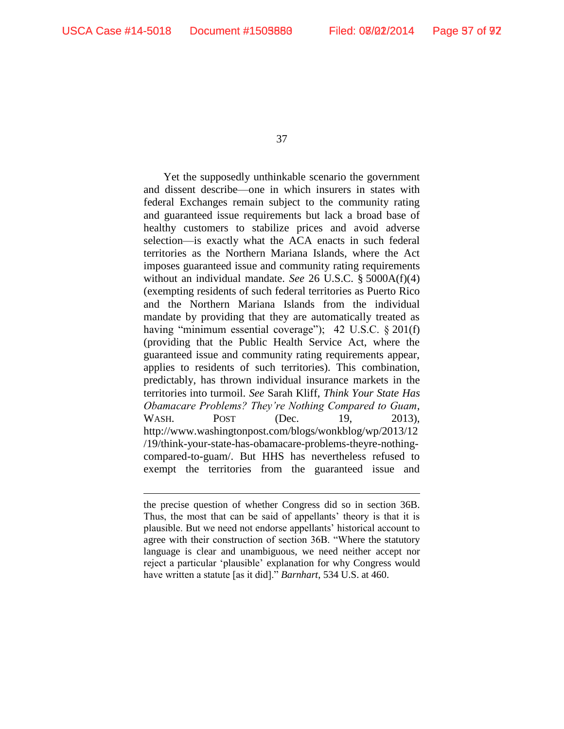Yet the supposedly unthinkable scenario the government and dissent describe—one in which insurers in states with federal Exchanges remain subject to the community rating and guaranteed issue requirements but lack a broad base of healthy customers to stabilize prices and avoid adverse selection—is exactly what the ACA enacts in such federal territories as the Northern Mariana Islands, where the Act imposes guaranteed issue and community rating requirements without an individual mandate. *See* 26 U.S.C. § 5000A(f)(4) (exempting residents of such federal territories as Puerto Rico and the Northern Mariana Islands from the individual mandate by providing that they are automatically treated as having "minimum essential coverage"); 42 U.S.C. § 201(f) (providing that the Public Health Service Act, where the guaranteed issue and community rating requirements appear, applies to residents of such territories). This combination, predictably, has thrown individual insurance markets in the territories into turmoil. *See* Sarah Kliff, *Think Your State Has Obamacare Problems? They're Nothing Compared to Guam*, WASH. POST (Dec. 19, 2013), http://www.washingtonpost.com/blogs/wonkblog/wp/2013/12/19/think-your-state-has-obamacare-problems-theyre-nothing-compared-to-guam/. But HHS has nevertheless refused to exempt the territories from the guaranteed issue and

---

the precise question of whether Congress did so in section 36B. Thus, the most that can be said of appellants' theory is that it is plausible. But we need not endorse appellants' historical account to agree with their construction of section 36B. "Where the statutory language is clear and unambiguous, we need neither accept nor reject a particular 'plausible' explanation for why Congress would have written a statute [as it did]." *Barnhart*, 534 U.S. at 460.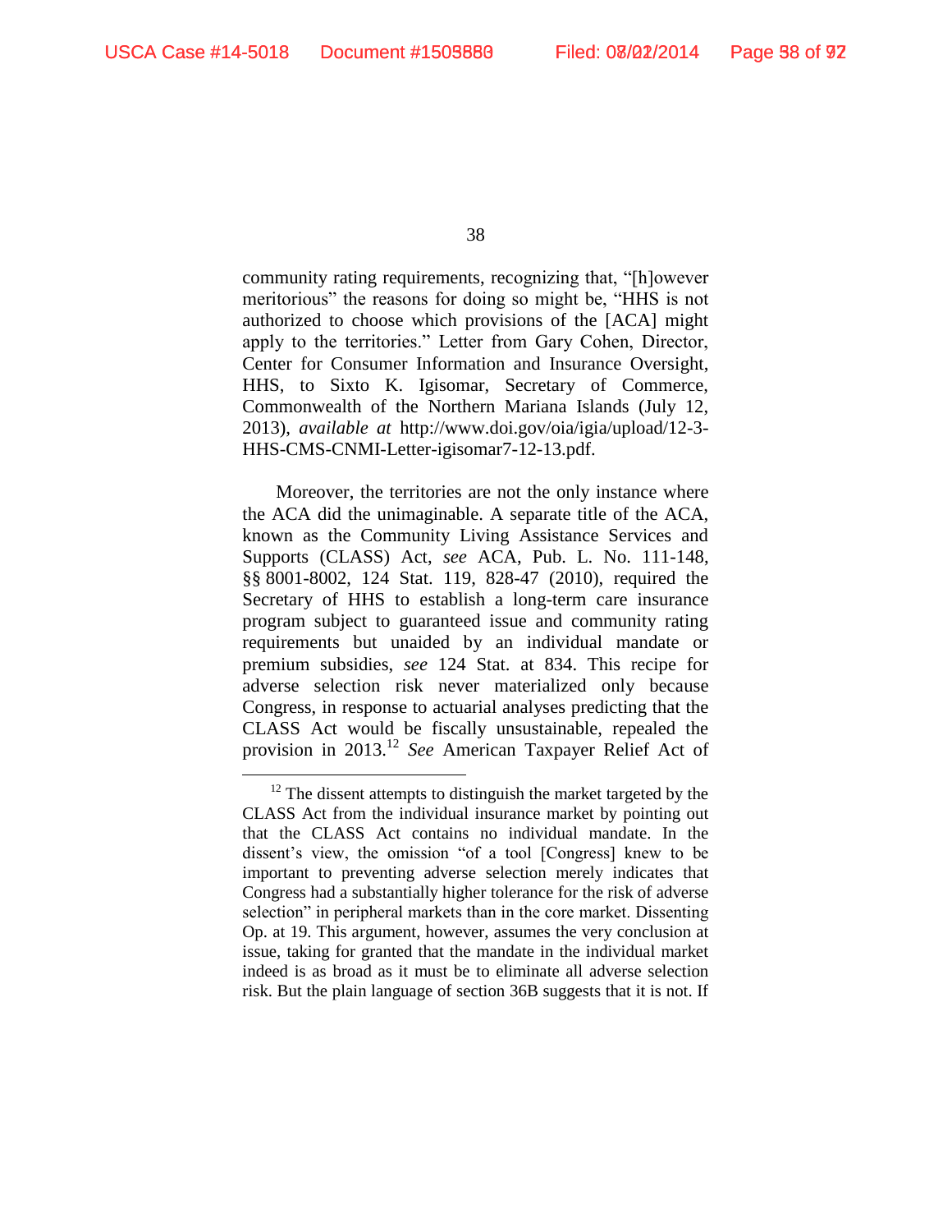community rating requirements, recognizing that, "[h]owever meritorious" the reasons for doing so might be, "HHS is not authorized to choose which provisions of the [ACA] might apply to the territories." Letter from Gary Cohen, Director, Center for Consumer Information and Insurance Oversight, HHS, to Sixto K. Igisomar, Secretary of Commerce, Commonwealth of the Northern Mariana Islands (July 12, 2013), *available at* http://www.doi.gov/oia/igia/upload/12-3-HHS-CMS-CNMI-Letter-igisomar7-12-13.pdf.

Moreover, the territories are not the only instance where the ACA did the unimaginable. A separate title of the ACA, known as the Community Living Assistance Services and Supports (CLASS) Act, *see* ACA, Pub. L. No. 111-148, §§ 8001-8002, 124 Stat. 119, 828-47 (2010), required the Secretary of HHS to establish a long-term care insurance program subject to guaranteed issue and community rating requirements but unaided by an individual mandate or premium subsidies, *see* 124 Stat. at 834. This recipe for adverse selection risk never materialized only because Congress, in response to actuarial analyses predicting that the CLASS Act would be fiscally unsustainable, repealed the provision in 2013.[12] *See* American Taxpayer Relief Act of

[12] The dissent attempts to distinguish the market targeted by the CLASS Act from the individual insurance market by pointing out that the CLASS Act contains no individual mandate. In the dissent's view, the omission "of a tool [Congress] knew to be important to preventing adverse selection merely indicates that Congress had a substantially higher tolerance for the risk of adverse selection" in peripheral markets than in the core market. Dissenting Op. at 19. This argument, however, assumes the very conclusion at issue, taking for granted that the mandate in the individual market indeed is as broad as it must be to eliminate all adverse selection risk. But the plain language of section 36B suggests that it is not. If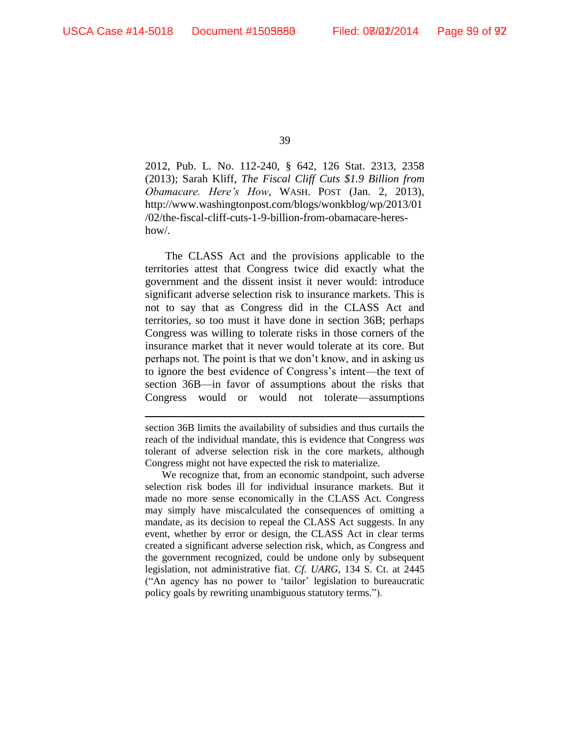2012, Pub. L. No. 112-240, § 642, 126 Stat. 2313, 2358 (2013); Sarah Kliff, *The Fiscal Cliff Cuts $1.9 Billion from Obamacare. Here's How*, WASH. POST (Jan. 2, 2013), http://www.washingtonpost.com/blogs/wonkblog/wp/2013/01/02/the-fiscal-cliff-cuts-1-9-billion-from-obamacare-heres-how/.

The CLASS Act and the provisions applicable to the territories attest that Congress twice did exactly what the government and the dissent insist it never would: introduce significant adverse selection risk to insurance markets. This is not to say that as Congress did in the CLASS Act and territories, so too must it have done in section 36B; perhaps Congress was willing to tolerate risks in those corners of the insurance market that it never would tolerate at its core. But perhaps not. The point is that we don't know, and in asking us to ignore the best evidence of Congress's intent—the text of section 36B—in favor of assumptions about the risks that Congress would or would not tolerate—assumptions

---

section 36B limits the availability of subsidies and thus curtails the reach of the individual mandate, this is evidence that Congress *was* tolerant of adverse selection risk in the core markets, although Congress might not have expected the risk to materialize.

We recognize that, from an economic standpoint, such adverse selection risk bodes ill for individual insurance markets. But it made no more sense economically in the CLASS Act. Congress may simply have miscalculated the consequences of omitting a mandate, as its decision to repeal the CLASS Act suggests. In any event, whether by error or design, the CLASS Act in clear terms created a significant adverse selection risk, which, as Congress and the government recognized, could be undone only by subsequent legislation, not administrative fiat. *Cf. UARG*, 134 S. Ct. at 2445 ("An agency has no power to 'tailor' legislation to bureaucratic policy goals by rewriting unambiguous statutory terms.").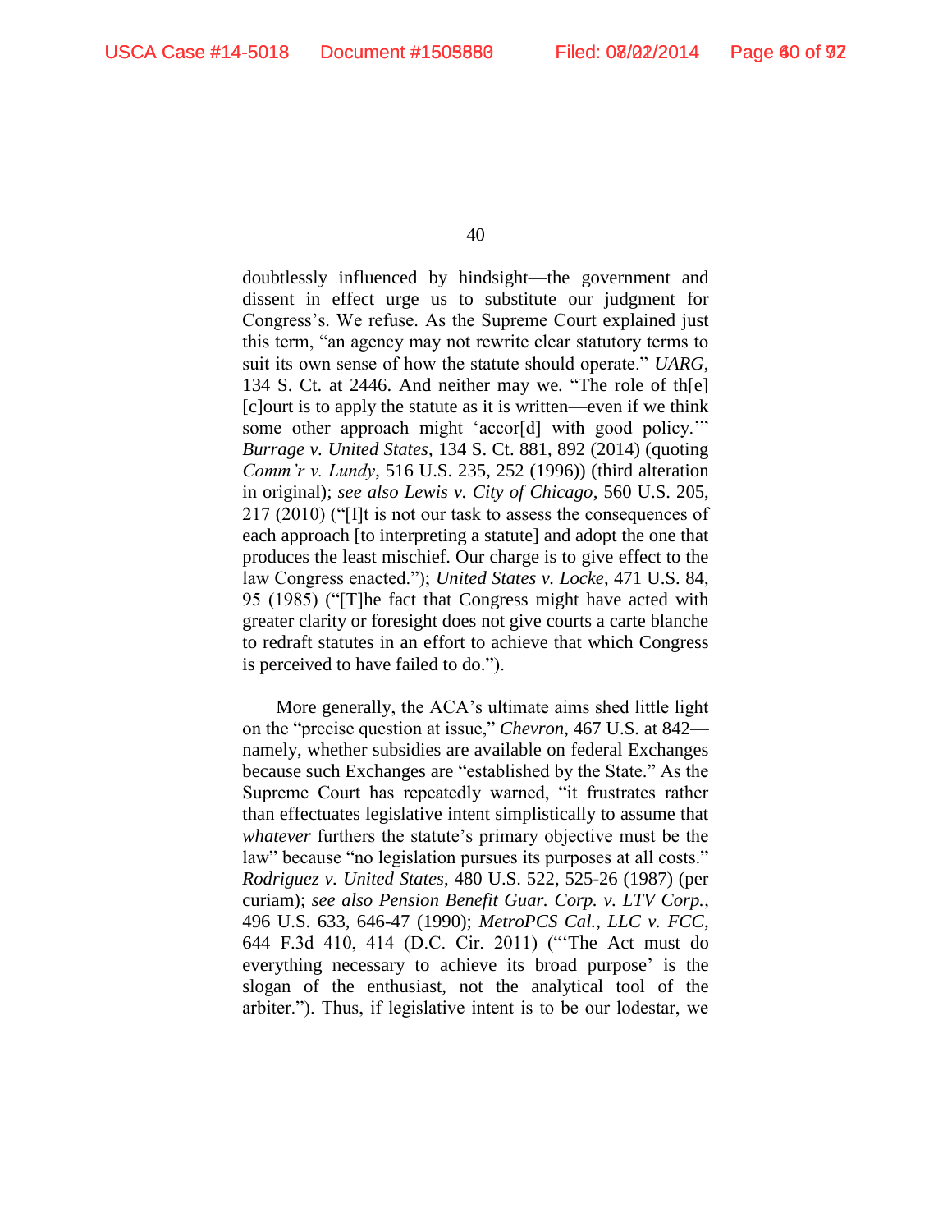doubtlessly influenced by hindsight—the government and dissent in effect urge us to substitute our judgment for Congress's. We refuse. As the Supreme Court explained just this term, "an agency may not rewrite clear statutory terms to suit its own sense of how the statute should operate." *UARG*, 134 S. Ct. at 2446. And neither may we. "The role of th[e] [c]ourt is to apply the statute as it is written—even if we think some other approach might 'accor[d] with good policy.'" *Burrage v. United States*, 134 S. Ct. 881, 892 (2014) (quoting *Comm'r v. Lundy*, 516 U.S. 235, 252 (1996)) (third alteration in original); *see also Lewis v. City of Chicago*, 560 U.S. 205, 217 (2010) ("[I]t is not our task to assess the consequences of each approach [to interpreting a statute] and adopt the one that produces the least mischief. Our charge is to give effect to the law Congress enacted."); *United States v. Locke*, 471 U.S. 84, 95 (1985) ("[T]he fact that Congress might have acted with greater clarity or foresight does not give courts a carte blanche to redraft statutes in an effort to achieve that which Congress is perceived to have failed to do.").

More generally, the ACA's ultimate aims shed little light on the "precise question at issue," *Chevron*, 467 U.S. at 842—namely, whether subsidies are available on federal Exchanges because such Exchanges are "established by the State." As the Supreme Court has repeatedly warned, "it frustrates rather than effectuates legislative intent simplistically to assume that *whatever* furthers the statute's primary objective must be the law" because "no legislation pursues its purposes at all costs." *Rodriguez v. United States*, 480 U.S. 522, 525-26 (1987) (per curiam); *see also Pension Benefit Guar. Corp. v. LTV Corp.*, 496 U.S. 633, 646-47 (1990); *MetroPCS Cal., LLC v. FCC*, 644 F.3d 410, 414 (D.C. Cir. 2011) ("'The Act must do everything necessary to achieve its broad purpose' is the slogan of the enthusiast, not the analytical tool of the arbiter."). Thus, if legislative intent is to be our lodestar, we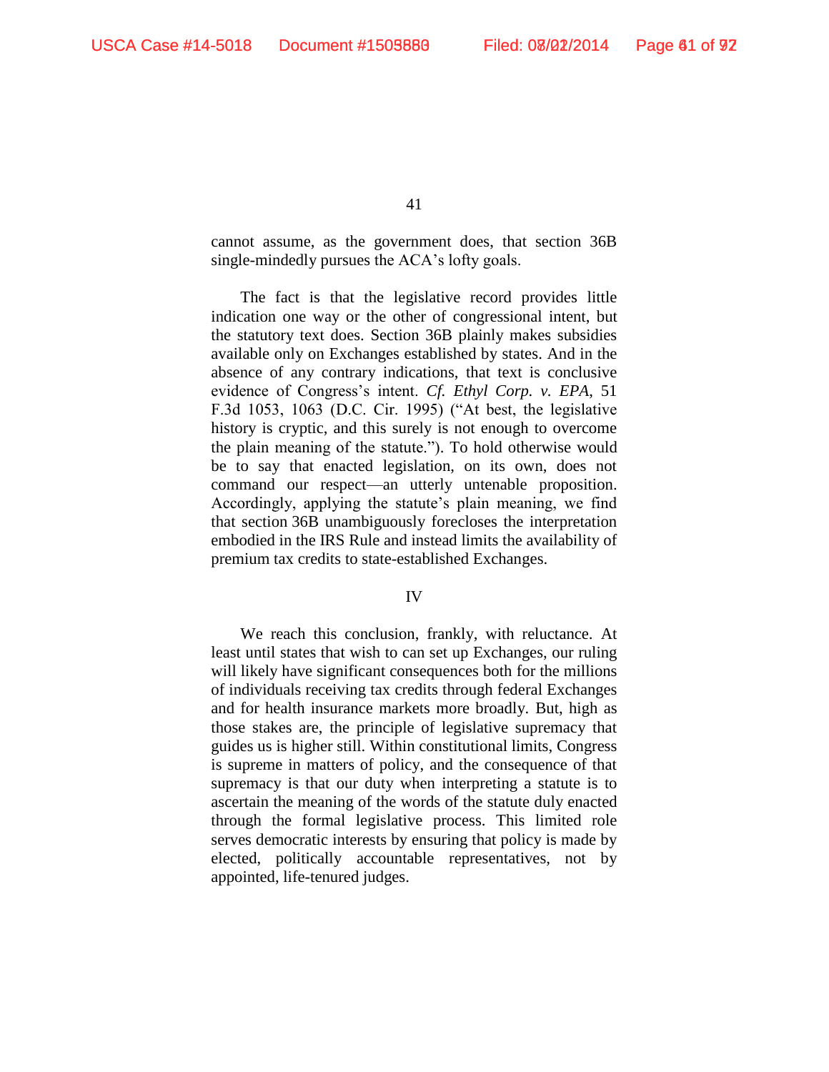cannot assume, as the government does, that section 36B single-mindedly pursues the ACA's lofty goals.

The fact is that the legislative record provides little indication one way or the other of congressional intent, but the statutory text does. Section 36B plainly makes subsidies available only on Exchanges established by states. And in the absence of any contrary indications, that text is conclusive evidence of Congress's intent. *Cf. Ethyl Corp. v. EPA*, 51 F.3d 1053, 1063 (D.C. Cir. 1995) ("At best, the legislative history is cryptic, and this surely is not enough to overcome the plain meaning of the statute."). To hold otherwise would be to say that enacted legislation, on its own, does not command our respect—an utterly untenable proposition. Accordingly, applying the statute's plain meaning, we find that section 36B unambiguously forecloses the interpretation embodied in the IRS Rule and instead limits the availability of premium tax credits to state-established Exchanges.

## IV

We reach this conclusion, frankly, with reluctance. At least until states that wish to can set up Exchanges, our ruling will likely have significant consequences both for the millions of individuals receiving tax credits through federal Exchanges and for health insurance markets more broadly. But, high as those stakes are, the principle of legislative supremacy that guides us is higher still. Within constitutional limits, Congress is supreme in matters of policy, and the consequence of that supremacy is that our duty when interpreting a statute is to ascertain the meaning of the words of the statute duly enacted through the formal legislative process. This limited role serves democratic interests by ensuring that policy is made by elected, politically accountable representatives, not by appointed, life-tenured judges.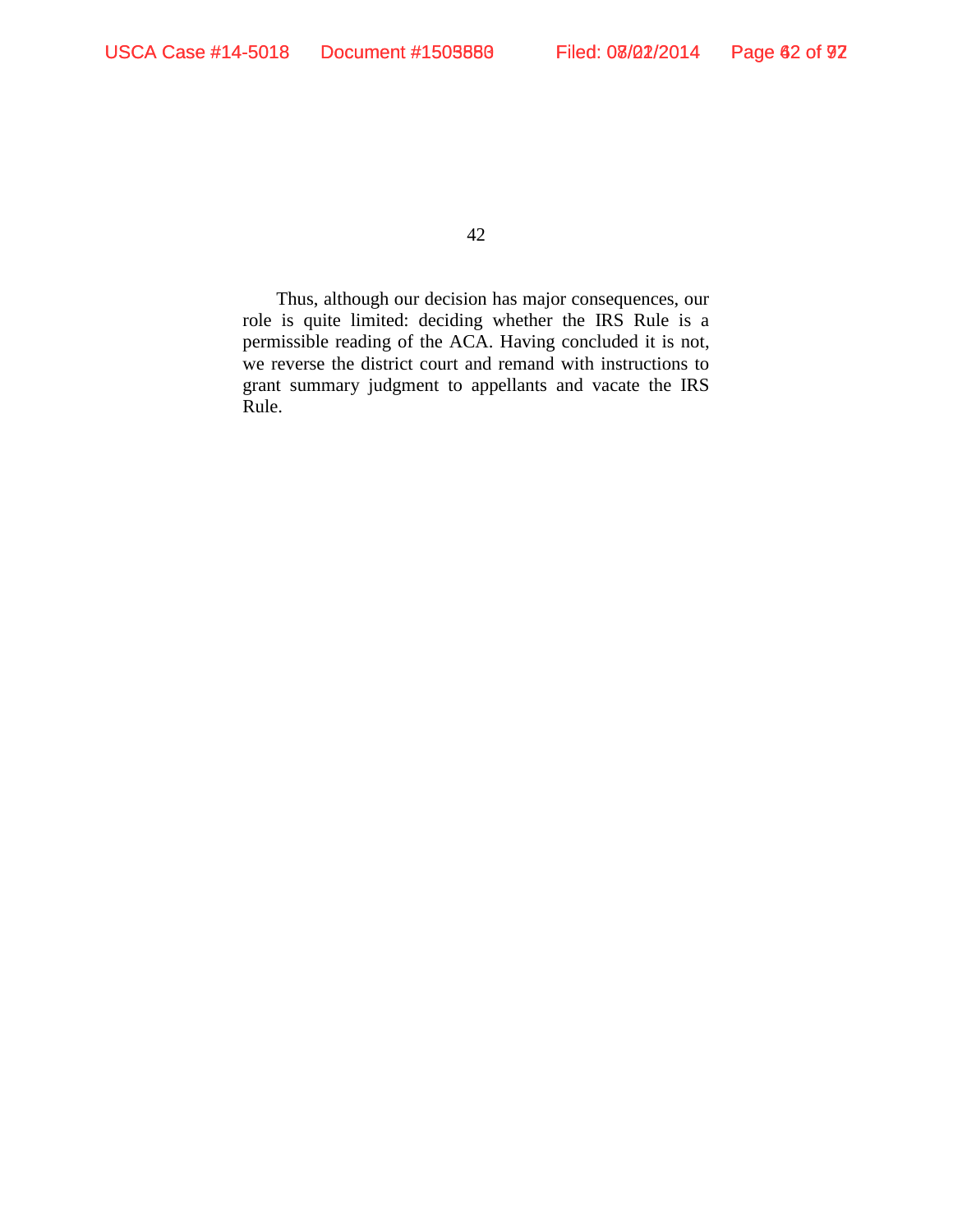Thus, although our decision has major consequences, our role is quite limited: deciding whether the IRS Rule is a permissible reading of the ACA. Having concluded it is not, we reverse the district court and remand with instructions to grant summary judgment to appellants and vacate the IRS Rule.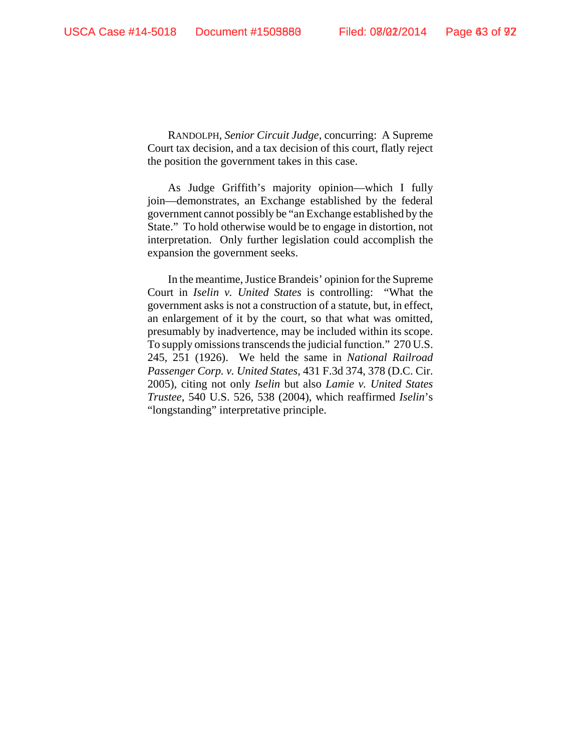RANDOLPH, *Senior Circuit Judge*, concurring: A Supreme Court tax decision, and a tax decision of this court, flatly reject the position the government takes in this case.

As Judge Griffith's majority opinion—which I fully join—demonstrates, an Exchange established by the federal government cannot possibly be "an Exchange established by the State." To hold otherwise would be to engage in distortion, not interpretation. Only further legislation could accomplish the expansion the government seeks.

In the meantime, Justice Brandeis' opinion for the Supreme Court in *Iselin v. United States* is controlling: "What the government asks is not a construction of a statute, but, in effect, an enlargement of it by the court, so that what was omitted, presumably by inadvertence, may be included within its scope. To supply omissions transcends the judicial function." 270 U.S. 245, 251 (1926). We held the same in *National Railroad Passenger Corp. v. United States*, 431 F.3d 374, 378 (D.C. Cir. 2005), citing not only *Iselin* but also *Lamie v. United States Trustee*, 540 U.S. 526, 538 (2004), which reaffirmed *Iselin*'s "longstanding" interpretative principle.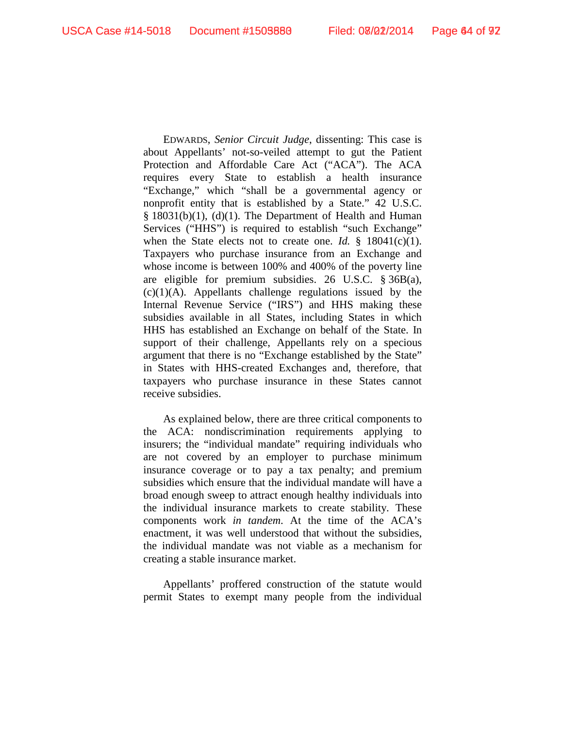EDWARDS, *Senior Circuit Judge*, dissenting: This case is about Appellants' not-so-veiled attempt to gut the Patient Protection and Affordable Care Act ("ACA"). The ACA requires every State to establish a health insurance "Exchange," which "shall be a governmental agency or nonprofit entity that is established by a State." 42 U.S.C. § 18031(b)(1), (d)(1). The Department of Health and Human Services ("HHS") is required to establish "such Exchange" when the State elects not to create one. *Id.* § 18041(c)(1). Taxpayers who purchase insurance from an Exchange and whose income is between 100% and 400% of the poverty line are eligible for premium subsidies. 26 U.S.C. § 36B(a), (c)(1)(A). Appellants challenge regulations issued by the Internal Revenue Service ("IRS") and HHS making these subsidies available in all States, including States in which HHS has established an Exchange on behalf of the State. In support of their challenge, Appellants rely on a specious argument that there is no "Exchange established by the State" in States with HHS-created Exchanges and, therefore, that taxpayers who purchase insurance in these States cannot receive subsidies.

As explained below, there are three critical components to the ACA: nondiscrimination requirements applying to insurers; the "individual mandate" requiring individuals who are not covered by an employer to purchase minimum insurance coverage or to pay a tax penalty; and premium subsidies which ensure that the individual mandate will have a broad enough sweep to attract enough healthy individuals into the individual insurance markets to create stability. These components work *in tandem*. At the time of the ACA's enactment, it was well understood that without the subsidies, the individual mandate was not viable as a mechanism for creating a stable insurance market.

Appellants' proffered construction of the statute would permit States to exempt many people from the individual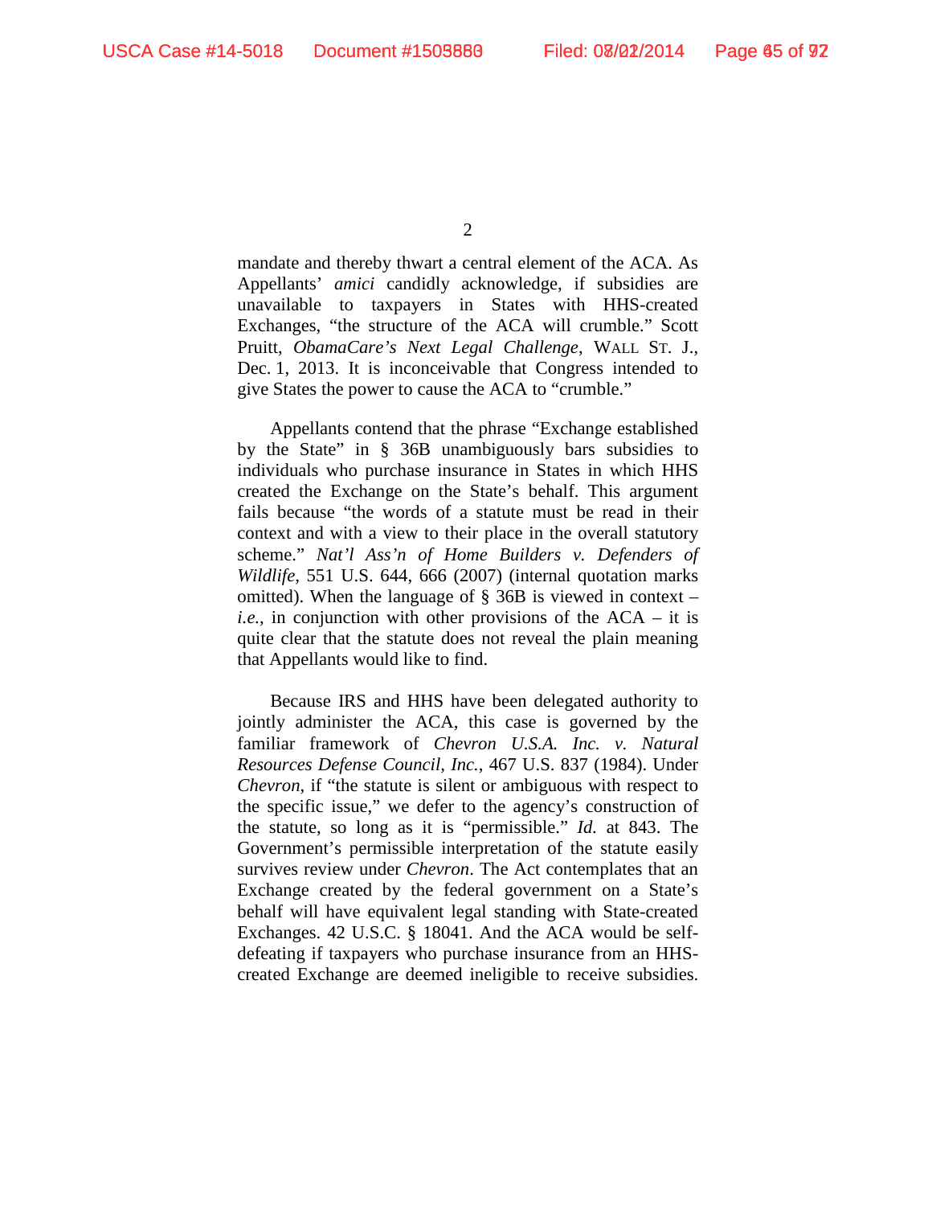mandate and thereby thwart a central element of the ACA. As Appellants' *amici* candidly acknowledge, if subsidies are unavailable to taxpayers in States with HHS-created Exchanges, "the structure of the ACA will crumble." Scott Pruitt, *ObamaCare's Next Legal Challenge*, WALL ST. J., Dec. 1, 2013. It is inconceivable that Congress intended to give States the power to cause the ACA to "crumble."

Appellants contend that the phrase "Exchange established by the State" in § 36B unambiguously bars subsidies to individuals who purchase insurance in States in which HHS created the Exchange on the State's behalf. This argument fails because "the words of a statute must be read in their context and with a view to their place in the overall statutory scheme." *Nat'l Ass'n of Home Builders v. Defenders of Wildlife*, 551 U.S. 644, 666 (2007) (internal quotation marks omitted). When the language of § 36B is viewed in context – *i.e.*, in conjunction with other provisions of the ACA – it is quite clear that the statute does not reveal the plain meaning that Appellants would like to find.

Because IRS and HHS have been delegated authority to jointly administer the ACA, this case is governed by the familiar framework of *Chevron U.S.A. Inc. v. Natural Resources Defense Council, Inc.*, 467 U.S. 837 (1984). Under *Chevron*, if "the statute is silent or ambiguous with respect to the specific issue," we defer to the agency's construction of the statute, so long as it is "permissible." *Id.* at 843. The Government's permissible interpretation of the statute easily survives review under *Chevron*. The Act contemplates that an Exchange created by the federal government on a State's behalf will have equivalent legal standing with State-created Exchanges. 42 U.S.C. § 18041. And the ACA would be self-defeating if taxpayers who purchase insurance from an HHS-created Exchange are deemed ineligible to receive subsidies.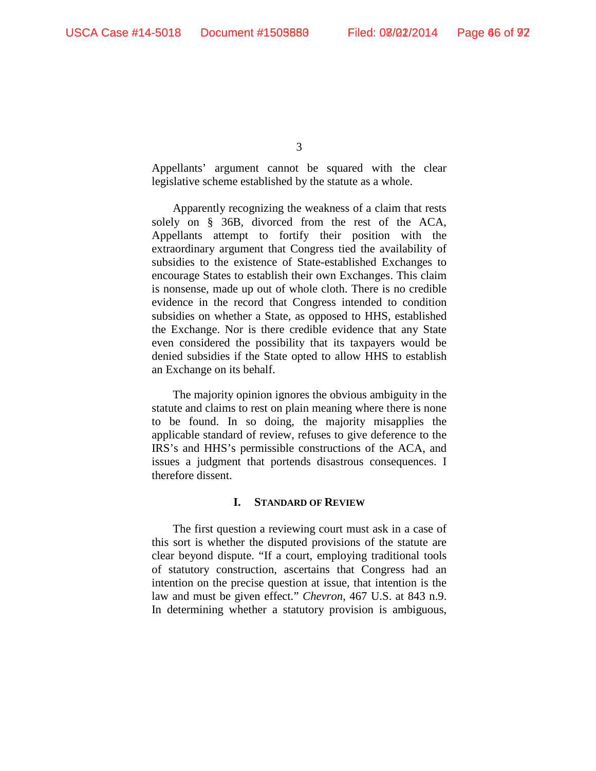Appellants' argument cannot be squared with the clear legislative scheme established by the statute as a whole.

Apparently recognizing the weakness of a claim that rests solely on § 36B, divorced from the rest of the ACA, Appellants attempt to fortify their position with the extraordinary argument that Congress tied the availability of subsidies to the existence of State-established Exchanges to encourage States to establish their own Exchanges. This claim is nonsense, made up out of whole cloth. There is no credible evidence in the record that Congress intended to condition subsidies on whether a State, as opposed to HHS, established the Exchange. Nor is there credible evidence that any State even considered the possibility that its taxpayers would be denied subsidies if the State opted to allow HHS to establish an Exchange on its behalf.

The majority opinion ignores the obvious ambiguity in the statute and claims to rest on plain meaning where there is none to be found. In so doing, the majority misapplies the applicable standard of review, refuses to give deference to the IRS's and HHS's permissible constructions of the ACA, and issues a judgment that portends disastrous consequences. I therefore dissent.

## I. Standard of Review

The first question a reviewing court must ask in a case of this sort is whether the disputed provisions of the statute are clear beyond dispute. "If a court, employing traditional tools of statutory construction, ascertains that Congress had an intention on the precise question at issue, that intention is the law and must be given effect." *Chevron*, 467 U.S. at 843 n.9. In determining whether a statutory provision is ambiguous,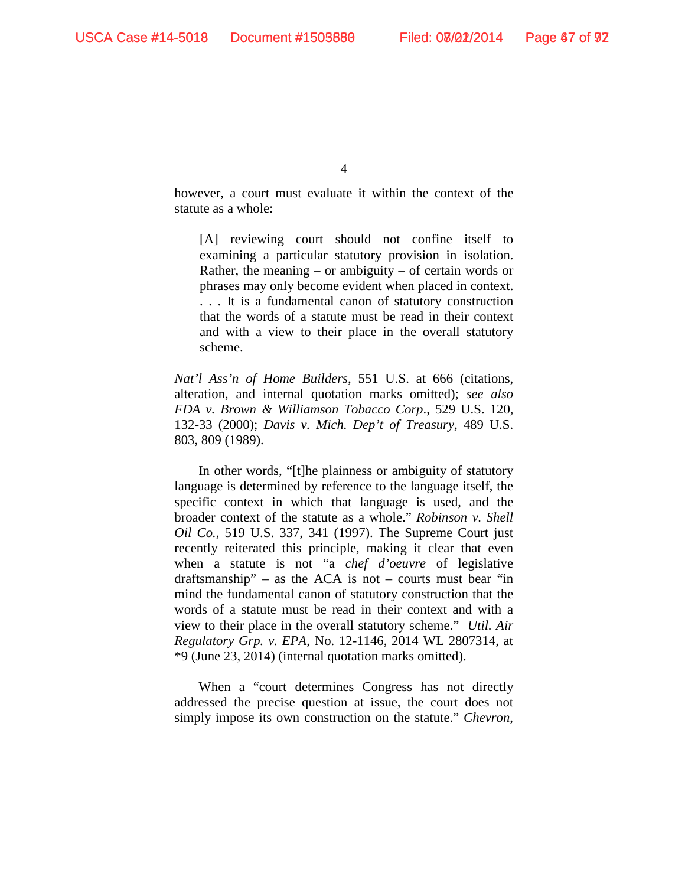however, a court must evaluate it within the context of the statute as a whole:

> [A] reviewing court should not confine itself to examining a particular statutory provision in isolation. Rather, the meaning – or ambiguity – of certain words or phrases may only become evident when placed in context. . . . It is a fundamental canon of statutory construction that the words of a statute must be read in their context and with a view to their place in the overall statutory scheme.

*Nat'l Ass'n of Home Builders*, 551 U.S. at 666 (citations, alteration, and internal quotation marks omitted); *see also FDA v. Brown & Williamson Tobacco Corp.*, 529 U.S. 120, 132-33 (2000); *Davis v. Mich. Dep't of Treasury*, 489 U.S. 803, 809 (1989).

In other words, "[t]he plainness or ambiguity of statutory language is determined by reference to the language itself, the specific context in which that language is used, and the broader context of the statute as a whole." *Robinson v. Shell Oil Co.*, 519 U.S. 337, 341 (1997). The Supreme Court just recently reiterated this principle, making it clear that even when a statute is not "a *chef d'oeuvre* of legislative draftsmanship" – as the ACA is not – courts must bear "in mind the fundamental canon of statutory construction that the words of a statute must be read in their context and with a view to their place in the overall statutory scheme." *Util. Air Regulatory Grp. v. EPA*, No. 12-1146, 2014 WL 2807314, at *9 (June 23, 2014) (internal quotation marks omitted).

When a "court determines Congress has not directly addressed the precise question at issue, the court does not simply impose its own construction on the statute." *Chevron*,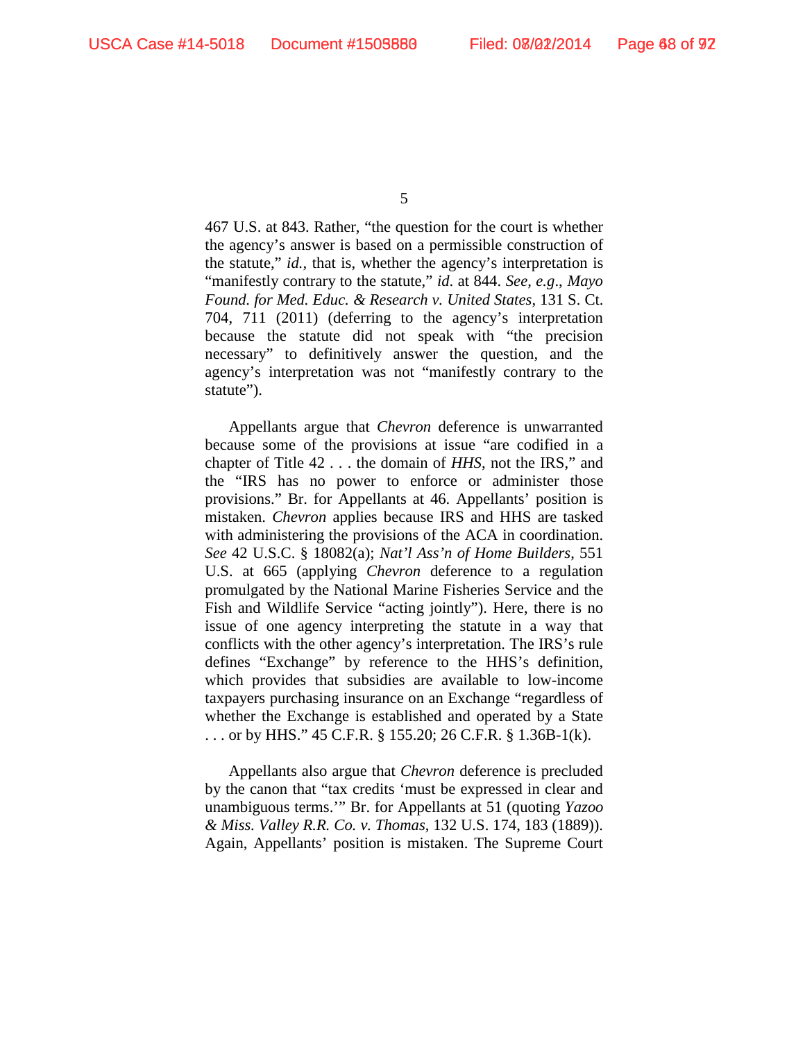467 U.S. at 843. Rather, "the question for the court is whether the agency's answer is based on a permissible construction of the statute," *id.*, that is, whether the agency's interpretation is "manifestly contrary to the statute," *id.* at 844. *See, e.g.*, *Mayo Found. for Med. Educ. & Research v. United States*, 131 S. Ct. 704, 711 (2011) (deferring to the agency's interpretation because the statute did not speak with "the precision necessary" to definitively answer the question, and the agency's interpretation was not "manifestly contrary to the statute").

Appellants argue that *Chevron* deference is unwarranted because some of the provisions at issue "are codified in a chapter of Title 42 . . . the domain of *HHS*, not the IRS," and the "IRS has no power to enforce or administer those provisions." Br. for Appellants at 46. Appellants' position is mistaken. *Chevron* applies because IRS and HHS are tasked with administering the provisions of the ACA in coordination. *See* 42 U.S.C. § 18082(a); *Nat'l Ass'n of Home Builders*, 551 U.S. at 665 (applying *Chevron* deference to a regulation promulgated by the National Marine Fisheries Service and the Fish and Wildlife Service "acting jointly"). Here, there is no issue of one agency interpreting the statute in a way that conflicts with the other agency's interpretation. The IRS's rule defines "Exchange" by reference to the HHS's definition, which provides that subsidies are available to low-income taxpayers purchasing insurance on an Exchange "regardless of whether the Exchange is established and operated by a State . . . or by HHS." 45 C.F.R. § 155.20; 26 C.F.R. § 1.36B-1(k).

Appellants also argue that *Chevron* deference is precluded by the canon that "tax credits 'must be expressed in clear and unambiguous terms.'" Br. for Appellants at 51 (quoting *Yazoo & Miss. Valley R.R. Co. v. Thomas*, 132 U.S. 174, 183 (1889)). Again, Appellants' position is mistaken. The Supreme Court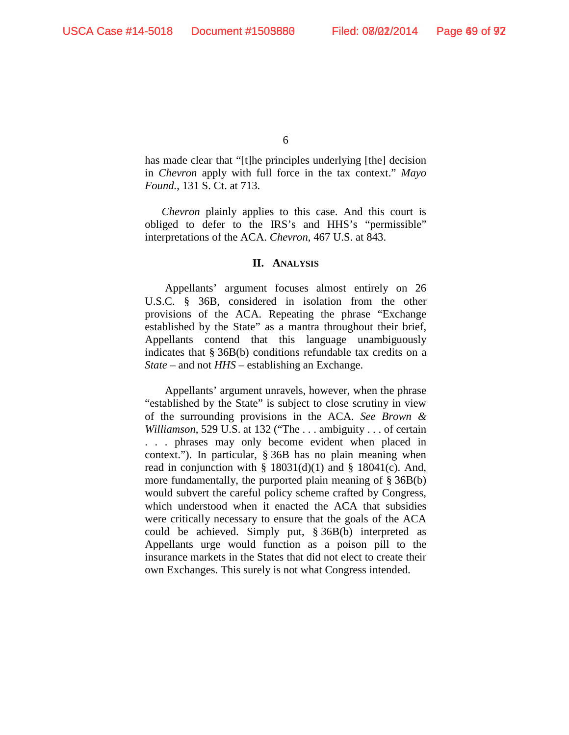has made clear that "[t]he principles underlying [the] decision in *Chevron* apply with full force in the tax context." *Mayo Found.*, 131 S. Ct. at 713.

*Chevron* plainly applies to this case. And this court is obliged to defer to the IRS's and HHS's "permissible" interpretations of the ACA. *Chevron*, 467 U.S. at 843.

## II. ANALYSIS

Appellants' argument focuses almost entirely on 26 U.S.C. § 36B, considered in isolation from the other provisions of the ACA. Repeating the phrase "Exchange established by the State" as a mantra throughout their brief, Appellants contend that this language unambiguously indicates that § 36B(b) conditions refundable tax credits on a *State* – and not *HHS* – establishing an Exchange.

Appellants' argument unravels, however, when the phrase "established by the State" is subject to close scrutiny in view of the surrounding provisions in the ACA. *See Brown & Williamson*, 529 U.S. at 132 ("The . . . ambiguity . . . of certain . . . phrases may only become evident when placed in context."). In particular, § 36B has no plain meaning when read in conjunction with § 18031(d)(1) and § 18041(c). And, more fundamentally, the purported plain meaning of § 36B(b) would subvert the careful policy scheme crafted by Congress, which understood when it enacted the ACA that subsidies were critically necessary to ensure that the goals of the ACA could be achieved. Simply put, § 36B(b) interpreted as Appellants urge would function as a poison pill to the insurance markets in the States that did not elect to create their own Exchanges. This surely is not what Congress intended.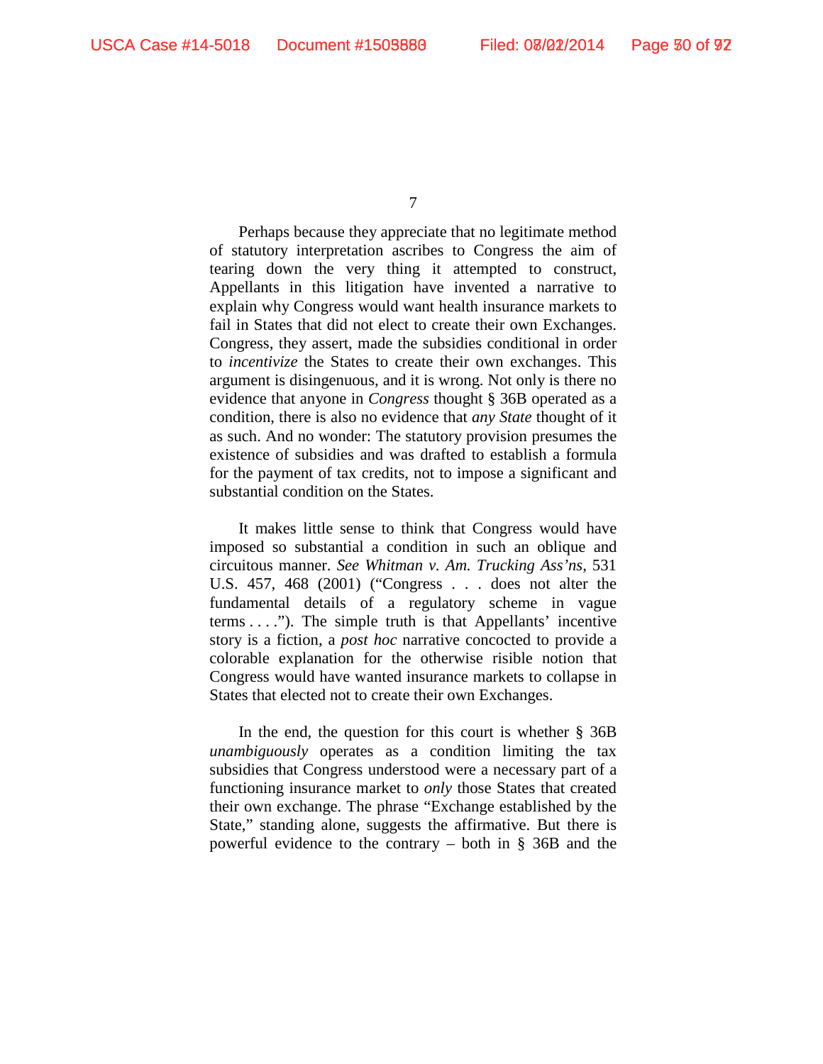Perhaps because they appreciate that no legitimate method of statutory interpretation ascribes to Congress the aim of tearing down the very thing it attempted to construct, Appellants in this litigation have invented a narrative to explain why Congress would want health insurance markets to fail in States that did not elect to create their own Exchanges. Congress, they assert, made the subsidies conditional in order to *incentivize* the States to create their own exchanges. This argument is disingenuous, and it is wrong. Not only is there no evidence that anyone in *Congress* thought § 36B operated as a condition, there is also no evidence that *any State* thought of it as such. And no wonder: The statutory provision presumes the existence of subsidies and was drafted to establish a formula for the payment of tax credits, not to impose a significant and substantial condition on the States.

It makes little sense to think that Congress would have imposed so substantial a condition in such an oblique and circuitous manner. *See Whitman v. Am. Trucking Ass'ns*, 531 U.S. 457, 468 (2001) ("Congress . . . does not alter the fundamental details of a regulatory scheme in vague terms . . . ."). The simple truth is that Appellants' incentive story is a fiction, a *post hoc* narrative concocted to provide a colorable explanation for the otherwise risible notion that Congress would have wanted insurance markets to collapse in States that elected not to create their own Exchanges.

In the end, the question for this court is whether § 36B *unambiguously* operates as a condition limiting the tax subsidies that Congress understood were a necessary part of a functioning insurance market to *only* those States that created their own exchange. The phrase "Exchange established by the State," standing alone, suggests the affirmative. But there is powerful evidence to the contrary – both in § 36B and the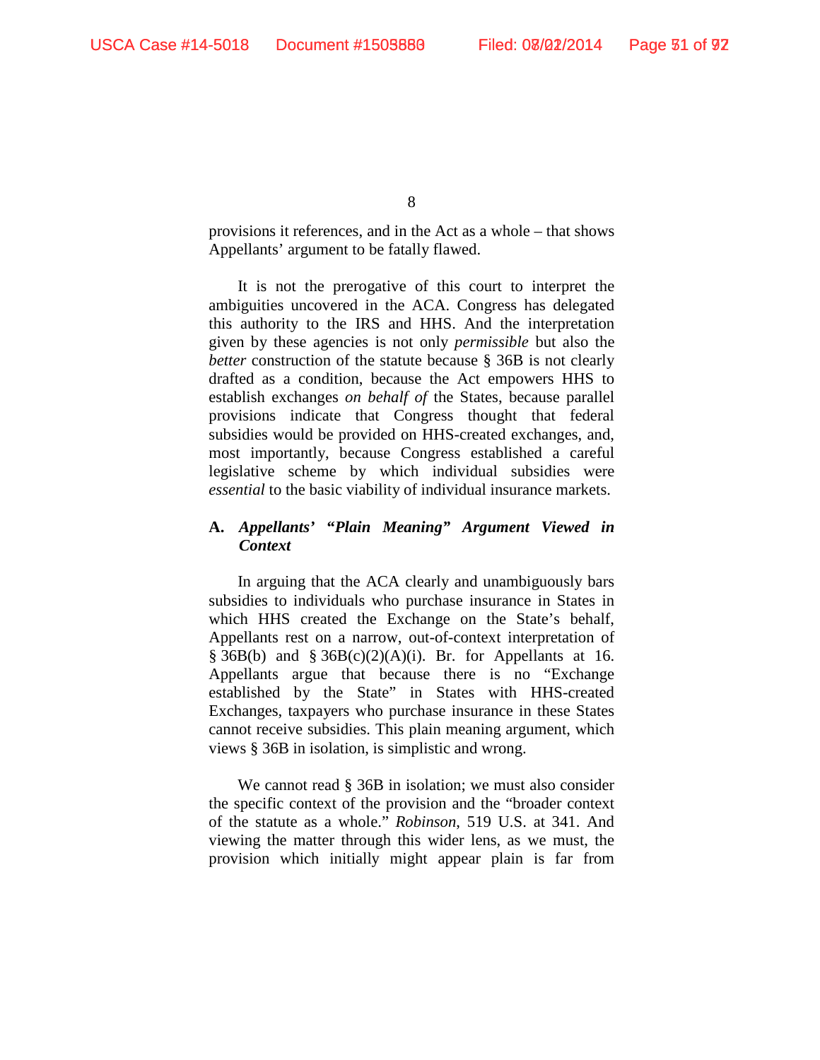provisions it references, and in the Act as a whole – that shows Appellants' argument to be fatally flawed.

It is not the prerogative of this court to interpret the ambiguities uncovered in the ACA. Congress has delegated this authority to the IRS and HHS. And the interpretation given by these agencies is not only *permissible* but also the *better* construction of the statute because § 36B is not clearly drafted as a condition, because the Act empowers HHS to establish exchanges *on behalf of* the States, because parallel provisions indicate that Congress thought that federal subsidies would be provided on HHS-created exchanges, and, most importantly, because Congress established a careful legislative scheme by which individual subsidies were *essential* to the basic viability of individual insurance markets.

### A. *Appellants' "Plain Meaning" Argument Viewed in Context*

In arguing that the ACA clearly and unambiguously bars subsidies to individuals who purchase insurance in States in which HHS created the Exchange on the State's behalf, Appellants rest on a narrow, out-of-context interpretation of § 36B(b) and § 36B(c)(2)(A)(i). Br. for Appellants at 16. Appellants argue that because there is no "Exchange established by the State" in States with HHS-created Exchanges, taxpayers who purchase insurance in these States cannot receive subsidies. This plain meaning argument, which views § 36B in isolation, is simplistic and wrong.

We cannot read § 36B in isolation; we must also consider the specific context of the provision and the "broader context of the statute as a whole." *Robinson*, 519 U.S. at 341. And viewing the matter through this wider lens, as we must, the provision which initially might appear plain is far from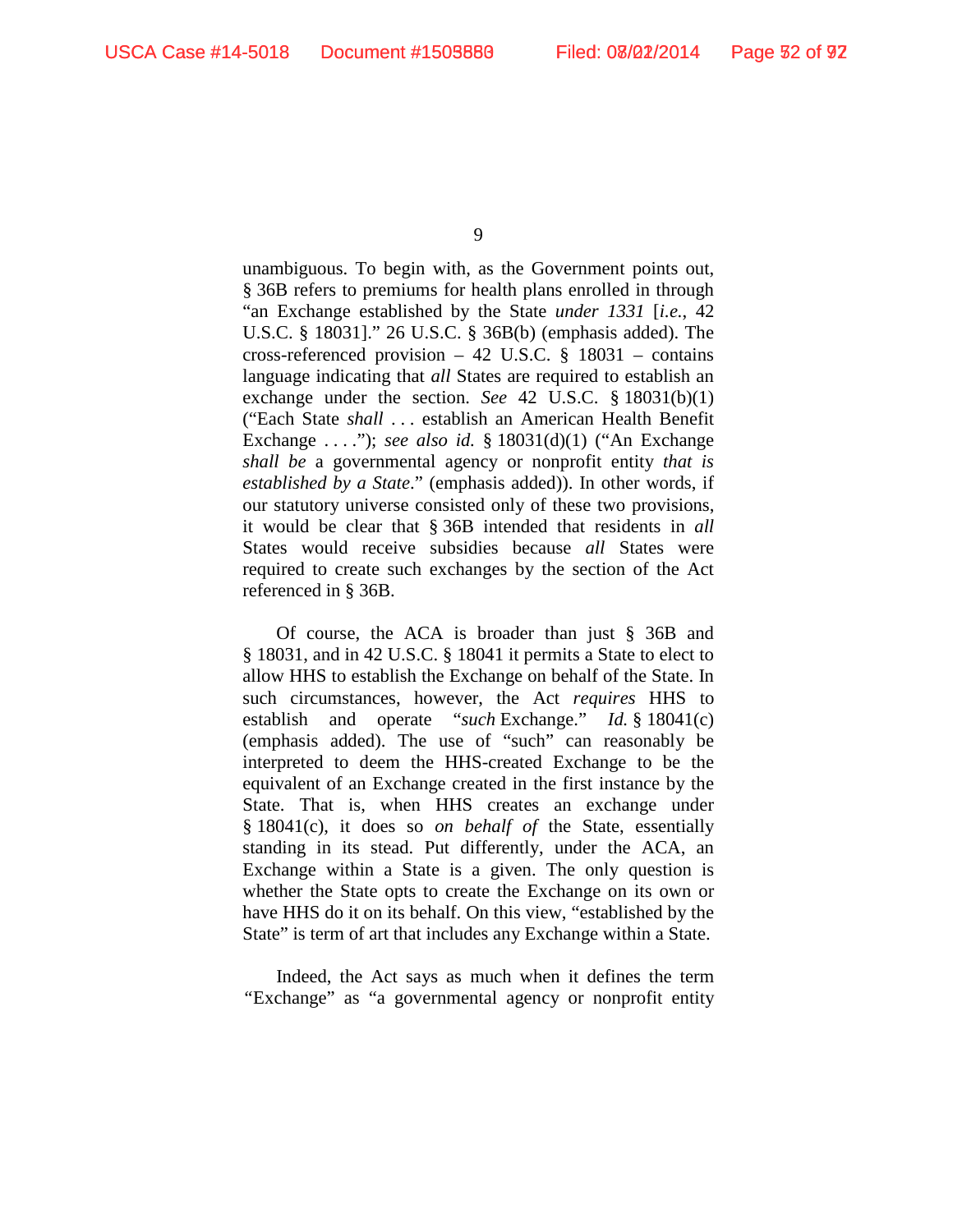unambiguous. To begin with, as the Government points out, § 36B refers to premiums for health plans enrolled in through "an Exchange established by the State *under 1331* [*i.e.*, 42 U.S.C. § 18031]." 26 U.S.C. § 36B(b) (emphasis added). The cross-referenced provision – 42 U.S.C. § 18031 – contains language indicating that *all* States are required to establish an exchange under the section. *See* 42 U.S.C. § 18031(b)(1) ("Each State *shall* . . . establish an American Health Benefit Exchange . . . ."); *see also id.* § 18031(d)(1) ("An Exchange *shall be* a governmental agency or nonprofit entity *that is established by a State*." (emphasis added)). In other words, if our statutory universe consisted only of these two provisions, it would be clear that § 36B intended that residents in *all* States would receive subsidies because *all* States were required to create such exchanges by the section of the Act referenced in § 36B.

Of course, the ACA is broader than just § 36B and § 18031, and in 42 U.S.C. § 18041 it permits a State to elect to allow HHS to establish the Exchange on behalf of the State. In such circumstances, however, the Act *requires* HHS to establish and operate "*such* Exchange." *Id.* § 18041(c) (emphasis added). The use of "such" can reasonably be interpreted to deem the HHS-created Exchange to be the equivalent of an Exchange created in the first instance by the State. That is, when HHS creates an exchange under § 18041(c), it does so *on behalf of* the State, essentially standing in its stead. Put differently, under the ACA, an Exchange within a State is a given. The only question is whether the State opts to create the Exchange on its own or have HHS do it on its behalf. On this view, "established by the State" is term of art that includes any Exchange within a State.

Indeed, the Act says as much when it defines the term "Exchange" as "a governmental agency or nonprofit entity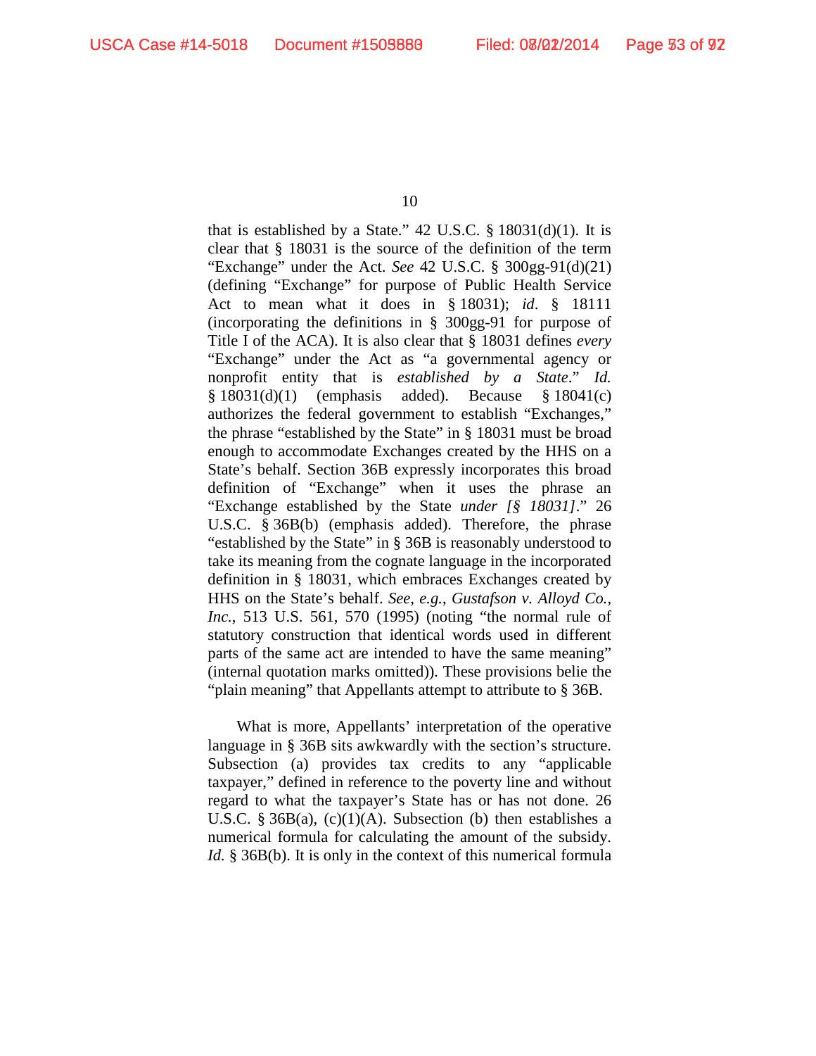that is established by a State." 42 U.S.C. § 18031(d)(1). It is clear that § 18031 is the source of the definition of the term "Exchange" under the Act. *See* 42 U.S.C. § 300gg-91(d)(21) (defining "Exchange" for purpose of Public Health Service Act to mean what it does in § 18031); *id*. § 18111 (incorporating the definitions in § 300gg-91 for purpose of Title I of the ACA). It is also clear that § 18031 defines *every* "Exchange" under the Act as "a governmental agency or nonprofit entity that is *established by a State*." *Id.* § 18031(d)(1) (emphasis added). Because § 18041(c) authorizes the federal government to establish "Exchanges," the phrase "established by the State" in § 18031 must be broad enough to accommodate Exchanges created by the HHS on a State's behalf. Section 36B expressly incorporates this broad definition of "Exchange" when it uses the phrase an "Exchange established by the State *under [§ 18031]*." 26 U.S.C. § 36B(b) (emphasis added). Therefore, the phrase "established by the State" in § 36B is reasonably understood to take its meaning from the cognate language in the incorporated definition in § 18031, which embraces Exchanges created by HHS on the State's behalf. *See, e.g.*, *Gustafson v. Alloyd Co., Inc.*, 513 U.S. 561, 570 (1995) (noting "the normal rule of statutory construction that identical words used in different parts of the same act are intended to have the same meaning" (internal quotation marks omitted)). These provisions belie the "plain meaning" that Appellants attempt to attribute to § 36B.

What is more, Appellants' interpretation of the operative language in § 36B sits awkwardly with the section's structure. Subsection (a) provides tax credits to any "applicable taxpayer," defined in reference to the poverty line and without regard to what the taxpayer's State has or has not done. 26 U.S.C. § 36B(a), (c)(1)(A). Subsection (b) then establishes a numerical formula for calculating the amount of the subsidy. *Id.* § 36B(b). It is only in the context of this numerical formula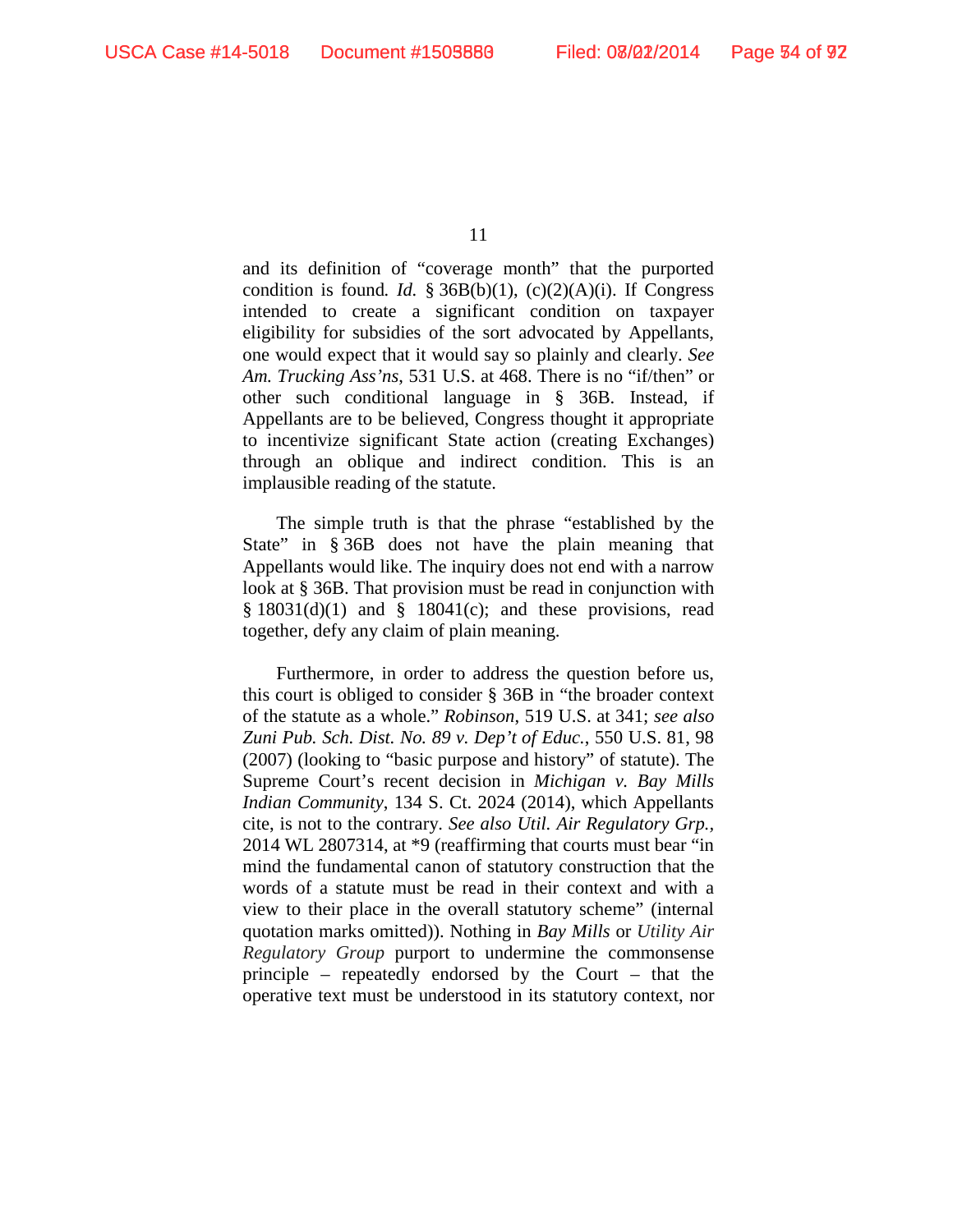and its definition of "coverage month" that the purported condition is found*.* *Id.* § 36B(b)(1), (c)(2)(A)(i). If Congress intended to create a significant condition on taxpayer eligibility for subsidies of the sort advocated by Appellants, one would expect that it would say so plainly and clearly. *See Am. Trucking Ass'ns*, 531 U.S. at 468. There is no "if/then" or other such conditional language in § 36B. Instead, if Appellants are to be believed, Congress thought it appropriate to incentivize significant State action (creating Exchanges) through an oblique and indirect condition. This is an implausible reading of the statute.

The simple truth is that the phrase "established by the State" in § 36B does not have the plain meaning that Appellants would like. The inquiry does not end with a narrow look at § 36B. That provision must be read in conjunction with § 18031(d)(1) and § 18041(c); and these provisions, read together, defy any claim of plain meaning.

Furthermore, in order to address the question before us, this court is obliged to consider § 36B in "the broader context of the statute as a whole." *Robinson*, 519 U.S. at 341; *see also Zuni Pub. Sch. Dist. No. 89 v. Dep't of Educ.*, 550 U.S. 81, 98 (2007) (looking to "basic purpose and history" of statute). The Supreme Court's recent decision in *Michigan v. Bay Mills Indian Community*, 134 S. Ct. 2024 (2014), which Appellants cite, is not to the contrary. *See also Util. Air Regulatory Grp.*, 2014 WL 2807314, at *9 (reaffirming that courts must bear "in mind the fundamental canon of statutory construction that the words of a statute must be read in their context and with a view to their place in the overall statutory scheme" (internal quotation marks omitted)). Nothing in *Bay Mills* or *Utility Air Regulatory Group* purport to undermine the commonsense principle – repeatedly endorsed by the Court – that the operative text must be understood in its statutory context, nor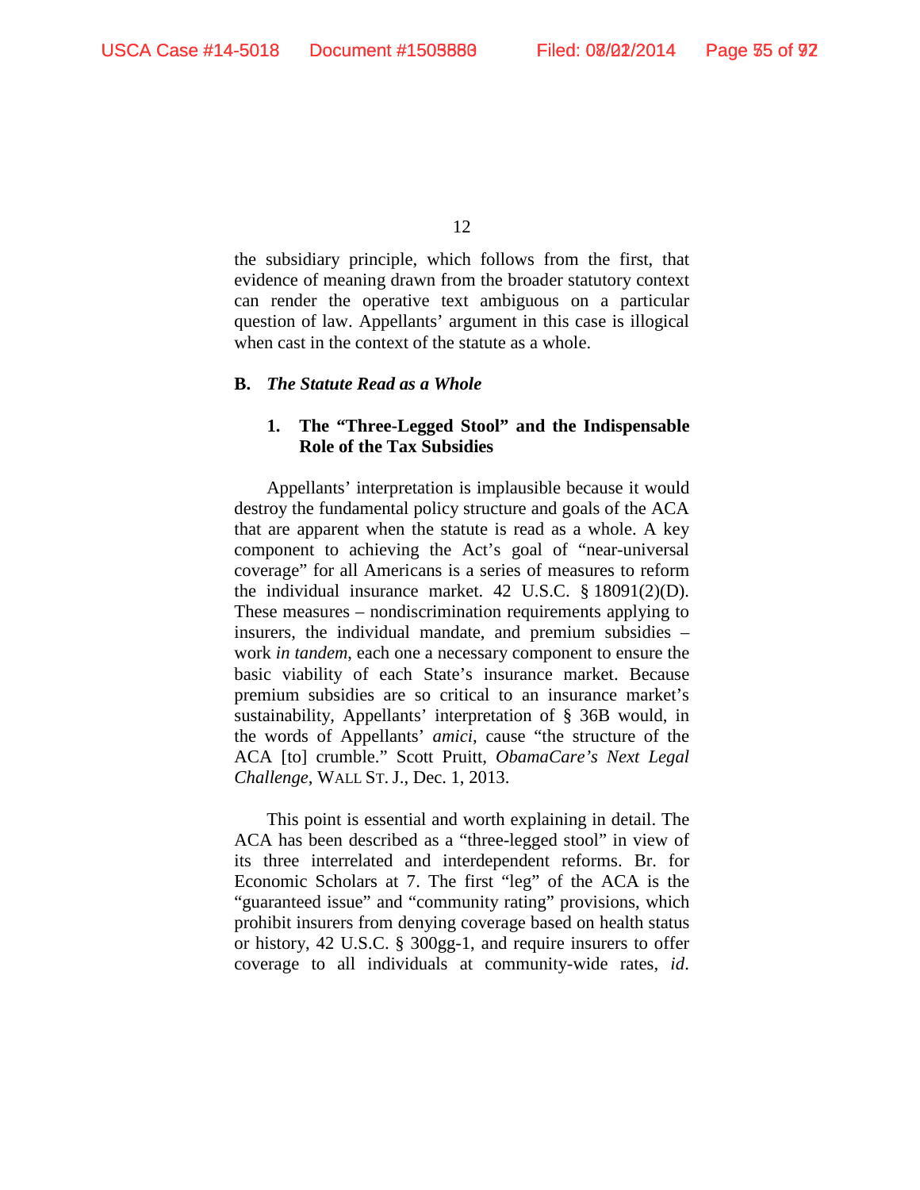the subsidiary principle, which follows from the first, that evidence of meaning drawn from the broader statutory context can render the operative text ambiguous on a particular question of law. Appellants' argument in this case is illogical when cast in the context of the statute as a whole.

### B. *The Statute Read as a Whole*

#### 1. The "Three-Legged Stool" and the Indispensable Role of the Tax Subsidies

Appellants' interpretation is implausible because it would destroy the fundamental policy structure and goals of the ACA that are apparent when the statute is read as a whole. A key component to achieving the Act's goal of "near-universal coverage" for all Americans is a series of measures to reform the individual insurance market. 42 U.S.C. § 18091(2)(D). These measures – nondiscrimination requirements applying to insurers, the individual mandate, and premium subsidies – work *in tandem*, each one a necessary component to ensure the basic viability of each State's insurance market. Because premium subsidies are so critical to an insurance market's sustainability, Appellants' interpretation of § 36B would, in the words of Appellants' *amici*, cause "the structure of the ACA [to] crumble." Scott Pruitt, *ObamaCare's Next Legal Challenge*, WALL ST. J., Dec. 1, 2013.

This point is essential and worth explaining in detail. The ACA has been described as a "three-legged stool" in view of its three interrelated and interdependent reforms. Br. for Economic Scholars at 7. The first "leg" of the ACA is the "guaranteed issue" and "community rating" provisions, which prohibit insurers from denying coverage based on health status or history, 42 U.S.C. § 300gg-1, and require insurers to offer coverage to all individuals at community-wide rates, *id*.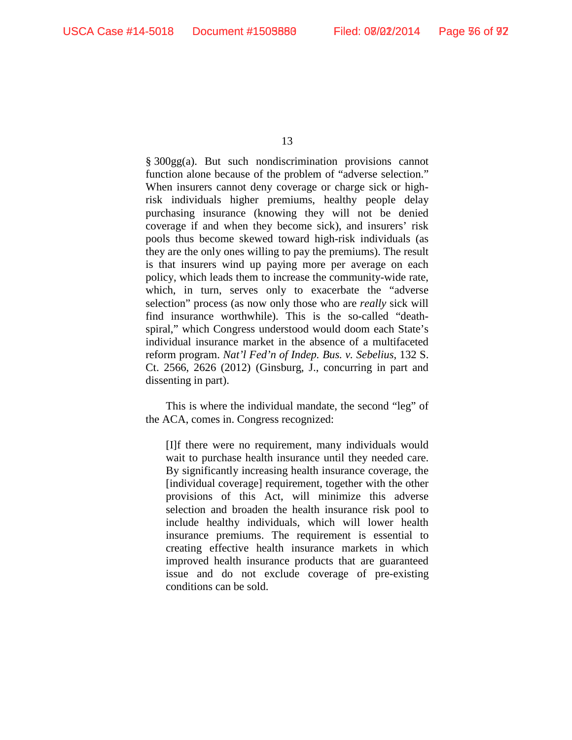§ 300gg(a). But such nondiscrimination provisions cannot function alone because of the problem of "adverse selection." When insurers cannot deny coverage or charge sick or high-risk individuals higher premiums, healthy people delay purchasing insurance (knowing they will not be denied coverage if and when they become sick), and insurers' risk pools thus become skewed toward high-risk individuals (as they are the only ones willing to pay the premiums). The result is that insurers wind up paying more per average on each policy, which leads them to increase the community-wide rate, which, in turn, serves only to exacerbate the "adverse selection" process (as now only those who are *really* sick will find insurance worthwhile). This is the so-called "death-spiral," which Congress understood would doom each State's individual insurance market in the absence of a multifaceted reform program. *Nat'l Fed'n of Indep. Bus. v. Sebelius*, 132 S. Ct. 2566, 2626 (2012) (Ginsburg, J., concurring in part and dissenting in part).

This is where the individual mandate, the second "leg" of the ACA, comes in. Congress recognized:

> [I]f there were no requirement, many individuals would wait to purchase health insurance until they needed care. By significantly increasing health insurance coverage, the [individual coverage] requirement, together with the other provisions of this Act, will minimize this adverse selection and broaden the health insurance risk pool to include healthy individuals, which will lower health insurance premiums. The requirement is essential to creating effective health insurance markets in which improved health insurance products that are guaranteed issue and do not exclude coverage of pre-existing conditions can be sold.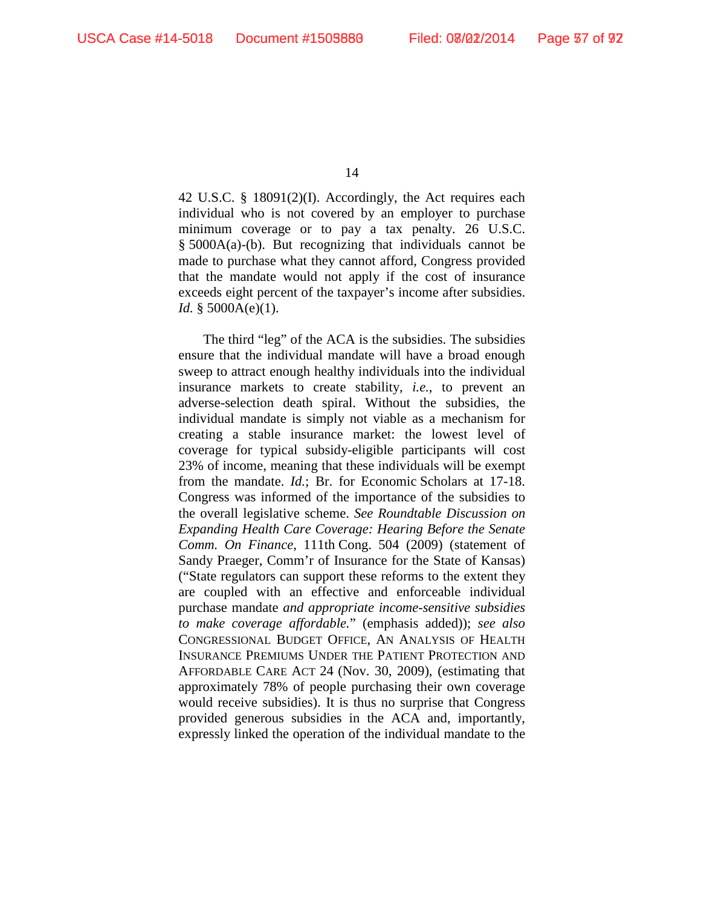42 U.S.C. § 18091(2)(I). Accordingly, the Act requires each individual who is not covered by an employer to purchase minimum coverage or to pay a tax penalty. 26 U.S.C. § 5000A(a)-(b). But recognizing that individuals cannot be made to purchase what they cannot afford, Congress provided that the mandate would not apply if the cost of insurance exceeds eight percent of the taxpayer's income after subsidies. *Id.* § 5000A(e)(1).

The third "leg" of the ACA is the subsidies. The subsidies ensure that the individual mandate will have a broad enough sweep to attract enough healthy individuals into the individual insurance markets to create stability, *i.e.*, to prevent an adverse-selection death spiral. Without the subsidies, the individual mandate is simply not viable as a mechanism for creating a stable insurance market: the lowest level of coverage for typical subsidy-eligible participants will cost 23% of income, meaning that these individuals will be exempt from the mandate. *Id.*; Br. for Economic Scholars at 17-18. Congress was informed of the importance of the subsidies to the overall legislative scheme. *See Roundtable Discussion on Expanding Health Care Coverage: Hearing Before the Senate Comm. On Finance*, 111th Cong. 504 (2009) (statement of Sandy Praeger, Comm'r of Insurance for the State of Kansas) ("State regulators can support these reforms to the extent they are coupled with an effective and enforceable individual purchase mandate *and appropriate income-sensitive subsidies to make coverage affordable.*" (emphasis added)); *see also* CONGRESSIONAL BUDGET OFFICE, AN ANALYSIS OF HEALTH INSURANCE PREMIUMS UNDER THE PATIENT PROTECTION AND AFFORDABLE CARE ACT 24 (Nov. 30, 2009), (estimating that approximately 78% of people purchasing their own coverage would receive subsidies). It is thus no surprise that Congress provided generous subsidies in the ACA and, importantly, expressly linked the operation of the individual mandate to the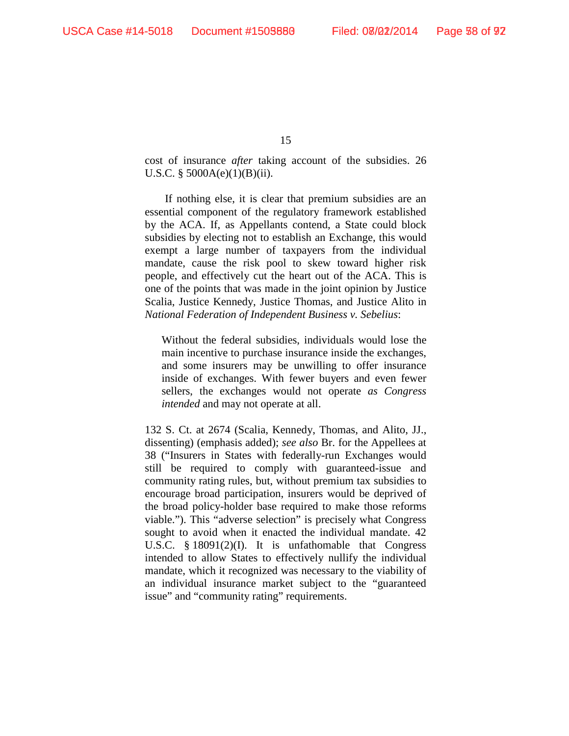cost of insurance *after* taking account of the subsidies. 26 U.S.C. § 5000A(e)(1)(B)(ii).

If nothing else, it is clear that premium subsidies are an essential component of the regulatory framework established by the ACA. If, as Appellants contend, a State could block subsidies by electing not to establish an Exchange, this would exempt a large number of taxpayers from the individual mandate, cause the risk pool to skew toward higher risk people, and effectively cut the heart out of the ACA. This is one of the points that was made in the joint opinion by Justice Scalia, Justice Kennedy, Justice Thomas, and Justice Alito in *National Federation of Independent Business v. Sebelius*:

> Without the federal subsidies, individuals would lose the main incentive to purchase insurance inside the exchanges, and some insurers may be unwilling to offer insurance inside of exchanges. With fewer buyers and even fewer sellers, the exchanges would not operate *as Congress intended* and may not operate at all.

132 S. Ct. at 2674 (Scalia, Kennedy, Thomas, and Alito, JJ., dissenting) (emphasis added); *see also* Br. for the Appellees at 38 ("Insurers in States with federally-run Exchanges would still be required to comply with guaranteed-issue and community rating rules, but, without premium tax subsidies to encourage broad participation, insurers would be deprived of the broad policy-holder base required to make those reforms viable."). This "adverse selection" is precisely what Congress sought to avoid when it enacted the individual mandate. 42 U.S.C. § 18091(2)(I). It is unfathomable that Congress intended to allow States to effectively nullify the individual mandate, which it recognized was necessary to the viability of an individual insurance market subject to the "guaranteed issue" and "community rating" requirements.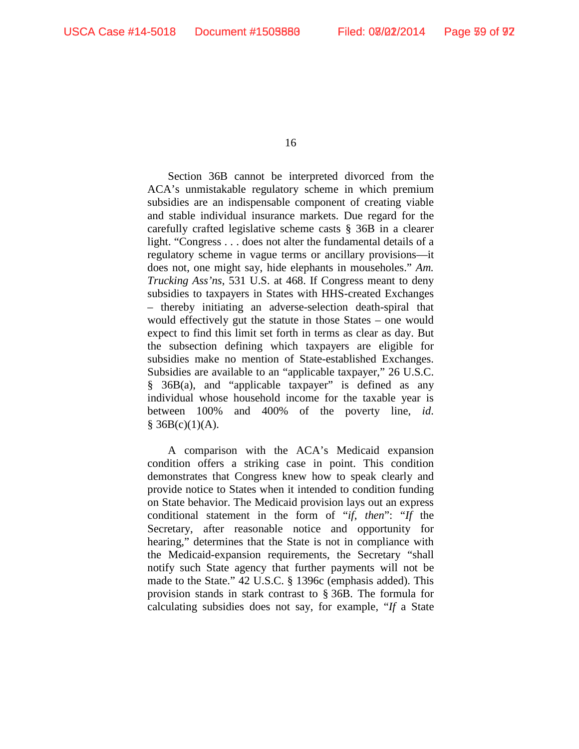Section 36B cannot be interpreted divorced from the ACA's unmistakable regulatory scheme in which premium subsidies are an indispensable component of creating viable and stable individual insurance markets. Due regard for the carefully crafted legislative scheme casts § 36B in a clearer light. "Congress . . . does not alter the fundamental details of a regulatory scheme in vague terms or ancillary provisions—it does not, one might say, hide elephants in mouseholes." *Am. Trucking Ass'ns*, 531 U.S. at 468. If Congress meant to deny subsidies to taxpayers in States with HHS-created Exchanges – thereby initiating an adverse-selection death-spiral that would effectively gut the statute in those States – one would expect to find this limit set forth in terms as clear as day. But the subsection defining which taxpayers are eligible for subsidies make no mention of State-established Exchanges. Subsidies are available to an "applicable taxpayer," 26 U.S.C. § 36B(a), and "applicable taxpayer" is defined as any individual whose household income for the taxable year is between 100% and 400% of the poverty line, *id*. § 36B(c)(1)(A).

A comparison with the ACA's Medicaid expansion condition offers a striking case in point. This condition demonstrates that Congress knew how to speak clearly and provide notice to States when it intended to condition funding on State behavior. The Medicaid provision lays out an express conditional statement in the form of "*if, then*": "*If* the Secretary, after reasonable notice and opportunity for hearing," determines that the State is not in compliance with the Medicaid-expansion requirements, the Secretary "shall notify such State agency that further payments will not be made to the State." 42 U.S.C. § 1396c (emphasis added). This provision stands in stark contrast to § 36B. The formula for calculating subsidies does not say, for example, "*If* a State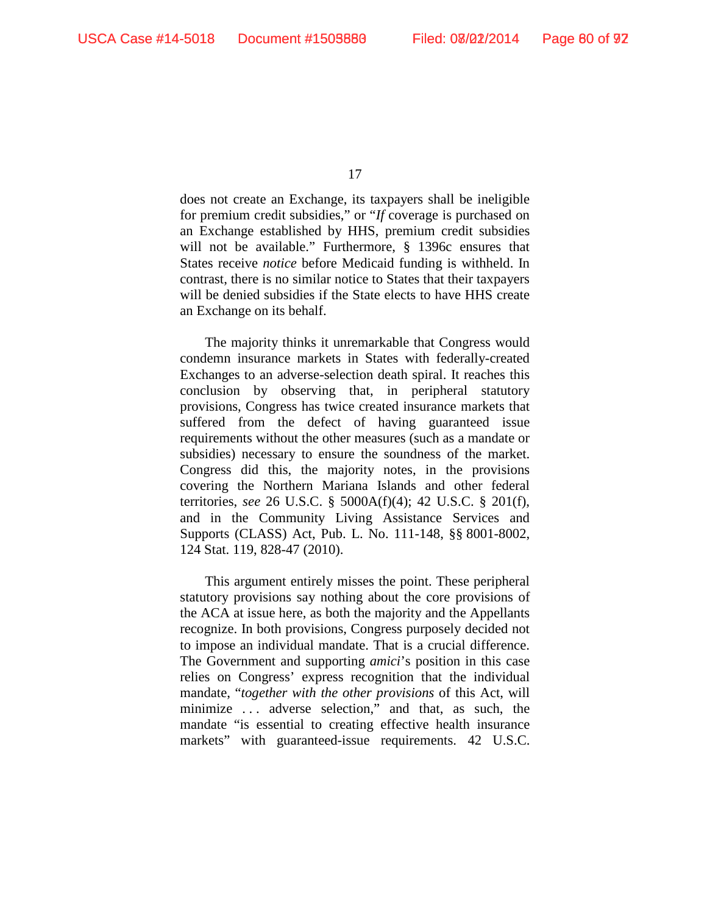does not create an Exchange, its taxpayers shall be ineligible for premium credit subsidies," or "*If* coverage is purchased on an Exchange established by HHS, premium credit subsidies will not be available." Furthermore, § 1396c ensures that States receive *notice* before Medicaid funding is withheld. In contrast, there is no similar notice to States that their taxpayers will be denied subsidies if the State elects to have HHS create an Exchange on its behalf.

The majority thinks it unremarkable that Congress would condemn insurance markets in States with federally-created Exchanges to an adverse-selection death spiral. It reaches this conclusion by observing that, in peripheral statutory provisions, Congress has twice created insurance markets that suffered from the defect of having guaranteed issue requirements without the other measures (such as a mandate or subsidies) necessary to ensure the soundness of the market. Congress did this, the majority notes, in the provisions covering the Northern Mariana Islands and other federal territories, *see* 26 U.S.C. § 5000A(f)(4); 42 U.S.C. § 201(f), and in the Community Living Assistance Services and Supports (CLASS) Act, Pub. L. No. 111-148, §§ 8001-8002, 124 Stat. 119, 828-47 (2010).

This argument entirely misses the point. These peripheral statutory provisions say nothing about the core provisions of the ACA at issue here, as both the majority and the Appellants recognize. In both provisions, Congress purposely decided not to impose an individual mandate. That is a crucial difference. The Government and supporting *amici*'s position in this case relies on Congress' express recognition that the individual mandate, "*together with the other provisions* of this Act, will minimize . . . adverse selection," and that, as such, the mandate "is essential to creating effective health insurance markets" with guaranteed-issue requirements. 42 U.S.C.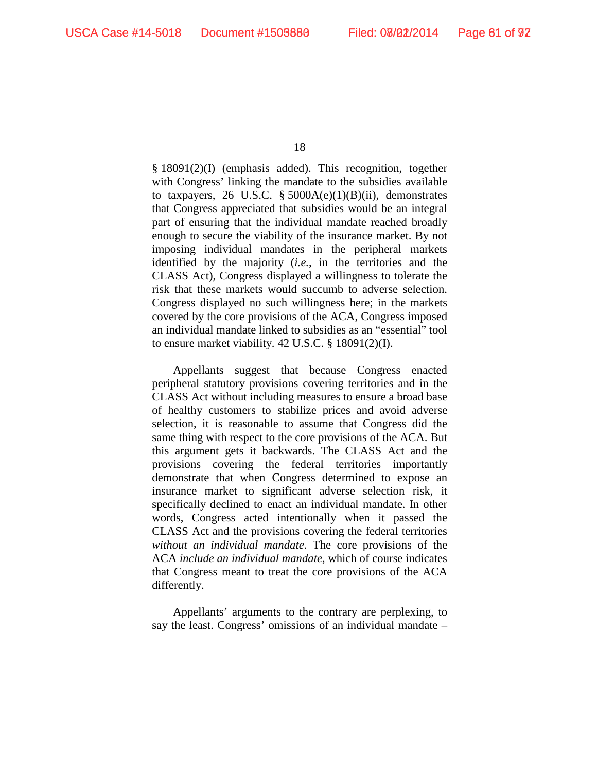§ 18091(2)(I) (emphasis added). This recognition, together with Congress' linking the mandate to the subsidies available to taxpayers, 26 U.S.C. § 5000A(e)(1)(B)(ii), demonstrates that Congress appreciated that subsidies would be an integral part of ensuring that the individual mandate reached broadly enough to secure the viability of the insurance market. By not imposing individual mandates in the peripheral markets identified by the majority (*i.e.*, in the territories and the CLASS Act), Congress displayed a willingness to tolerate the risk that these markets would succumb to adverse selection. Congress displayed no such willingness here; in the markets covered by the core provisions of the ACA, Congress imposed an individual mandate linked to subsidies as an "essential" tool to ensure market viability. 42 U.S.C. § 18091(2)(I).

Appellants suggest that because Congress enacted peripheral statutory provisions covering territories and in the CLASS Act without including measures to ensure a broad base of healthy customers to stabilize prices and avoid adverse selection, it is reasonable to assume that Congress did the same thing with respect to the core provisions of the ACA. But this argument gets it backwards. The CLASS Act and the provisions covering the federal territories importantly demonstrate that when Congress determined to expose an insurance market to significant adverse selection risk, it specifically declined to enact an individual mandate. In other words, Congress acted intentionally when it passed the CLASS Act and the provisions covering the federal territories *without an individual mandate*. The core provisions of the ACA *include an individual mandate*, which of course indicates that Congress meant to treat the core provisions of the ACA differently.

Appellants' arguments to the contrary are perplexing, to say the least. Congress' omissions of an individual mandate –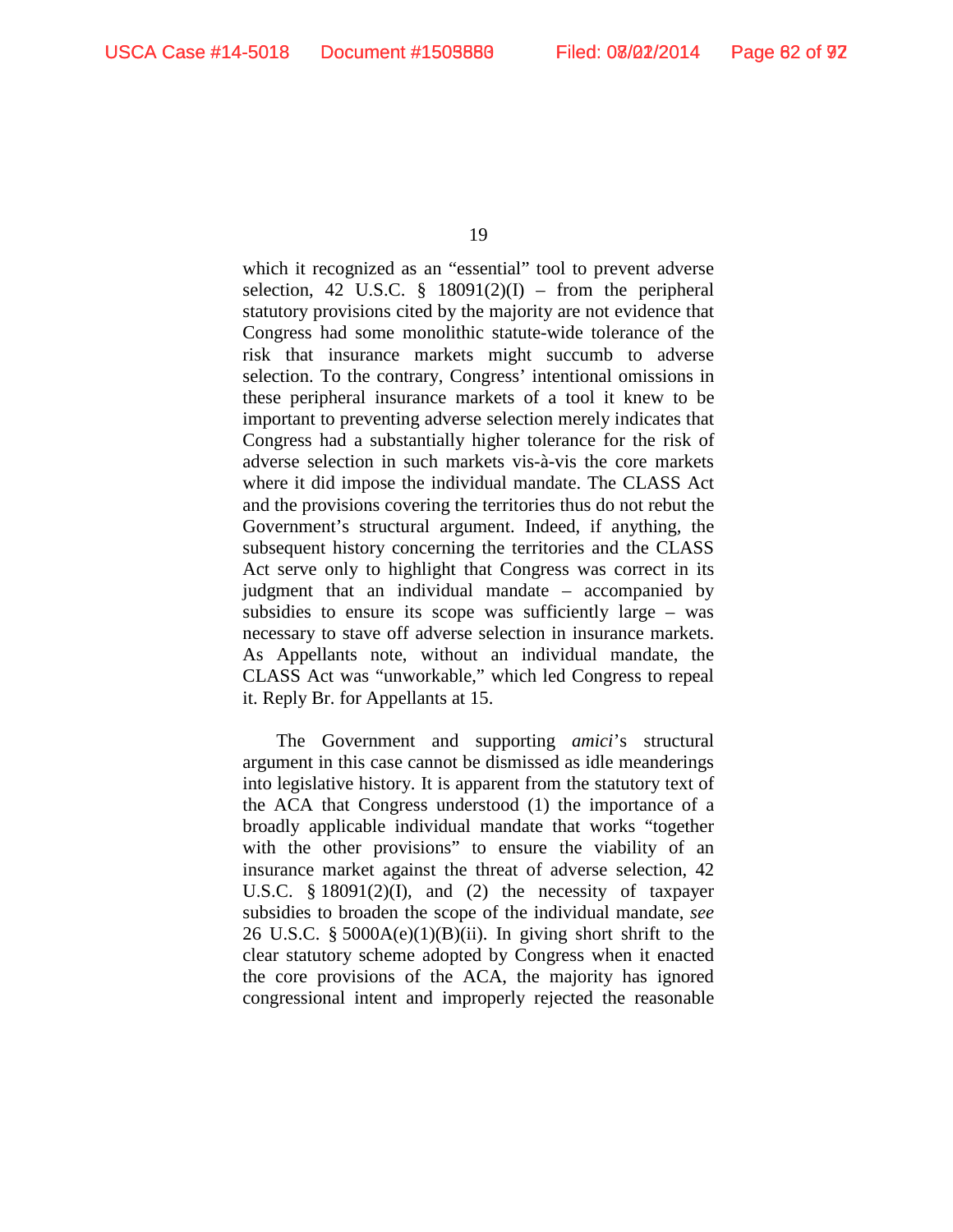which it recognized as an "essential" tool to prevent adverse selection, 42 U.S.C. § 18091(2)(I) – from the peripheral statutory provisions cited by the majority are not evidence that Congress had some monolithic statute-wide tolerance of the risk that insurance markets might succumb to adverse selection. To the contrary, Congress' intentional omissions in these peripheral insurance markets of a tool it knew to be important to preventing adverse selection merely indicates that Congress had a substantially higher tolerance for the risk of adverse selection in such markets vis-à-vis the core markets where it did impose the individual mandate. The CLASS Act and the provisions covering the territories thus do not rebut the Government's structural argument. Indeed, if anything, the subsequent history concerning the territories and the CLASS Act serve only to highlight that Congress was correct in its judgment that an individual mandate – accompanied by subsidies to ensure its scope was sufficiently large – was necessary to stave off adverse selection in insurance markets. As Appellants note, without an individual mandate, the CLASS Act was "unworkable," which led Congress to repeal it. Reply Br. for Appellants at 15.

The Government and supporting *amici*'s structural argument in this case cannot be dismissed as idle meanderings into legislative history. It is apparent from the statutory text of the ACA that Congress understood (1) the importance of a broadly applicable individual mandate that works "together with the other provisions" to ensure the viability of an insurance market against the threat of adverse selection, 42 U.S.C. § 18091(2)(I), and (2) the necessity of taxpayer subsidies to broaden the scope of the individual mandate, *see* 26 U.S.C. § 5000A(e)(1)(B)(ii). In giving short shrift to the clear statutory scheme adopted by Congress when it enacted the core provisions of the ACA, the majority has ignored congressional intent and improperly rejected the reasonable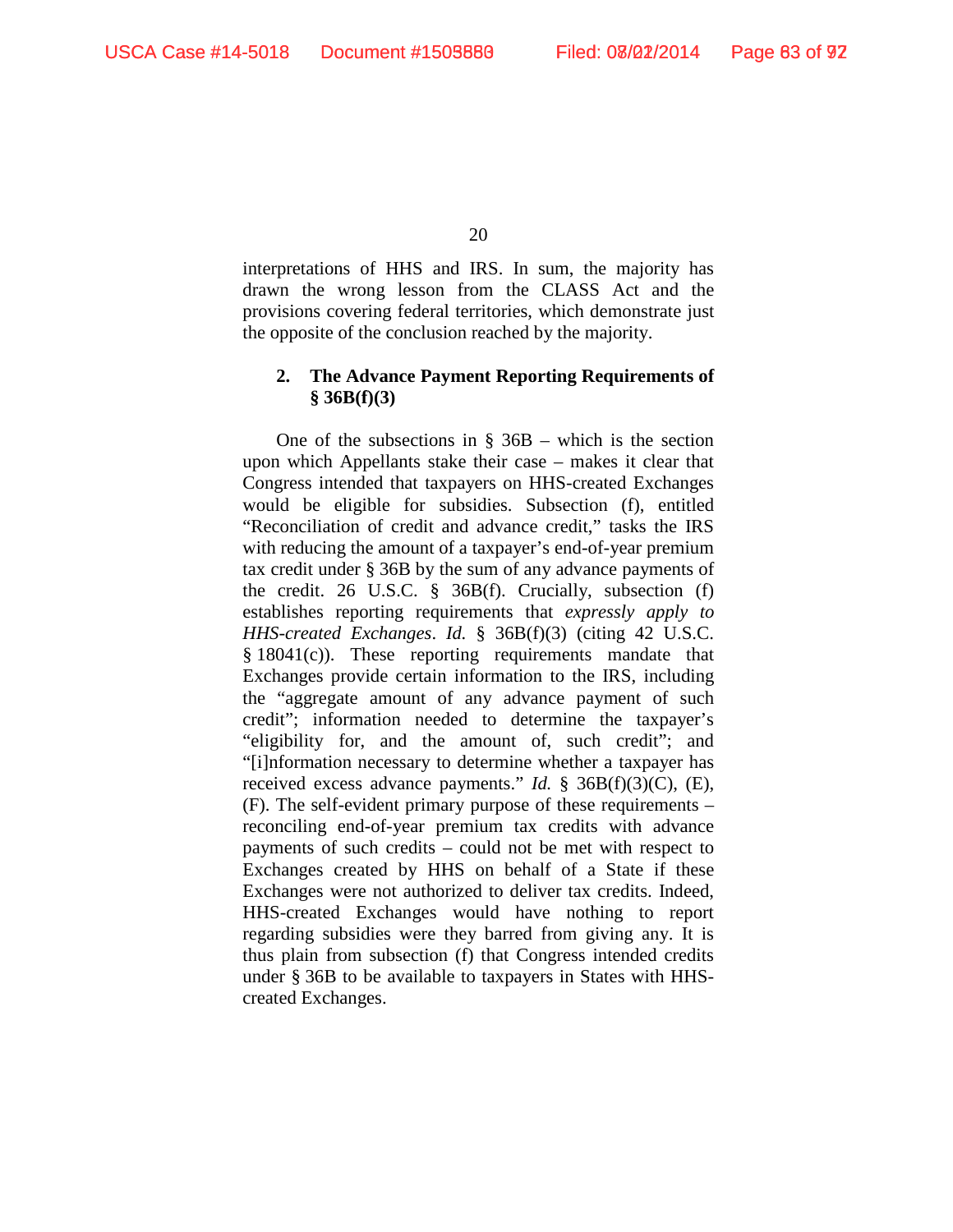interpretations of HHS and IRS. In sum, the majority has drawn the wrong lesson from the CLASS Act and the provisions covering federal territories, which demonstrate just the opposite of the conclusion reached by the majority.

**2. The Advance Payment Reporting Requirements of § 36B(f)(3)**

One of the subsections in § 36B – which is the section upon which Appellants stake their case – makes it clear that Congress intended that taxpayers on HHS-created Exchanges would be eligible for subsidies. Subsection (f), entitled "Reconciliation of credit and advance credit," tasks the IRS with reducing the amount of a taxpayer's end-of-year premium tax credit under § 36B by the sum of any advance payments of the credit. 26 U.S.C. § 36B(f). Crucially, subsection (f) establishes reporting requirements that *expressly apply to HHS-created Exchanges*. *Id.* § 36B(f)(3) (citing 42 U.S.C. § 18041(c)). These reporting requirements mandate that Exchanges provide certain information to the IRS, including the "aggregate amount of any advance payment of such credit"; information needed to determine the taxpayer's "eligibility for, and the amount of, such credit"; and "[i]nformation necessary to determine whether a taxpayer has received excess advance payments." *Id.* § 36B(f)(3)(C), (E), (F). The self-evident primary purpose of these requirements – reconciling end-of-year premium tax credits with advance payments of such credits – could not be met with respect to Exchanges created by HHS on behalf of a State if these Exchanges were not authorized to deliver tax credits. Indeed, HHS-created Exchanges would have nothing to report regarding subsidies were they barred from giving any. It is thus plain from subsection (f) that Congress intended credits under § 36B to be available to taxpayers in States with HHS-created Exchanges.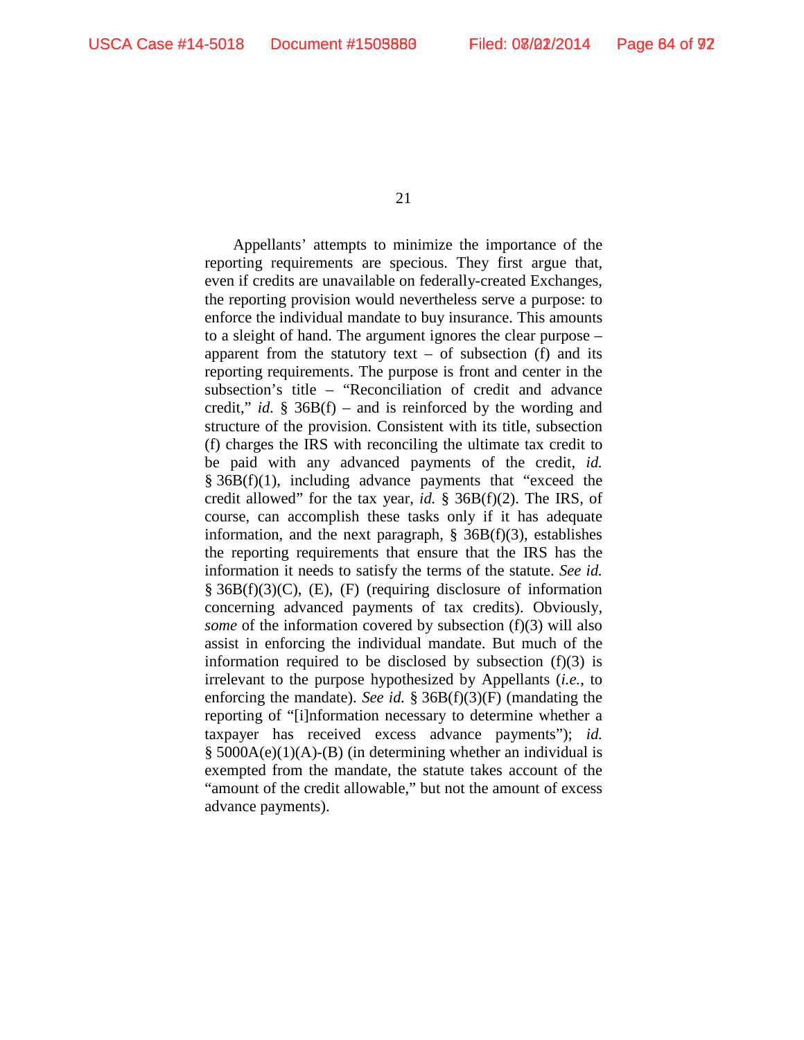Appellants' attempts to minimize the importance of the reporting requirements are specious. They first argue that, even if credits are unavailable on federally-created Exchanges, the reporting provision would nevertheless serve a purpose: to enforce the individual mandate to buy insurance. This amounts to a sleight of hand. The argument ignores the clear purpose – apparent from the statutory text – of subsection (f) and its reporting requirements. The purpose is front and center in the subsection's title – "Reconciliation of credit and advance credit," *id.* § 36B(f) – and is reinforced by the wording and structure of the provision. Consistent with its title, subsection (f) charges the IRS with reconciling the ultimate tax credit to be paid with any advanced payments of the credit, *id.* § 36B(f)(1), including advance payments that "exceed the credit allowed" for the tax year, *id.* § 36B(f)(2). The IRS, of course, can accomplish these tasks only if it has adequate information, and the next paragraph, § 36B(f)(3), establishes the reporting requirements that ensure that the IRS has the information it needs to satisfy the terms of the statute. *See id.* § 36B(f)(3)(C), (E), (F) (requiring disclosure of information concerning advanced payments of tax credits). Obviously, *some* of the information covered by subsection (f)(3) will also assist in enforcing the individual mandate. But much of the information required to be disclosed by subsection (f)(3) is irrelevant to the purpose hypothesized by Appellants (*i.e.*, to enforcing the mandate). *See id.* § 36B(f)(3)(F) (mandating the reporting of "[i]nformation necessary to determine whether a taxpayer has received excess advance payments"); *id.* § 5000A(e)(1)(A)-(B) (in determining whether an individual is exempted from the mandate, the statute takes account of the "amount of the credit allowable," but not the amount of excess advance payments).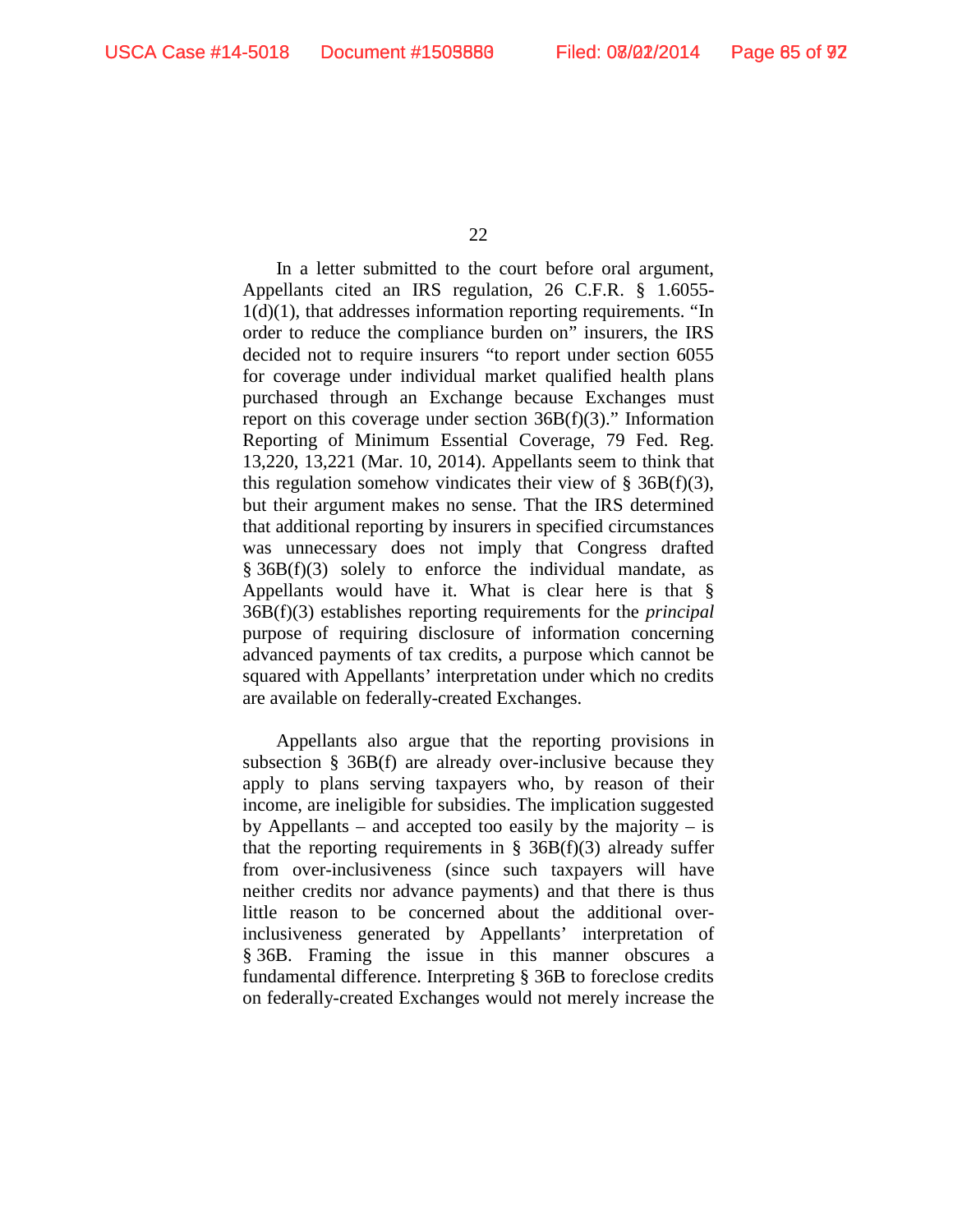In a letter submitted to the court before oral argument, Appellants cited an IRS regulation, 26 C.F.R. § 1.6055-1(d)(1), that addresses information reporting requirements. "In order to reduce the compliance burden on" insurers, the IRS decided not to require insurers "to report under section 6055 for coverage under individual market qualified health plans purchased through an Exchange because Exchanges must report on this coverage under section 36B(f)(3)." Information Reporting of Minimum Essential Coverage, 79 Fed. Reg. 13,220, 13,221 (Mar. 10, 2014). Appellants seem to think that this regulation somehow vindicates their view of § 36B(f)(3), but their argument makes no sense. That the IRS determined that additional reporting by insurers in specified circumstances was unnecessary does not imply that Congress drafted § 36B(f)(3) solely to enforce the individual mandate, as Appellants would have it. What is clear here is that § 36B(f)(3) establishes reporting requirements for the *principal* purpose of requiring disclosure of information concerning advanced payments of tax credits, a purpose which cannot be squared with Appellants' interpretation under which no credits are available on federally-created Exchanges.

Appellants also argue that the reporting provisions in subsection § 36B(f) are already over-inclusive because they apply to plans serving taxpayers who, by reason of their income, are ineligible for subsidies. The implication suggested by Appellants – and accepted too easily by the majority – is that the reporting requirements in § 36B(f)(3) already suffer from over-inclusiveness (since such taxpayers will have neither credits nor advance payments) and that there is thus little reason to be concerned about the additional over-inclusiveness generated by Appellants' interpretation of § 36B. Framing the issue in this manner obscures a fundamental difference. Interpreting § 36B to foreclose credits on federally-created Exchanges would not merely increase the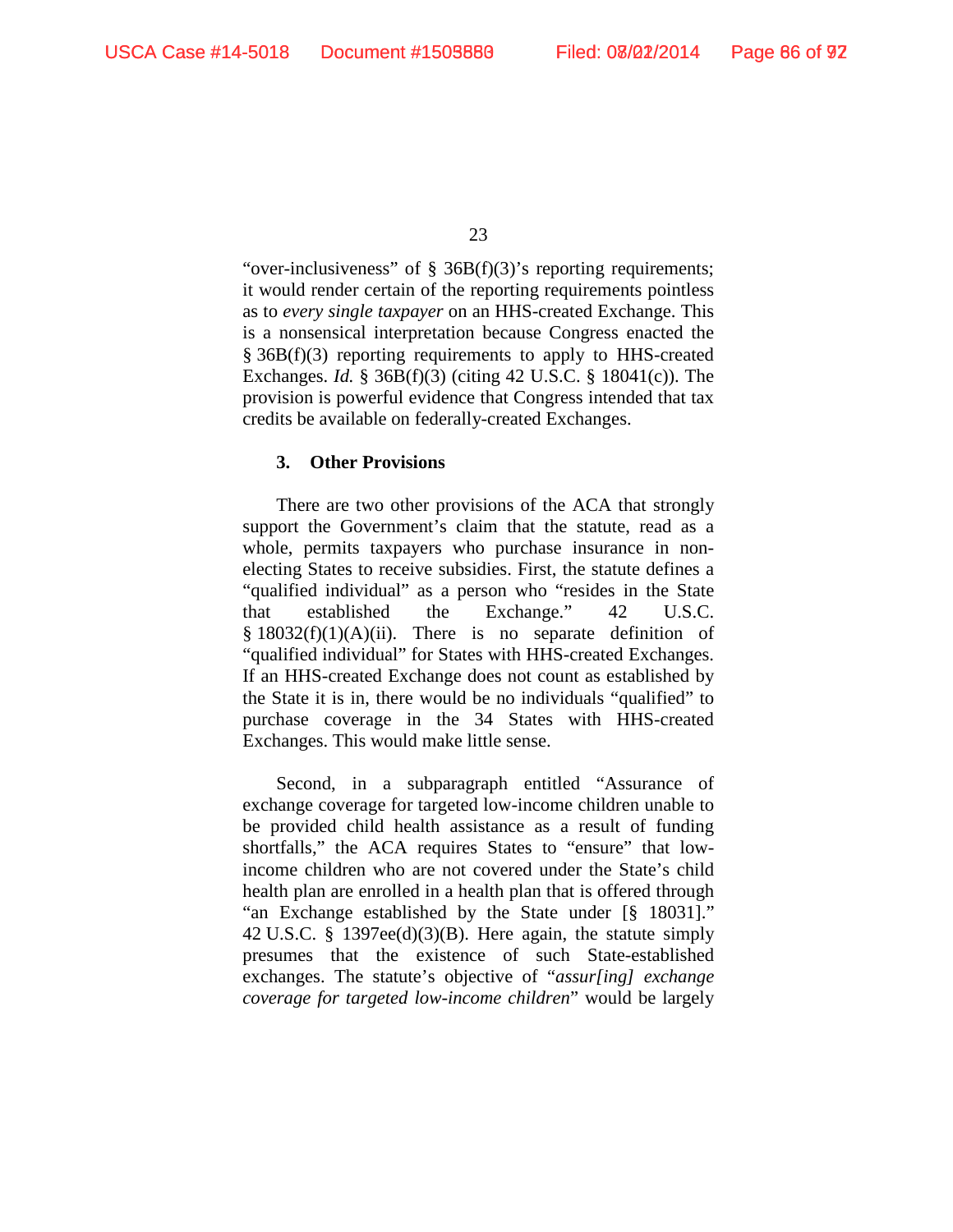"over-inclusiveness" of § 36B(f)(3)'s reporting requirements; it would render certain of the reporting requirements pointless as to *every single taxpayer* on an HHS-created Exchange. This is a nonsensical interpretation because Congress enacted the § 36B(f)(3) reporting requirements to apply to HHS-created Exchanges. *Id.* § 36B(f)(3) (citing 42 U.S.C. § 18041(c)). The provision is powerful evidence that Congress intended that tax credits be available on federally-created Exchanges.

### 3. Other Provisions

There are two other provisions of the ACA that strongly support the Government's claim that the statute, read as a whole, permits taxpayers who purchase insurance in non-electing States to receive subsidies. First, the statute defines a "qualified individual" as a person who "resides in the State that established the Exchange." 42 U.S.C. § 18032(f)(1)(A)(ii). There is no separate definition of "qualified individual" for States with HHS-created Exchanges. If an HHS-created Exchange does not count as established by the State it is in, there would be no individuals "qualified" to purchase coverage in the 34 States with HHS-created Exchanges. This would make little sense.

Second, in a subparagraph entitled "Assurance of exchange coverage for targeted low-income children unable to be provided child health assistance as a result of funding shortfalls," the ACA requires States to "ensure" that low-income children who are not covered under the State's child health plan are enrolled in a health plan that is offered through "an Exchange established by the State under [§ 18031]." 42 U.S.C. § 1397ee(d)(3)(B). Here again, the statute simply presumes that the existence of such State-established exchanges. The statute's objective of "*assur[ing] exchange coverage for targeted low-income children*" would be largely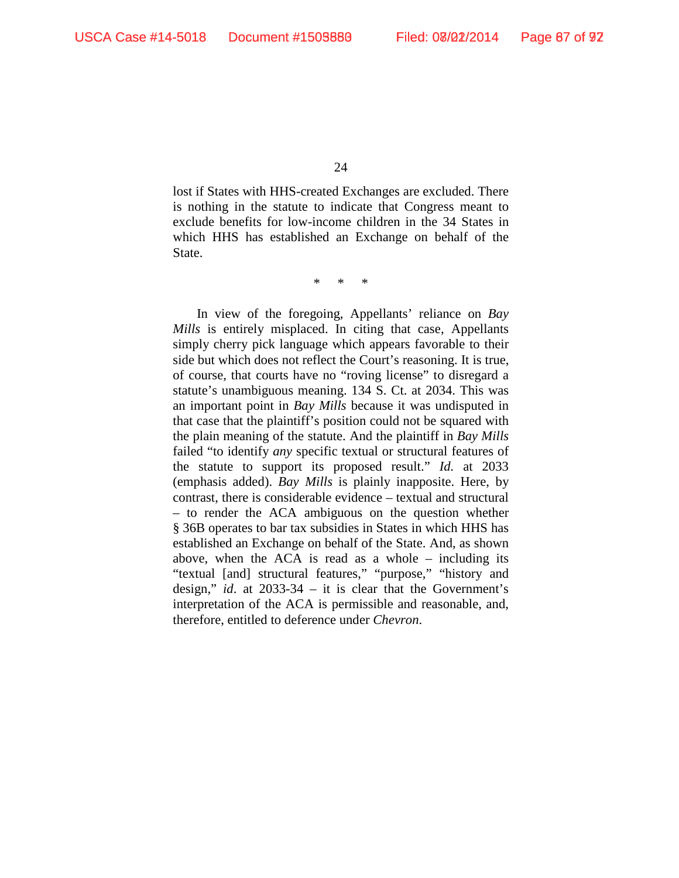lost if States with HHS-created Exchanges are excluded. There is nothing in the statute to indicate that Congress meant to exclude benefits for low-income children in the 34 States in which HHS has established an Exchange on behalf of the State.

\* \* \*

In view of the foregoing, Appellants' reliance on *Bay Mills* is entirely misplaced. In citing that case, Appellants simply cherry pick language which appears favorable to their side but which does not reflect the Court's reasoning. It is true, of course, that courts have no "roving license" to disregard a statute's unambiguous meaning. 134 S. Ct. at 2034. This was an important point in *Bay Mills* because it was undisputed in that case that the plaintiff's position could not be squared with the plain meaning of the statute. And the plaintiff in *Bay Mills* failed "to identify *any* specific textual or structural features of the statute to support its proposed result." *Id.* at 2033 (emphasis added). *Bay Mills* is plainly inapposite. Here, by contrast, there is considerable evidence – textual and structural – to render the ACA ambiguous on the question whether § 36B operates to bar tax subsidies in States in which HHS has established an Exchange on behalf of the State. And, as shown above, when the ACA is read as a whole – including its "textual [and] structural features," "purpose," "history and design," *id*. at 2033-34 – it is clear that the Government's interpretation of the ACA is permissible and reasonable, and, therefore, entitled to deference under *Chevron*.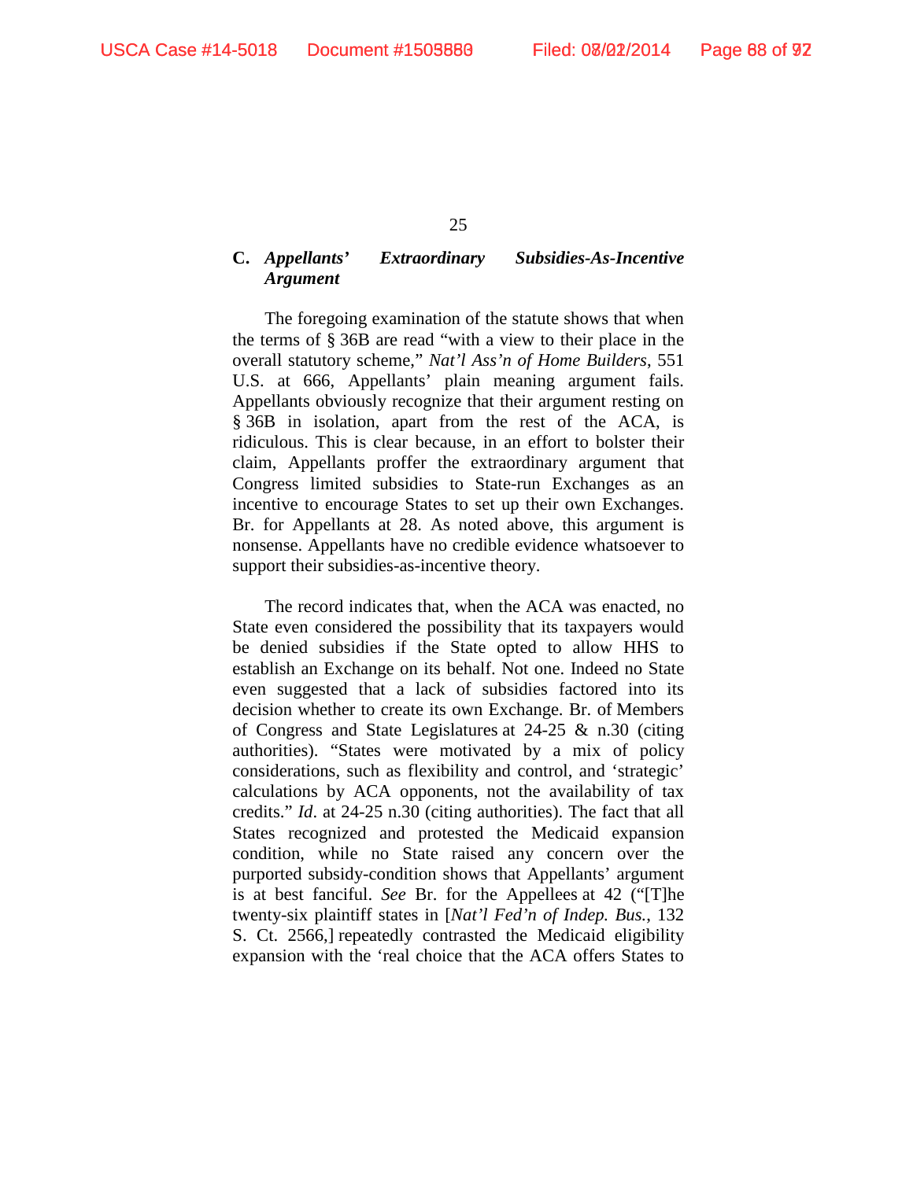### C. *Appellants' Extraordinary Subsidies-As-Incentive Argument*

The foregoing examination of the statute shows that when the terms of § 36B are read "with a view to their place in the overall statutory scheme," *Nat'l Ass'n of Home Builders*, 551 U.S. at 666, Appellants' plain meaning argument fails. Appellants obviously recognize that their argument resting on § 36B in isolation, apart from the rest of the ACA, is ridiculous. This is clear because, in an effort to bolster their claim, Appellants proffer the extraordinary argument that Congress limited subsidies to State-run Exchanges as an incentive to encourage States to set up their own Exchanges. Br. for Appellants at 28. As noted above, this argument is nonsense. Appellants have no credible evidence whatsoever to support their subsidies-as-incentive theory.

The record indicates that, when the ACA was enacted, no State even considered the possibility that its taxpayers would be denied subsidies if the State opted to allow HHS to establish an Exchange on its behalf. Not one. Indeed no State even suggested that a lack of subsidies factored into its decision whether to create its own Exchange. Br. of Members of Congress and State Legislatures at 24-25 & n.30 (citing authorities). "States were motivated by a mix of policy considerations, such as flexibility and control, and 'strategic' calculations by ACA opponents, not the availability of tax credits." *Id*. at 24-25 n.30 (citing authorities). The fact that all States recognized and protested the Medicaid expansion condition, while no State raised any concern over the purported subsidy-condition shows that Appellants' argument is at best fanciful. *See* Br. for the Appellees at 42 ("[T]he twenty-six plaintiff states in [*Nat'l Fed'n of Indep. Bus.*, 132 S. Ct. 2566,] repeatedly contrasted the Medicaid eligibility expansion with the 'real choice that the ACA offers States to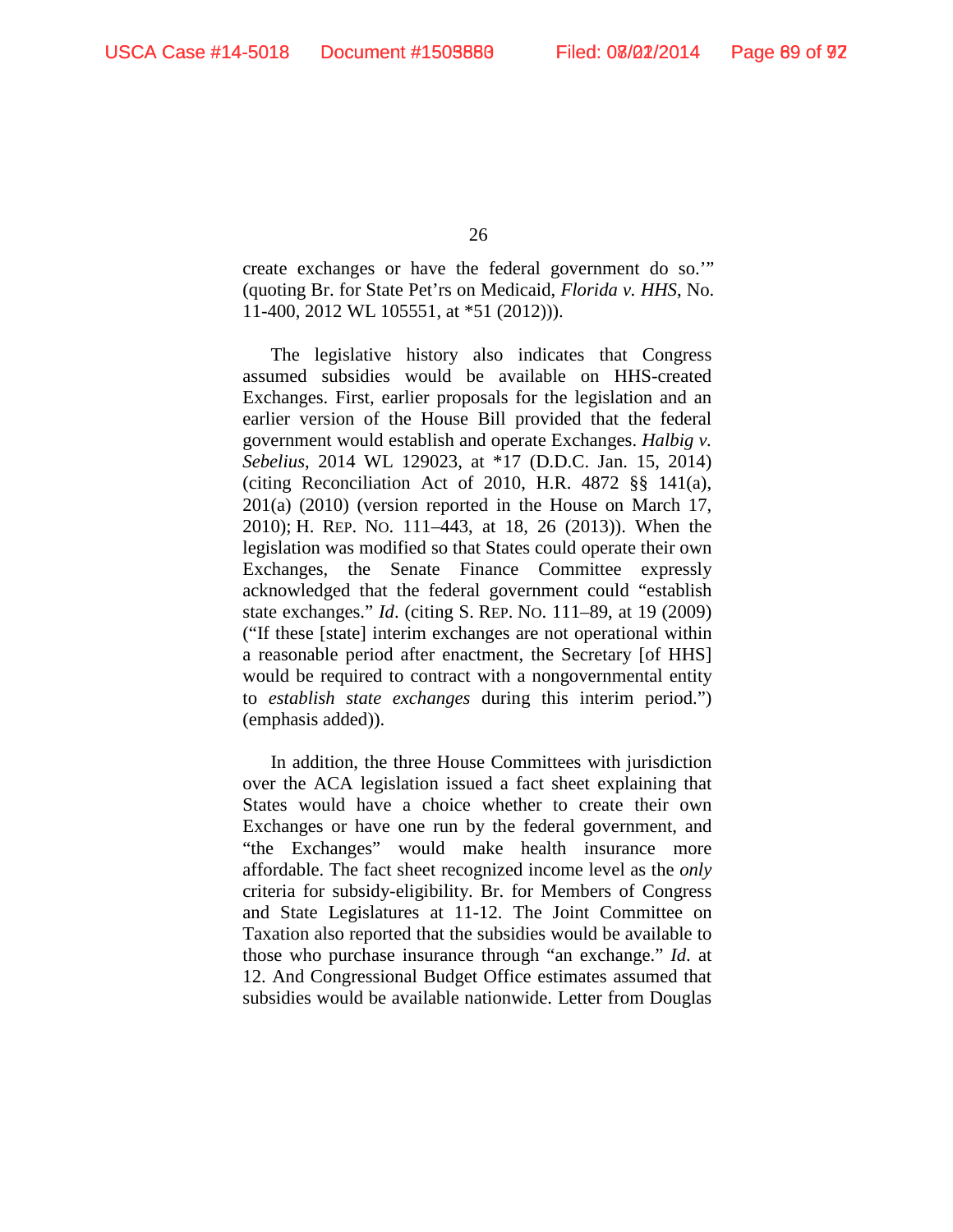create exchanges or have the federal government do so.'" (quoting Br. for State Pet'rs on Medicaid, *Florida v. HHS*, No. 11-400, 2012 WL 105551, at *51 (2012))).

The legislative history also indicates that Congress assumed subsidies would be available on HHS-created Exchanges. First, earlier proposals for the legislation and an earlier version of the House Bill provided that the federal government would establish and operate Exchanges. *Halbig v. Sebelius*, 2014 WL 129023, at *17 (D.D.C. Jan. 15, 2014) (citing Reconciliation Act of 2010, H.R. 4872 §§ 141(a), 201(a) (2010) (version reported in the House on March 17, 2010); H. REP. NO. 111–443, at 18, 26 (2013)). When the legislation was modified so that States could operate their own Exchanges, the Senate Finance Committee expressly acknowledged that the federal government could "establish state exchanges." *Id*. (citing S. REP. NO. 111–89, at 19 (2009) ("If these [state] interim exchanges are not operational within a reasonable period after enactment, the Secretary [of HHS] would be required to contract with a nongovernmental entity to *establish state exchanges* during this interim period.") (emphasis added)).

In addition, the three House Committees with jurisdiction over the ACA legislation issued a fact sheet explaining that States would have a choice whether to create their own Exchanges or have one run by the federal government, and "the Exchanges" would make health insurance more affordable. The fact sheet recognized income level as the *only* criteria for subsidy-eligibility. Br. for Members of Congress and State Legislatures at 11-12. The Joint Committee on Taxation also reported that the subsidies would be available to those who purchase insurance through "an exchange." *Id*. at 12. And Congressional Budget Office estimates assumed that subsidies would be available nationwide. Letter from Douglas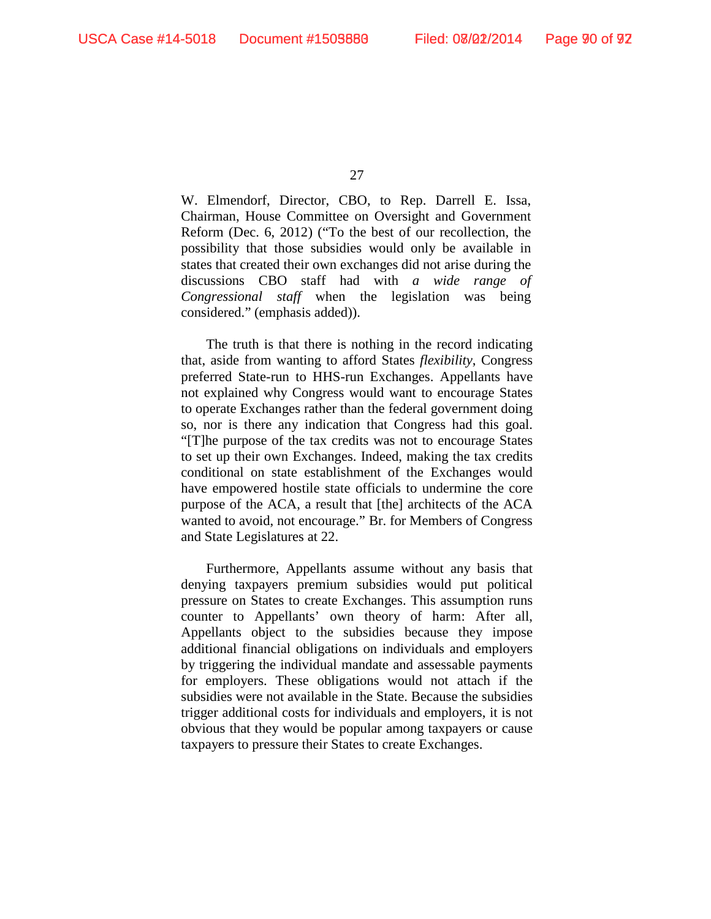W. Elmendorf, Director, CBO, to Rep. Darrell E. Issa, Chairman, House Committee on Oversight and Government Reform (Dec. 6, 2012) ("To the best of our recollection, the possibility that those subsidies would only be available in states that created their own exchanges did not arise during the discussions CBO staff had with *a wide range of Congressional staff* when the legislation was being considered." (emphasis added)).

The truth is that there is nothing in the record indicating that, aside from wanting to afford States *flexibility*, Congress preferred State-run to HHS-run Exchanges. Appellants have not explained why Congress would want to encourage States to operate Exchanges rather than the federal government doing so, nor is there any indication that Congress had this goal. "[T]he purpose of the tax credits was not to encourage States to set up their own Exchanges. Indeed, making the tax credits conditional on state establishment of the Exchanges would have empowered hostile state officials to undermine the core purpose of the ACA, a result that [the] architects of the ACA wanted to avoid, not encourage." Br. for Members of Congress and State Legislatures at 22.

Furthermore, Appellants assume without any basis that denying taxpayers premium subsidies would put political pressure on States to create Exchanges. This assumption runs counter to Appellants' own theory of harm: After all, Appellants object to the subsidies because they impose additional financial obligations on individuals and employers by triggering the individual mandate and assessable payments for employers. These obligations would not attach if the subsidies were not available in the State. Because the subsidies trigger additional costs for individuals and employers, it is not obvious that they would be popular among taxpayers or cause taxpayers to pressure their States to create Exchanges.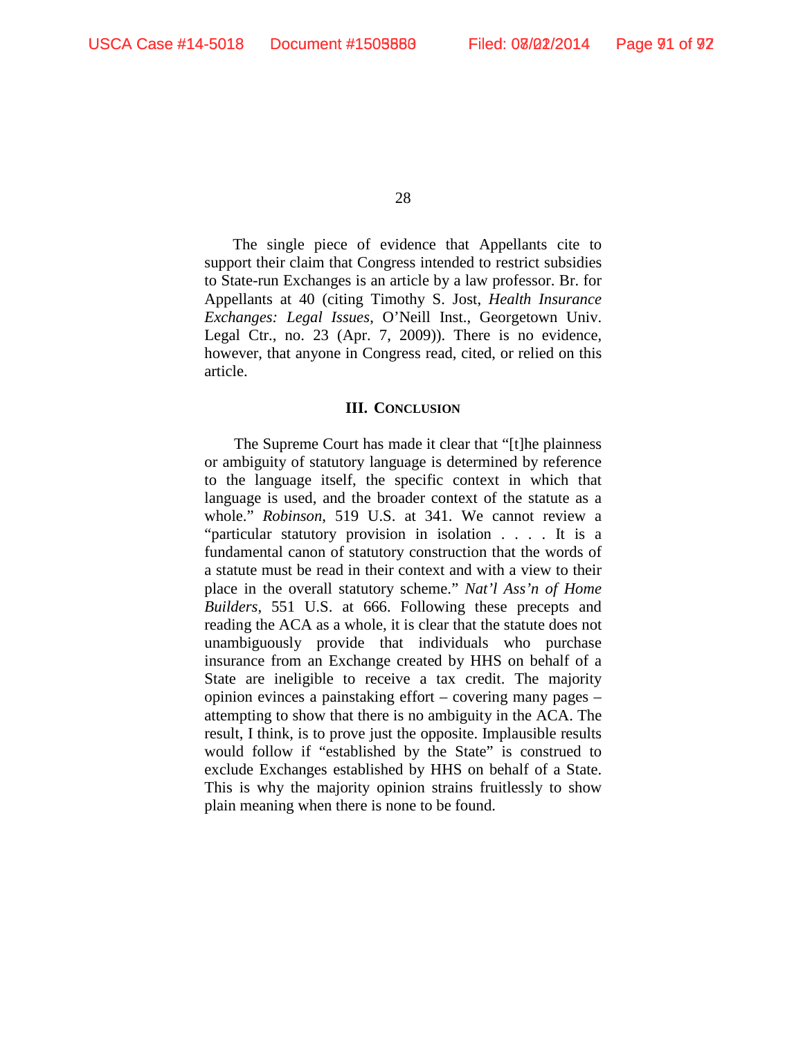The single piece of evidence that Appellants cite to support their claim that Congress intended to restrict subsidies to State-run Exchanges is an article by a law professor. Br. for Appellants at 40 (citing Timothy S. Jost, *Health Insurance Exchanges: Legal Issues*, O'Neill Inst., Georgetown Univ. Legal Ctr., no. 23 (Apr. 7, 2009)). There is no evidence, however, that anyone in Congress read, cited, or relied on this article.

## III. CONCLUSION

The Supreme Court has made it clear that "[t]he plainness or ambiguity of statutory language is determined by reference to the language itself, the specific context in which that language is used, and the broader context of the statute as a whole." *Robinson*, 519 U.S. at 341. We cannot review a "particular statutory provision in isolation . . . . It is a fundamental canon of statutory construction that the words of a statute must be read in their context and with a view to their place in the overall statutory scheme." *Nat'l Ass'n of Home Builders*, 551 U.S. at 666. Following these precepts and reading the ACA as a whole, it is clear that the statute does not unambiguously provide that individuals who purchase insurance from an Exchange created by HHS on behalf of a State are ineligible to receive a tax credit. The majority opinion evinces a painstaking effort – covering many pages – attempting to show that there is no ambiguity in the ACA. The result, I think, is to prove just the opposite. Implausible results would follow if "established by the State" is construed to exclude Exchanges established by HHS on behalf of a State. This is why the majority opinion strains fruitlessly to show plain meaning when there is none to be found.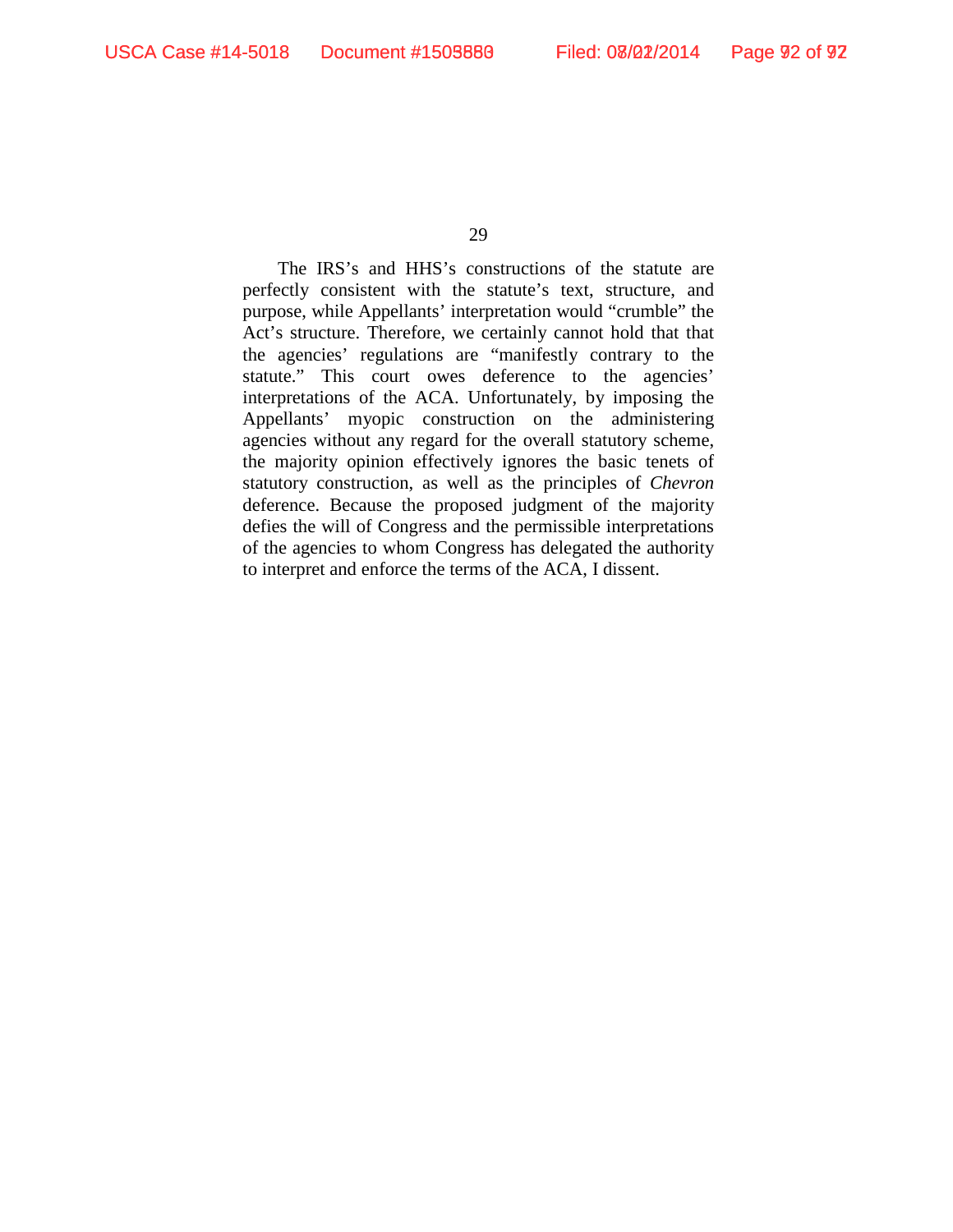The IRS's and HHS's constructions of the statute are perfectly consistent with the statute's text, structure, and purpose, while Appellants' interpretation would "crumble" the Act's structure. Therefore, we certainly cannot hold that that the agencies' regulations are "manifestly contrary to the statute." This court owes deference to the agencies' interpretations of the ACA. Unfortunately, by imposing the Appellants' myopic construction on the administering agencies without any regard for the overall statutory scheme, the majority opinion effectively ignores the basic tenets of statutory construction, as well as the principles of *Chevron* deference. Because the proposed judgment of the majority defies the will of Congress and the permissible interpretations of the agencies to whom Congress has delegated the authority to interpret and enforce the terms of the ACA, I dissent.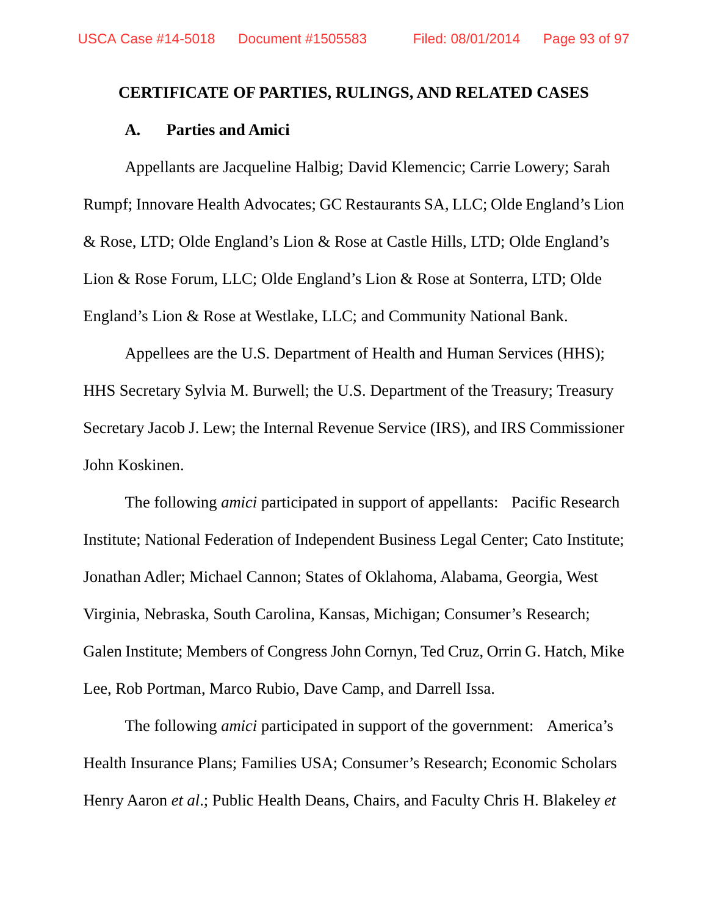## CERTIFICATE OF PARTIES, RULINGS, AND RELATED CASES

### A. Parties and Amici

Appellants are Jacqueline Halbig; David Klemencic; Carrie Lowery; Sarah Rumpf; Innovare Health Advocates; GC Restaurants SA, LLC; Olde England's Lion & Rose, LTD; Olde England's Lion & Rose at Castle Hills, LTD; Olde England's Lion & Rose Forum, LLC; Olde England's Lion & Rose at Sonterra, LTD; Olde England's Lion & Rose at Westlake, LLC; and Community National Bank.

Appellees are the U.S. Department of Health and Human Services (HHS); HHS Secretary Sylvia M. Burwell; the U.S. Department of the Treasury; Treasury Secretary Jacob J. Lew; the Internal Revenue Service (IRS), and IRS Commissioner John Koskinen.

The following *amici* participated in support of appellants: Pacific Research Institute; National Federation of Independent Business Legal Center; Cato Institute; Jonathan Adler; Michael Cannon; States of Oklahoma, Alabama, Georgia, West Virginia, Nebraska, South Carolina, Kansas, Michigan; Consumer's Research; Galen Institute; Members of Congress John Cornyn, Ted Cruz, Orrin G. Hatch, Mike Lee, Rob Portman, Marco Rubio, Dave Camp, and Darrell Issa.

The following *amici* participated in support of the government: America's Health Insurance Plans; Families USA; Consumer's Research; Economic Scholars Henry Aaron *et al*.; Public Health Deans, Chairs, and Faculty Chris H. Blakeley *et*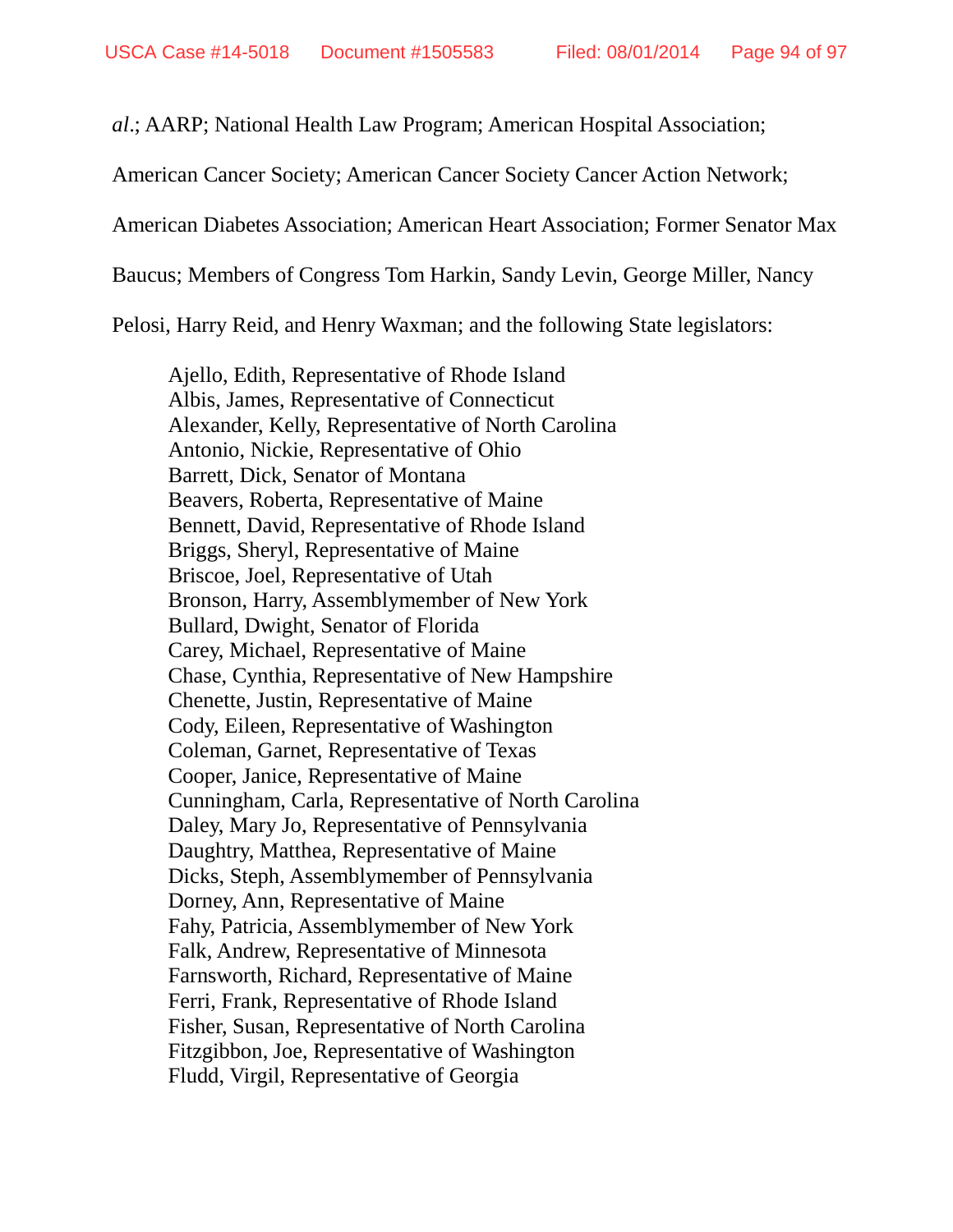*al*.; AARP; National Health Law Program; American Hospital Association; American Cancer Society; American Cancer Society Cancer Action Network; American Diabetes Association; American Heart Association; Former Senator Max Baucus; Members of Congress Tom Harkin, Sandy Levin, George Miller, Nancy Pelosi, Harry Reid, and Henry Waxman; and the following State legislators:

Ajello, Edith, Representative of Rhode Island
Albis, James, Representative of Connecticut
Alexander, Kelly, Representative of North Carolina
Antonio, Nickie, Representative of Ohio
Barrett, Dick, Senator of Montana
Beavers, Roberta, Representative of Maine
Bennett, David, Representative of Rhode Island
Briggs, Sheryl, Representative of Maine
Briscoe, Joel, Representative of Utah
Bronson, Harry, Assemblymember of New York
Bullard, Dwight, Senator of Florida
Carey, Michael, Representative of Maine
Chase, Cynthia, Representative of New Hampshire
Chenette, Justin, Representative of Maine
Cody, Eileen, Representative of Washington
Coleman, Garnet, Representative of Texas
Cooper, Janice, Representative of Maine
Cunningham, Carla, Representative of North Carolina
Daley, Mary Jo, Representative of Pennsylvania
Daughtry, Matthea, Representative of Maine
Dicks, Steph, Assemblymember of Pennsylvania
Dorney, Ann, Representative of Maine
Fahy, Patricia, Assemblymember of New York
Falk, Andrew, Representative of Minnesota
Farnsworth, Richard, Representative of Maine
Ferri, Frank, Representative of Rhode Island
Fisher, Susan, Representative of North Carolina
Fitzgibbon, Joe, Representative of Washington
Fludd, Virgil, Representative of Georgia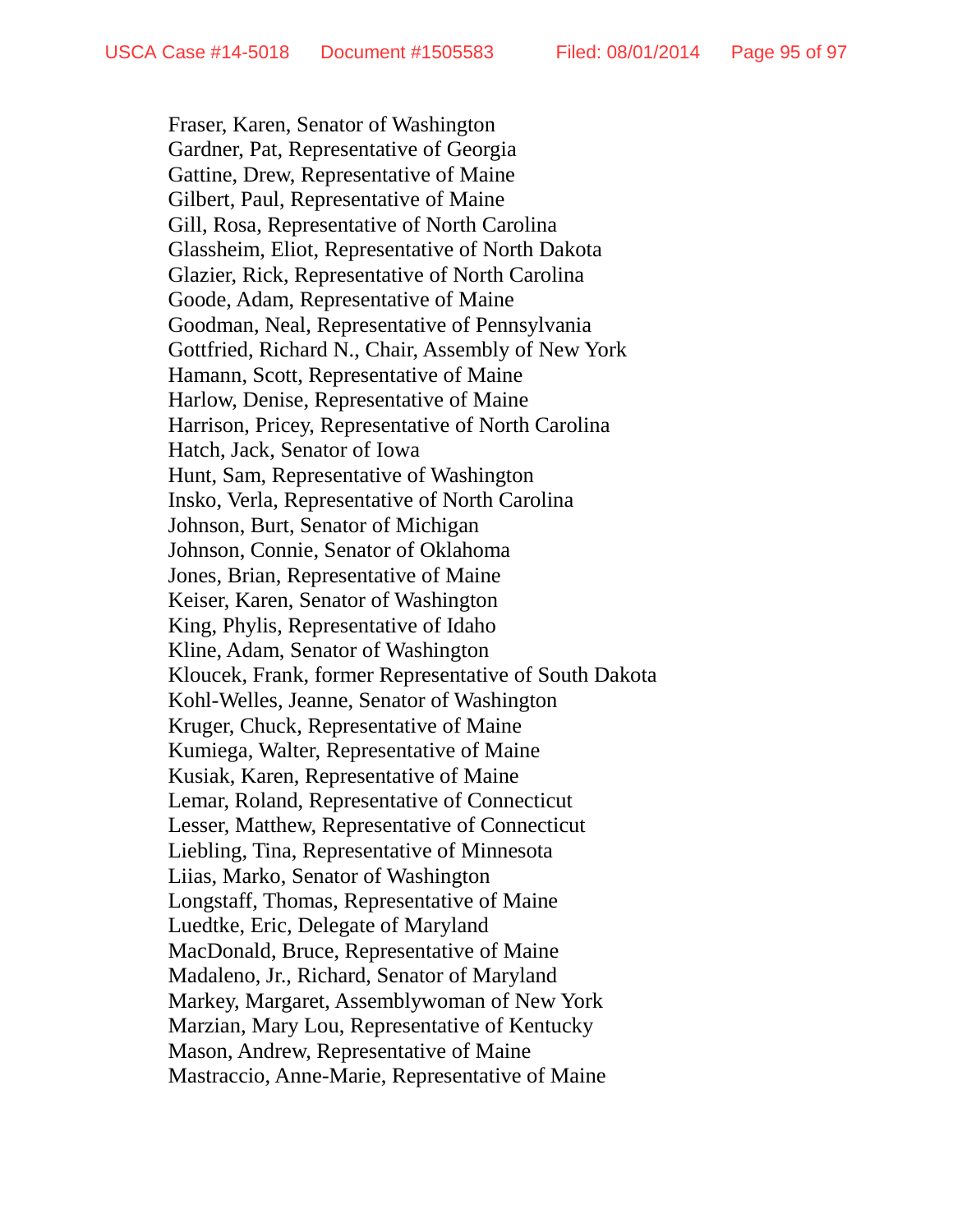Fraser, Karen, Senator of Washington
Gardner, Pat, Representative of Georgia
Gattine, Drew, Representative of Maine
Gilbert, Paul, Representative of Maine
Gill, Rosa, Representative of North Carolina
Glassheim, Eliot, Representative of North Dakota
Glazier, Rick, Representative of North Carolina
Goode, Adam, Representative of Maine
Goodman, Neal, Representative of Pennsylvania
Gottfried, Richard N., Chair, Assembly of New York
Hamann, Scott, Representative of Maine
Harlow, Denise, Representative of Maine
Harrison, Pricey, Representative of North Carolina
Hatch, Jack, Senator of Iowa
Hunt, Sam, Representative of Washington
Insko, Verla, Representative of North Carolina
Johnson, Burt, Senator of Michigan
Johnson, Connie, Senator of Oklahoma
Jones, Brian, Representative of Maine
Keiser, Karen, Senator of Washington
King, Phylis, Representative of Idaho
Kline, Adam, Senator of Washington
Kloucek, Frank, former Representative of South Dakota
Kohl-Welles, Jeanne, Senator of Washington
Kruger, Chuck, Representative of Maine
Kumiega, Walter, Representative of Maine
Kusiak, Karen, Representative of Maine
Lemar, Roland, Representative of Connecticut
Lesser, Matthew, Representative of Connecticut
Liebling, Tina, Representative of Minnesota
Liias, Marko, Senator of Washington
Longstaff, Thomas, Representative of Maine
Luedtke, Eric, Delegate of Maryland
MacDonald, Bruce, Representative of Maine
Madaleno, Jr., Richard, Senator of Maryland
Markey, Margaret, Assemblywoman of New York
Marzian, Mary Lou, Representative of Kentucky
Mason, Andrew, Representative of Maine
Mastraccio, Anne-Marie, Representative of Maine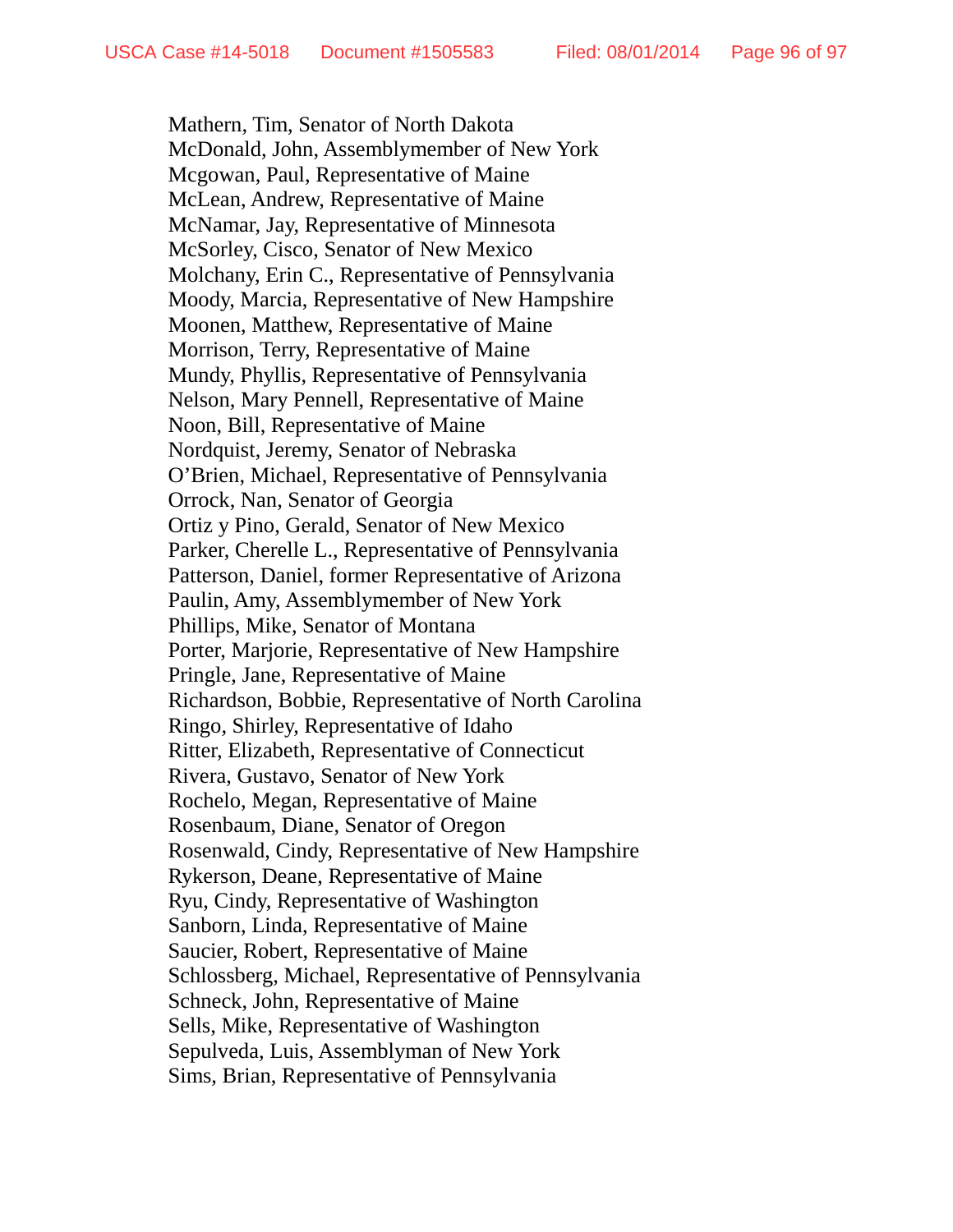Mathern, Tim, Senator of North Dakota
McDonald, John, Assemblymember of New York
Mcgowan, Paul, Representative of Maine
McLean, Andrew, Representative of Maine
McNamar, Jay, Representative of Minnesota
McSorley, Cisco, Senator of New Mexico
Molchany, Erin C., Representative of Pennsylvania
Moody, Marcia, Representative of New Hampshire
Moonen, Matthew, Representative of Maine
Morrison, Terry, Representative of Maine
Mundy, Phyllis, Representative of Pennsylvania
Nelson, Mary Pennell, Representative of Maine
Noon, Bill, Representative of Maine
Nordquist, Jeremy, Senator of Nebraska
O'Brien, Michael, Representative of Pennsylvania
Orrock, Nan, Senator of Georgia
Ortiz y Pino, Gerald, Senator of New Mexico
Parker, Cherelle L., Representative of Pennsylvania
Patterson, Daniel, former Representative of Arizona
Paulin, Amy, Assemblymember of New York
Phillips, Mike, Senator of Montana
Porter, Marjorie, Representative of New Hampshire
Pringle, Jane, Representative of Maine
Richardson, Bobbie, Representative of North Carolina
Ringo, Shirley, Representative of Idaho
Ritter, Elizabeth, Representative of Connecticut
Rivera, Gustavo, Senator of New York
Rochelo, Megan, Representative of Maine
Rosenbaum, Diane, Senator of Oregon
Rosenwald, Cindy, Representative of New Hampshire
Rykerson, Deane, Representative of Maine
Ryu, Cindy, Representative of Washington
Sanborn, Linda, Representative of Maine
Saucier, Robert, Representative of Maine
Schlossberg, Michael, Representative of Pennsylvania
Schneck, John, Representative of Maine
Sells, Mike, Representative of Washington
Sepulveda, Luis, Assemblyman of New York
Sims, Brian, Representative of Pennsylvania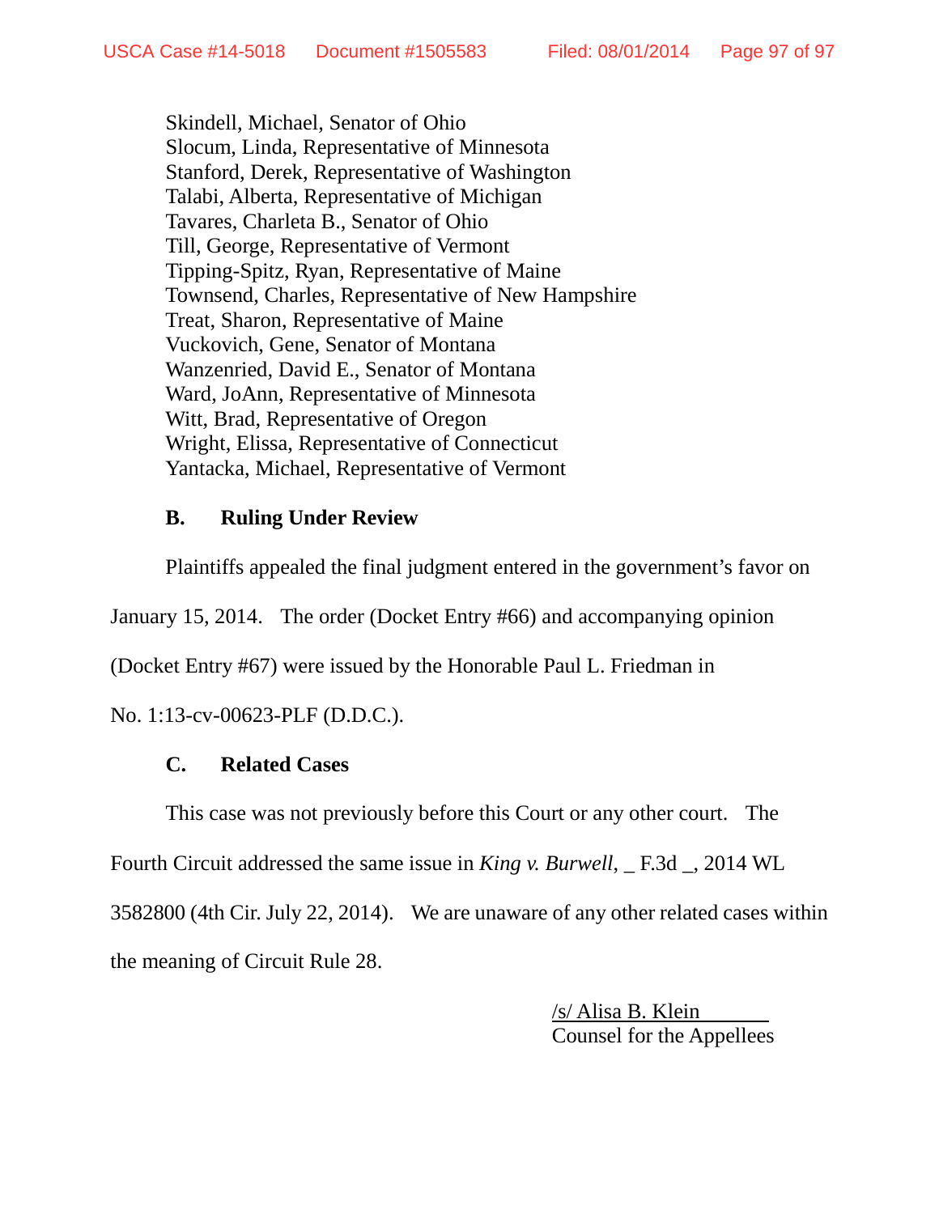Skindell, Michael, Senator of Ohio
Slocum, Linda, Representative of Minnesota
Stanford, Derek, Representative of Washington
Talabi, Alberta, Representative of Michigan
Tavares, Charleta B., Senator of Ohio
Till, George, Representative of Vermont
Tipping-Spitz, Ryan, Representative of Maine
Townsend, Charles, Representative of New Hampshire
Treat, Sharon, Representative of Maine
Vuckovich, Gene, Senator of Montana
Wanzenried, David E., Senator of Montana
Ward, JoAnn, Representative of Minnesota
Witt, Brad, Representative of Oregon
Wright, Elissa, Representative of Connecticut
Yantacka, Michael, Representative of Vermont

### B. Ruling Under Review

Plaintiffs appealed the final judgment entered in the government's favor on January 15, 2014. The order (Docket Entry #66) and accompanying opinion (Docket Entry #67) were issued by the Honorable Paul L. Friedman in No. 1:13-cv-00623-PLF (D.D.C.).

### C. Related Cases

This case was not previously before this Court or any other court. The Fourth Circuit addressed the same issue in *King v. Burwell*, _ F.3d _, 2014 WL 3582800 (4th Cir. July 22, 2014). We are unaware of any other related cases within the meaning of Circuit Rule 28.

/s/ Alisa B. Klein
Counsel for the Appellees